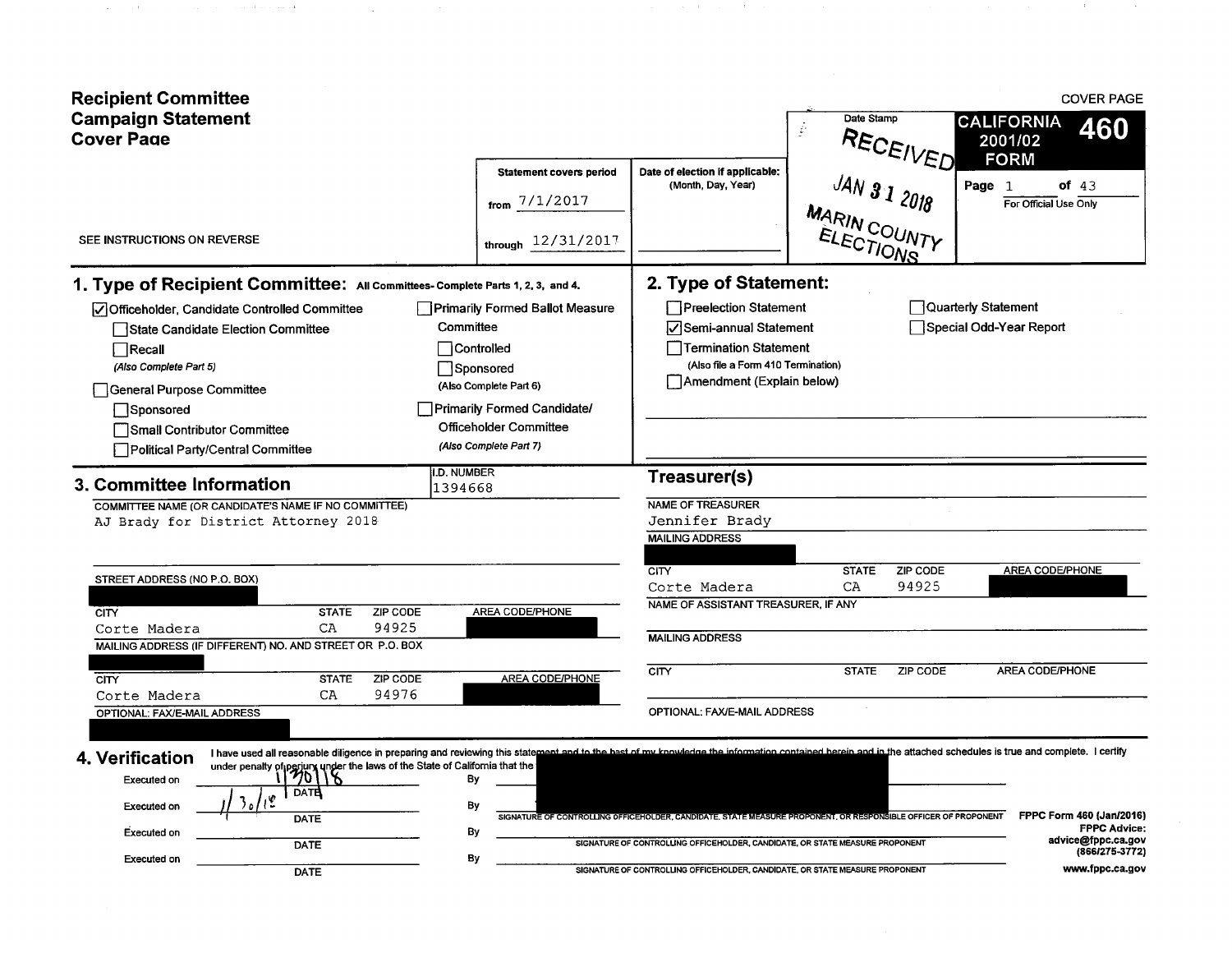# Recipient Committee Campaign Statement Cover Page

COVER PAGE

SEE INSTRUCTIONS ON REVERSE

| Statement covers period | Date of election if applicable: (Month, Day, Year) | Date Stamp | CALIFORNIA 460 2001/02 FORM |
|---|---|---|---|
| from 7/1/2017 through 12/31/2017 | | RECEIVED JAN 31 2018 MARIN COUNTY ELECTIONS | Page 1 of 43 For Official Use Only |

## 1. Type of Recipient Committee: All Committees- Complete Parts 1, 2, 3, and 4.

- [x] Officeholder, Candidate Controlled Committee
  - [ ] State Candidate Election Committee
  - [ ] Recall (Also Complete Part 5)
- [ ] General Purpose Committee
  - [ ] Sponsored
  - [ ] Small Contributor Committee
  - [ ] Political Party/Central Committee
- [ ] Primarily Formed Ballot Measure Committee
  - [ ] Controlled
  - [ ] Sponsored (Also Complete Part 6)
- [ ] Primarily Formed Candidate/Officeholder Committee (Also Complete Part 7)

## 2. Type of Statement:

- [ ] Preelection Statement
- [x] Semi-annual Statement
- [ ] Termination Statement (Also file a Form 410 Termination)
- [ ] Amendment (Explain below)
- [ ] Quarterly Statement
- [ ] Special Odd-Year Report

## 3. Committee Information

I.D. NUMBER: 1394668

COMMITTEE NAME (OR CANDIDATE'S NAME IF NO COMMITTEE): AJ Brady for District Attorney 2018

STREET ADDRESS (NO P.O. BOX): [redacted]

| CITY | STATE | ZIP CODE | AREA CODE/PHONE |
|---|---|---|---|
| Corte Madera | CA | 94925 | [redacted] |

MAILING ADDRESS (IF DIFFERENT) NO. AND STREET OR P.O. BOX: [redacted]

| CITY | STATE | ZIP CODE | AREA CODE/PHONE |
|---|---|---|---|
| Corte Madera | CA | 94976 | [redacted] |

OPTIONAL: FAX/E-MAIL ADDRESS: [redacted]

## Treasurer(s)

NAME OF TREASURER: Jennifer Brady

MAILING ADDRESS: [redacted]

| CITY | STATE | ZIP CODE | AREA CODE/PHONE |
|---|---|---|---|
| Corte Madera | CA | 94925 | [redacted] |

NAME OF ASSISTANT TREASURER, IF ANY

MAILING ADDRESS

| CITY | STATE | ZIP CODE | AREA CODE/PHONE |
|---|---|---|---|
| | | | |

OPTIONAL: FAX/E-MAIL ADDRESS

## 4. Verification

I have used all reasonable diligence in preparing and reviewing this statement and to the best of my knowledge the information contained herein and in the attached schedules is true and complete. I certify under penalty of perjury under the laws of the State of California that the [redacted]

| Executed on | DATE | By | |
|---|---|---|---|
| Executed on | 1/30/18 | By | [redacted] |
| Executed on | 1/30/18 | By | SIGNATURE OF CONTROLLING OFFICEHOLDER, CANDIDATE, STATE MEASURE PROPONENT, OR RESPONSIBLE OFFICER OF PROPONENT |
| Executed on | DATE | By | SIGNATURE OF CONTROLLING OFFICEHOLDER, CANDIDATE, OR STATE MEASURE PROPONENT |
| Executed on | DATE | By | SIGNATURE OF CONTROLLING OFFICEHOLDER, CANDIDATE, OR STATE MEASURE PROPONENT |

FPPC Form 460 (Jan/2016)
FPPC Advice: advice@fppc.ca.gov (866/275-3772)
www.fppc.ca.gov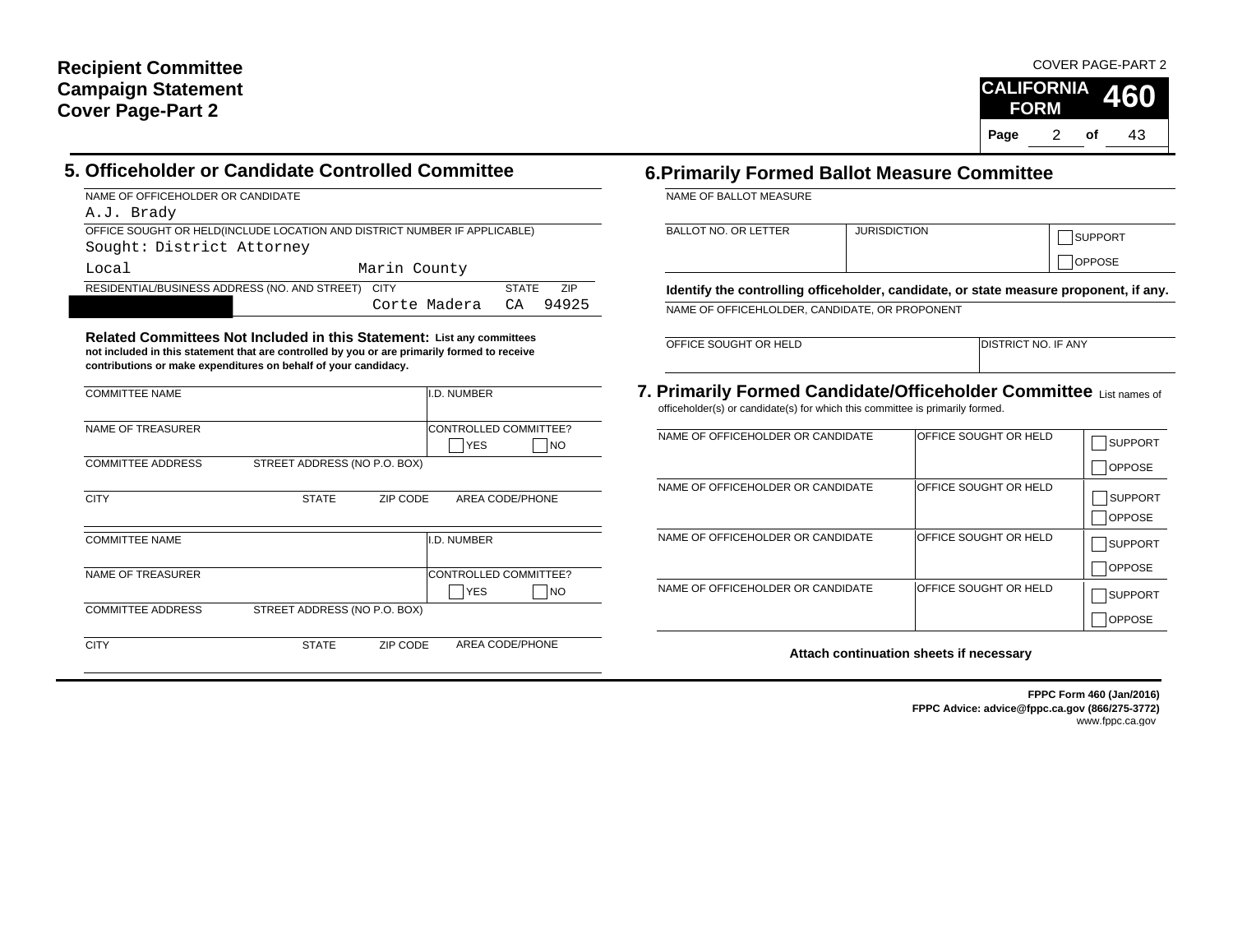# Recipient Committee Campaign Statement Cover Page-Part 2

COVER PAGE-PART 2

**CALIFORNIA FORM 460**

## 5. Officeholder or Candidate Controlled Committee

NAME OF OFFICEHOLDER OR CANDIDATE
A.J. Brady

OFFICE SOUGHT OR HELD(INCLUDE LOCATION AND DISTRICT NUMBER IF APPLICABLE)
Sought: District Attorney
Local Marin County

| RESIDENTIAL/BUSINESS ADDRESS (NO. AND STREET) | CITY | STATE | ZIP |
|---|---|---|---|
| [REDACTED] | Corte Madera | CA | 94925 |

**Related Committees Not Included in this Statement:** **List any committees not included in this statement that are controlled by you or are primarily formed to receive contributions or make expenditures on behalf of your candidacy.**

| COMMITTEE NAME | | | I.D. NUMBER |
|---|---|---|---|
| NAME OF TREASURER | | | CONTROLLED COMMITTEE? ☐ YES ☐ NO |
| COMMITTEE ADDRESS | STREET ADDRESS (NO P.O. BOX) | | |
| CITY | STATE | ZIP CODE | AREA CODE/PHONE |

| COMMITTEE NAME | | | I.D. NUMBER |
|---|---|---|---|
| NAME OF TREASURER | | | CONTROLLED COMMITTEE? ☐ YES ☐ NO |
| COMMITTEE ADDRESS | STREET ADDRESS (NO P.O. BOX) | | |
| CITY | STATE | ZIP CODE | AREA CODE/PHONE |

## 6. Primarily Formed Ballot Measure Committee

NAME OF BALLOT MEASURE

| BALLOT NO. OR LETTER | JURISDICTION | ☐ SUPPORT ☐ OPPOSE |
|---|---|---|
| | | |

**Identify the controlling officeholder, candidate, or state measure proponent, if any.**

NAME OF OFFICEHLOLDER, CANDIDATE, OR PROPONENT

| OFFICE SOUGHT OR HELD | DISTRICT NO. IF ANY |
|---|---|
| | |

## 7. Primarily Formed Candidate/Officeholder Committee

List names of officeholder(s) or candidate(s) for which this committee is primarily formed.

| NAME OF OFFICEHOLDER OR CANDIDATE | OFFICE SOUGHT OR HELD | |
|---|---|---|
| | | ☐ SUPPORT ☐ OPPOSE |
| NAME OF OFFICEHOLDER OR CANDIDATE | OFFICE SOUGHT OR HELD | ☐ SUPPORT ☐ OPPOSE |
| NAME OF OFFICEHOLDER OR CANDIDATE | OFFICE SOUGHT OR HELD | ☐ SUPPORT ☐ OPPOSE |
| NAME OF OFFICEHOLDER OR CANDIDATE | OFFICE SOUGHT OR HELD | ☐ SUPPORT ☐ OPPOSE |

**Attach continuation sheets if necessary**

**FPPC Form 460 (Jan/2016)**
**FPPC Advice: advice@fppc.ca.gov (866/275-3772)**
www.fppc.ca.gov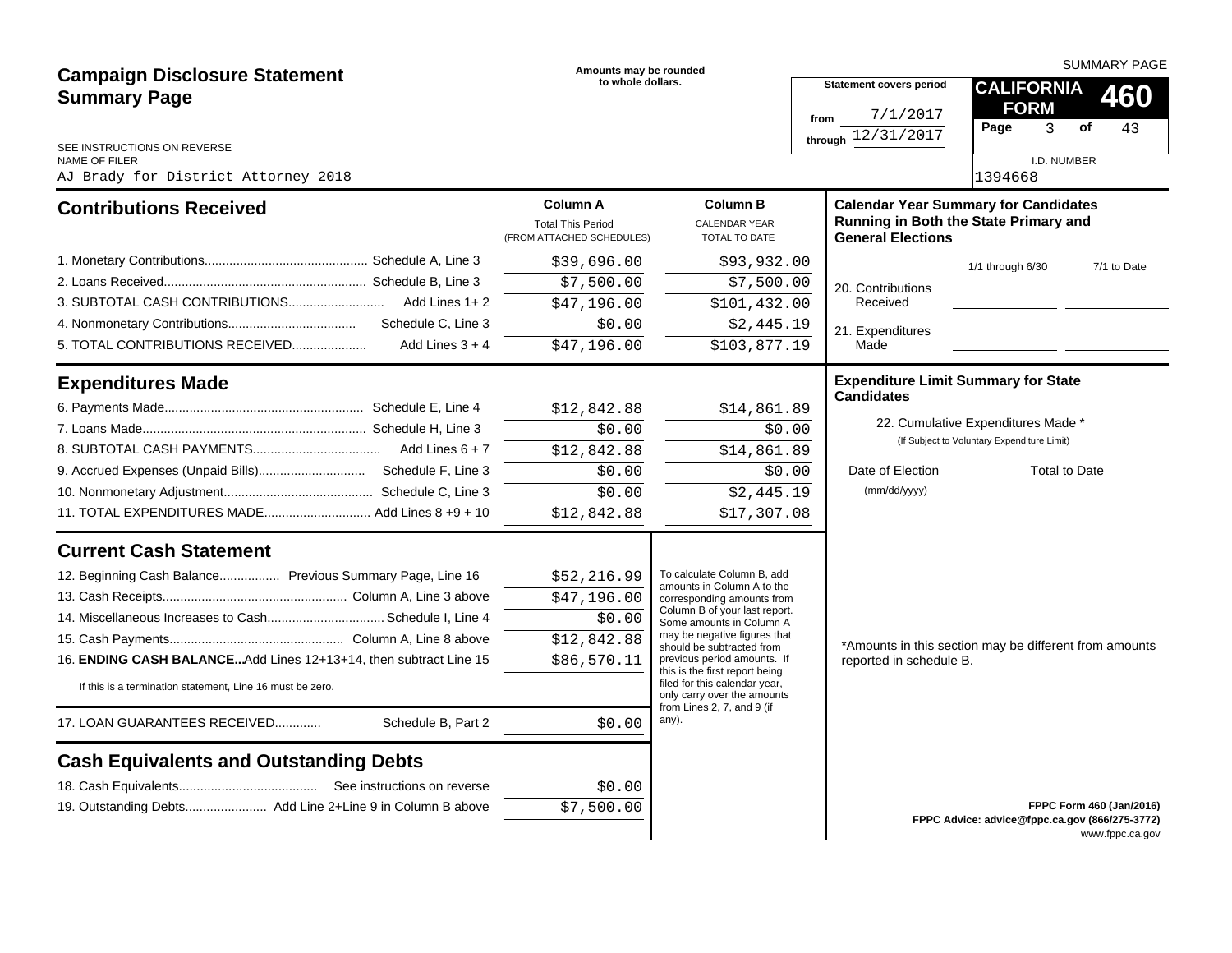# Campaign Disclosure Statement Summary Page

Amounts may be rounded to whole dollars.

SUMMARY PAGE

**CALIFORNIA FORM 460**

Statement covers period from 7/1/2017 through 12/31/2017

SEE INSTRUCTIONS ON REVERSE

NAME OF FILER: AJ Brady for District Attorney 2018

I.D. NUMBER: 1394668

## Contributions Received

| | Column A Total This Period (FROM ATTACHED SCHEDULES) | Column B CALENDAR YEAR TOTAL TO DATE |
|---|---|---|
| 1. Monetary Contributions.... Schedule A, Line 3 | $39,696.00 | $93,932.00 |
| 2. Loans Received.... Schedule B, Line 3 | $7,500.00 | $7,500.00 |
| 3. SUBTOTAL CASH CONTRIBUTIONS.... Add Lines 1+ 2 | $47,196.00 | $101,432.00 |
| 4. Nonmonetary Contributions.... Schedule C, Line 3 | $0.00 | $2,445.19 |
| 5. TOTAL CONTRIBUTIONS RECEIVED.... Add Lines 3 + 4 | $47,196.00 | $103,877.19 |

## Expenditures Made

| | Column A | Column B |
|---|---|---|
| 6. Payments Made.... Schedule E, Line 4 | $12,842.88 | $14,861.89 |
| 7. Loans Made.... Schedule H, Line 3 | $0.00 | $0.00 |
| 8. SUBTOTAL CASH PAYMENTS.... Add Lines 6 + 7 | $12,842.88 | $14,861.89 |
| 9. Accrued Expenses (Unpaid Bills).... Schedule F, Line 3 | $0.00 | $0.00 |
| 10. Nonmonetary Adjustment.... Schedule C, Line 3 | $0.00 | $2,445.19 |
| 11. TOTAL EXPENDITURES MADE.... Add Lines 8 +9 + 10 | $12,842.88 | $17,307.08 |

## Current Cash Statement

| | |
|---|---|
| 12. Beginning Cash Balance.... Previous Summary Page, Line 16 | $52,216.99 |
| 13. Cash Receipts.... Column A, Line 3 above | $47,196.00 |
| 14. Miscellaneous Increases to Cash.... Schedule I, Line 4 | $0.00 |
| 15. Cash Payments.... Column A, Line 8 above | $12,842.88 |
| 16. **ENDING CASH BALANCE...** Add Lines 12+13+14, then subtract Line 15 | $86,570.11 |
| 17. LOAN GUARANTEES RECEIVED.... Schedule B, Part 2 | $0.00 |

If this is a termination statement, Line 16 must be zero.

To calculate Column B, add amounts in Column A to the corresponding amounts from Column B of your last report. Some amounts in Column A may be negative figures that should be subtracted from previous period amounts. If this is the first report being filed for this calendar year, only carry over the amounts from Lines 2, 7, and 9 (if any).

## Cash Equivalents and Outstanding Debts

| | |
|---|---|
| 18. Cash Equivalents.... See instructions on reverse | $0.00 |
| 19. Outstanding Debts.... Add Line 2+Line 9 in Column B above | $7,500.00 |

## Calendar Year Summary for Candidates Running in Both the State Primary and General Elections

| | 1/1 through 6/30 | 7/1 to Date |
|---|---|---|
| 20. Contributions Received | | |
| 21. Expenditures Made | | |

## Expenditure Limit Summary for State Candidates

22. Cumulative Expenditures Made *
(If Subject to Voluntary Expenditure Limit)

| Date of Election (mm/dd/yyyy) | Total to Date |
|---|---|
| | |

*Amounts in this section may be different from amounts reported in schedule B.

FPPC Form 460 (Jan/2016)
FPPC Advice: advice@fppc.ca.gov (866/275-3772)
www.fppc.ca.gov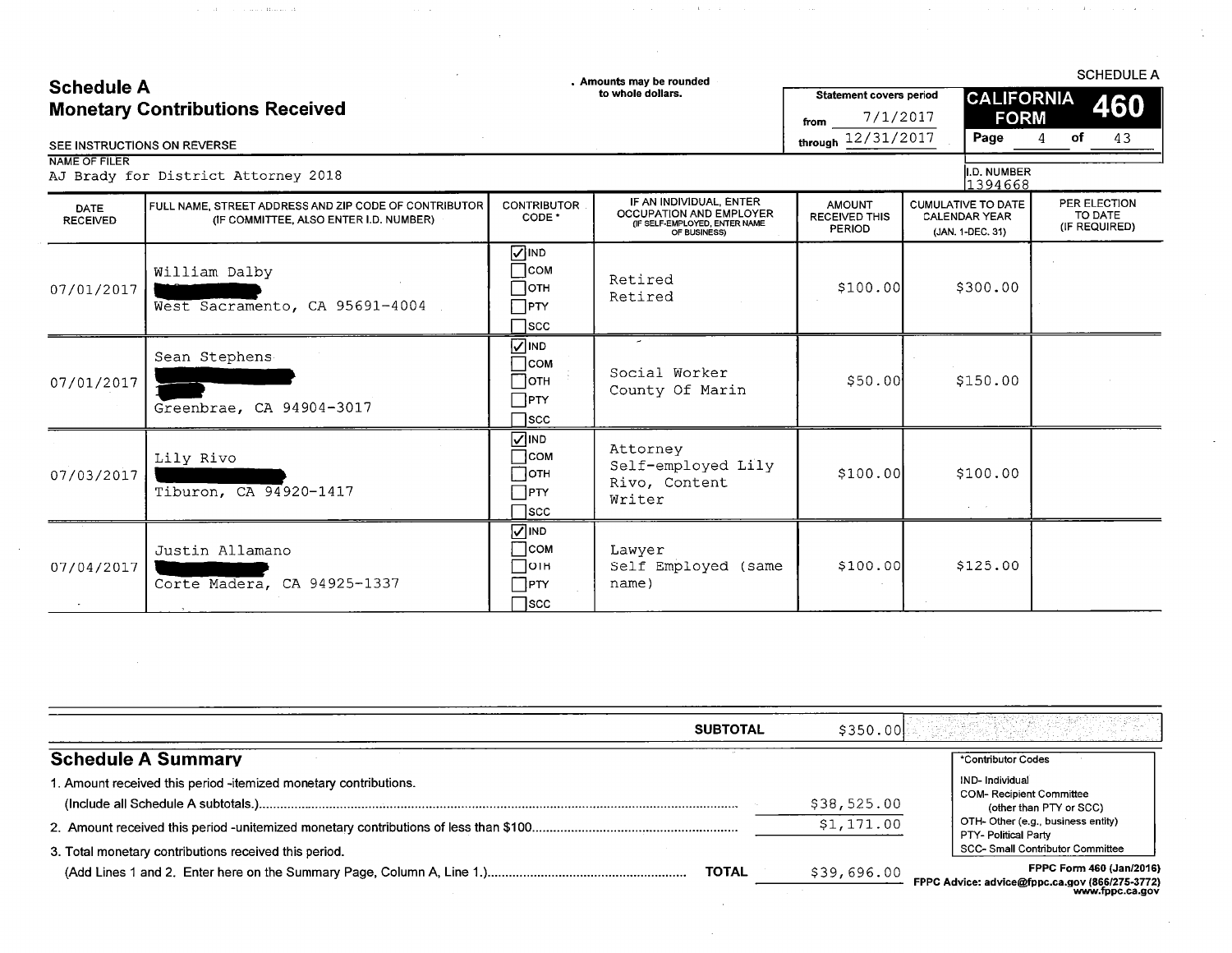# Schedule A
## Monetary Contributions Received

SEE INSTRUCTIONS ON REVERSE

. Amounts may be rounded to whole dollars.

SCHEDULE A

**CALIFORNIA FORM 460**

Statement covers period from 7/1/2017 through 12/31/2017

Page 4 of 43

NAME OF FILER
AJ Brady for District Attorney 2018

I.D. NUMBER
1394668

| DATE RECEIVED | FULL NAME, STREET ADDRESS AND ZIP CODE OF CONTRIBUTOR (IF COMMITTEE, ALSO ENTER I.D. NUMBER) | CONTRIBUTOR CODE * | IF AN INDIVIDUAL, ENTER OCCUPATION AND EMPLOYER (IF SELF-EMPLOYED, ENTER NAME OF BUSINESS) | AMOUNT RECEIVED THIS PERIOD | CUMULATIVE TO DATE CALENDAR YEAR (JAN. 1-DEC. 31) | PER ELECTION TO DATE (IF REQUIRED) |
|---|---|---|---|---|---|---|
| 07/01/2017 | William Dalby<br>[REDACTED]<br>West Sacramento, CA 95691-4004 | ☑ IND ☐ COM ☐ OTH ☐ PTY ☐ SCC | Retired<br>Retired | $100.00 | $300.00 | |
| 07/01/2017 | Sean Stephens<br>[REDACTED]<br>Greenbrae, CA 94904-3017 | ☑ IND ☐ COM ☐ OTH ☐ PTY ☐ SCC | Social Worker<br>County Of Marin | $50.00 | $150.00 | |
| 07/03/2017 | Lily Rivo<br>[REDACTED]<br>Tiburon, CA 94920-1417 | ☑ IND ☐ COM ☐ OTH ☐ PTY ☐ SCC | Attorney<br>Self-employed Lily Rivo, Content Writer | $100.00 | $100.00 | |
| 07/04/2017 | Justin Allamano<br>[REDACTED]<br>Corte Madera, CA 94925-1337 | ☑ IND ☐ COM ☐ OTH ☐ PTY ☐ SCC | Lawyer<br>Self Employed (same name) | $100.00 | $125.00 | |

| | SUBTOTAL | $350.00 |
|---|---|---|

## Schedule A Summary

| | |
|---|---|
| 1. Amount received this period -itemized monetary contributions. (Include all Schedule A subtotals.) | $38,525.00 |
| 2. Amount received this period -unitemized monetary contributions of less than $100 | $1,171.00 |
| 3. Total monetary contributions received this period. (Add Lines 1 and 2. Enter here on the Summary Page, Column A, Line 1.) **TOTAL** | $39,696.00 |

*Contributor Codes

- IND- Individual
- COM- Recipient Committee (other than PTY or SCC)
- OTH- Other (e.g., business entity)
- PTY- Political Party
- SCC- Small Contributor Committee

FPPC Form 460 (Jan/2016)
FPPC Advice: advice@fppc.ca.gov (866/275-3772) www.fppc.ca.gov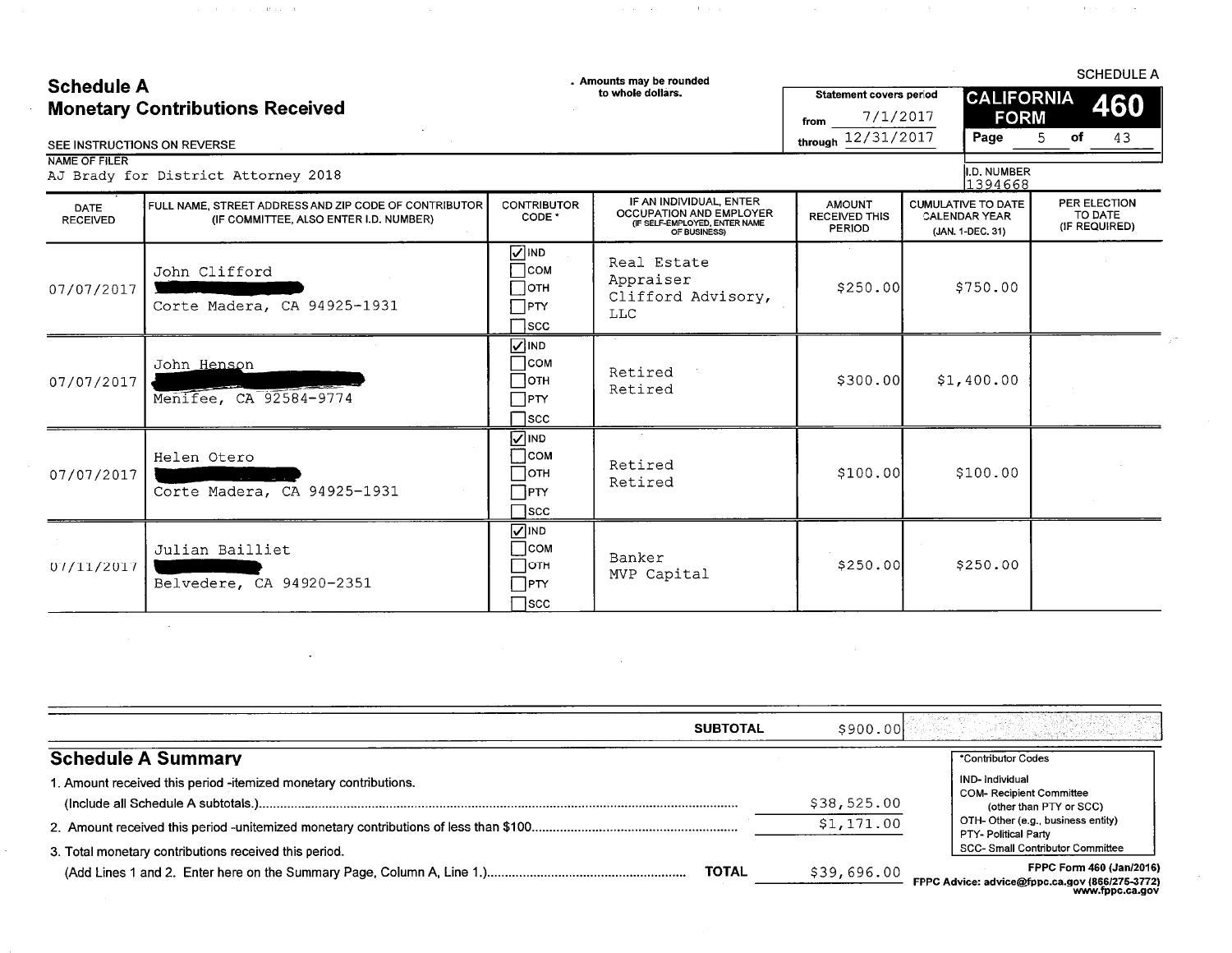# Schedule A
## Monetary Contributions Received

SEE INSTRUCTIONS ON REVERSE

. Amounts may be rounded to whole dollars.

SCHEDULE A

Statement covers period from 7/1/2017 through 12/31/2017

**CALIFORNIA FORM 460**

NAME OF FILER
AJ Brady for District Attorney 2018

I.D. NUMBER
1394668

| DATE RECEIVED | FULL NAME, STREET ADDRESS AND ZIP CODE OF CONTRIBUTOR (IF COMMITTEE, ALSO ENTER I.D. NUMBER) | CONTRIBUTOR CODE * | IF AN INDIVIDUAL, ENTER OCCUPATION AND EMPLOYER (IF SELF-EMPLOYED, ENTER NAME OF BUSINESS) | AMOUNT RECEIVED THIS PERIOD | CUMULATIVE TO DATE CALENDAR YEAR (JAN. 1-DEC. 31) | PER ELECTION TO DATE (IF REQUIRED) |
|---|---|---|---|---|---|---|
| 07/07/2017 | John Clifford<br>[REDACTED]<br>Corte Madera, CA 94925-1931 | ☑ IND ☐ COM ☐ OTH ☐ PTY ☐ SCC | Real Estate Appraiser<br>Clifford Advisory, LLC | $250.00 | $750.00 | |
| 07/07/2017 | John Henson<br>[REDACTED]<br>Menifee, CA 92584-9774 | ☑ IND ☐ COM ☐ OTH ☐ PTY ☐ SCC | Retired<br>Retired | $300.00 | $1,400.00 | |
| 07/07/2017 | Helen Otero<br>[REDACTED]<br>Corte Madera, CA 94925-1931 | ☑ IND ☐ COM ☐ OTH ☐ PTY ☐ SCC | Retired<br>Retired | $100.00 | $100.00 | |
| 07/11/2017 | Julian Bailliet<br>[REDACTED]<br>Belvedere, CA 94920-2351 | ☑ IND ☐ COM ☐ OTH ☐ PTY ☐ SCC | Banker<br>MVP Capital | $250.00 | $250.00 | |

**SUBTOTAL** $900.00

## Schedule A Summary

1. Amount received this period -itemized monetary contributions. (Include all Schedule A subtotals.) ........ $38,525.00
2. Amount received this period -unitemized monetary contributions of less than $100 ........ $1,171.00
3. Total monetary contributions received this period. (Add Lines 1 and 2. Enter here on the Summary Page, Column A, Line 1.) ........ **TOTAL** $39,696.00

*Contributor Codes
- IND- Individual
- COM- Recipient Committee (other than PTY or SCC)
- OTH- Other (e.g., business entity)
- PTY- Political Party
- SCC- Small Contributor Committee

FPPC Form 460 (Jan/2016)
FPPC Advice: advice@fppc.ca.gov (866/275-3772) www.fppc.ca.gov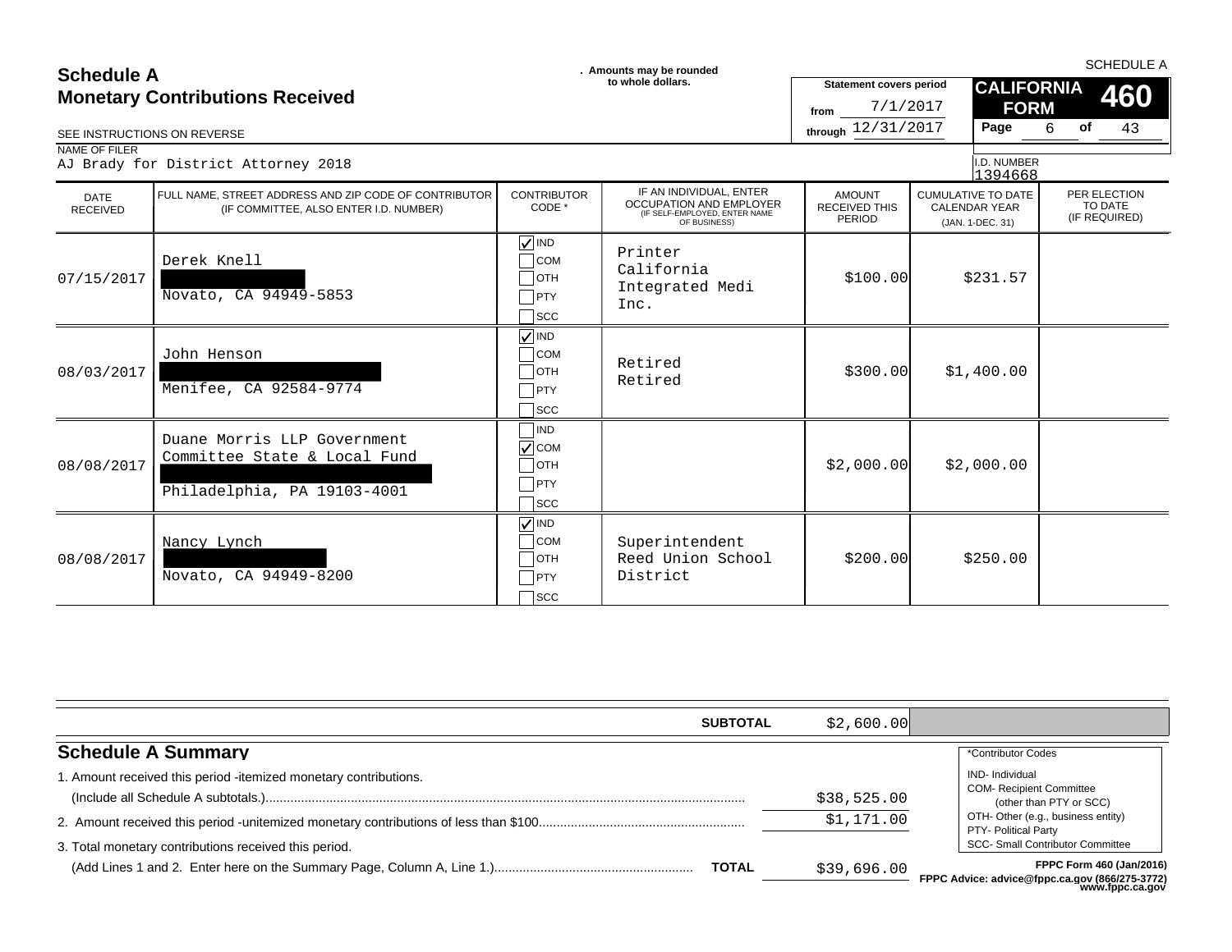# Schedule A
## Monetary Contributions Received

SEE INSTRUCTIONS ON REVERSE

. Amounts may be rounded to whole dollars.

**Statement covers period**
from 7/1/2017
through 12/31/2017

**CALIFORNIA FORM 460** SCHEDULE A

Page 6 of 43

NAME OF FILER
AJ Brady for District Attorney 2018

I.D. NUMBER
1394668

| DATE RECEIVED | FULL NAME, STREET ADDRESS AND ZIP CODE OF CONTRIBUTOR (IF COMMITTEE, ALSO ENTER I.D. NUMBER) | CONTRIBUTOR CODE * | IF AN INDIVIDUAL, ENTER OCCUPATION AND EMPLOYER (IF SELF-EMPLOYED, ENTER NAME OF BUSINESS) | AMOUNT RECEIVED THIS PERIOD | CUMULATIVE TO DATE CALENDAR YEAR (JAN. 1-DEC. 31) | PER ELECTION TO DATE (IF REQUIRED) |
|---|---|---|---|---|---|---|
| 07/15/2017 | Derek Knell<br>[REDACTED]<br>Novato, CA 94949-5853 | ☑ IND ☐ COM ☐ OTH ☐ PTY ☐ SCC | Printer<br>California Integrated Medi Inc. | $100.00 | $231.57 | |
| 08/03/2017 | John Henson<br>[REDACTED]<br>Menifee, CA 92584-9774 | ☑ IND ☐ COM ☐ OTH ☐ PTY ☐ SCC | Retired<br>Retired | $300.00 | $1,400.00 | |
| 08/08/2017 | Duane Morris LLP Government Committee State & Local Fund<br>[REDACTED]<br>Philadelphia, PA 19103-4001 | ☐ IND ☑ COM ☐ OTH ☐ PTY ☐ SCC | | $2,000.00 | $2,000.00 | |
| 08/08/2017 | Nancy Lynch<br>[REDACTED]<br>Novato, CA 94949-8200 | ☑ IND ☐ COM ☐ OTH ☐ PTY ☐ SCC | Superintendent<br>Reed Union School District | $200.00 | $250.00 | |

**SUBTOTAL** $2,600.00

## Schedule A Summary

1. Amount received this period -itemized monetary contributions. (Include all Schedule A subtotals.) ........ $38,525.00
2. Amount received this period -unitemized monetary contributions of less than $100 ........ $1,171.00
3. Total monetary contributions received this period. (Add Lines 1 and 2. Enter here on the Summary Page, Column A, Line 1.) ........ **TOTAL** $39,696.00

*Contributor Codes
- IND- Individual
- COM- Recipient Committee (other than PTY or SCC)
- OTH- Other (e.g., business entity)
- PTY- Political Party
- SCC- Small Contributor Committee

FPPC Form 460 (Jan/2016)
FPPC Advice: advice@fppc.ca.gov (866/275-3772) www.fppc.ca.gov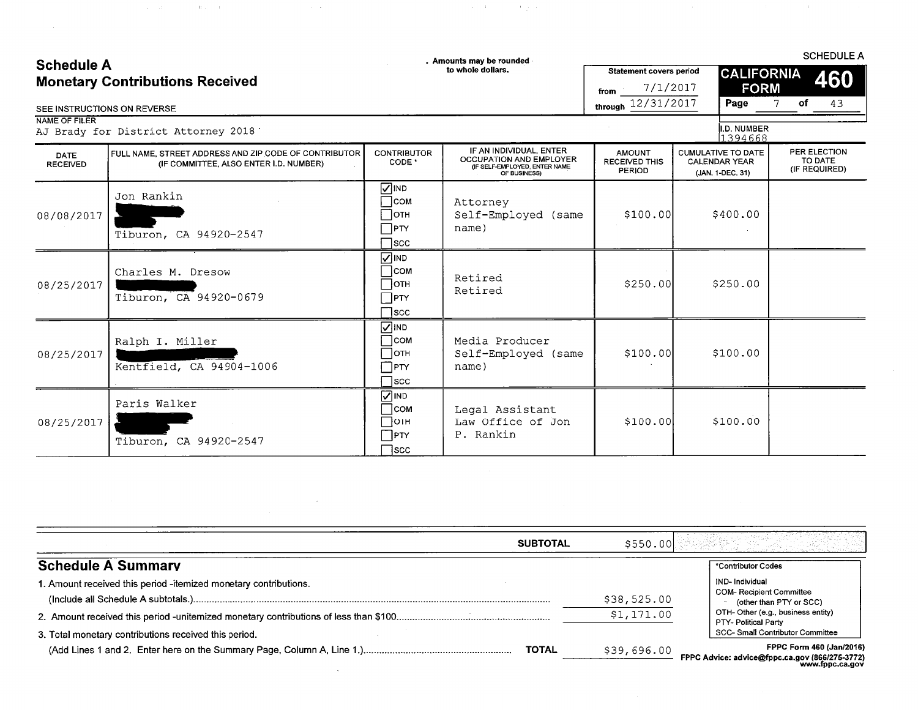# Schedule A
## Monetary Contributions Received

. Amounts may be rounded to whole dollars.

SEE INSTRUCTIONS ON REVERSE

Statement covers period from 7/1/2017 through 12/31/2017

SCHEDULE A
CALIFORNIA FORM 460

NAME OF FILER
AJ Brady for District Attorney 2018

I.D. NUMBER
1394668

| DATE RECEIVED | FULL NAME, STREET ADDRESS AND ZIP CODE OF CONTRIBUTOR (IF COMMITTEE, ALSO ENTER I.D. NUMBER) | CONTRIBUTOR CODE * | IF AN INDIVIDUAL, ENTER OCCUPATION AND EMPLOYER (IF SELF-EMPLOYED, ENTER NAME OF BUSINESS) | AMOUNT RECEIVED THIS PERIOD | CUMULATIVE TO DATE CALENDAR YEAR (JAN. 1-DEC. 31) | PER ELECTION TO DATE (IF REQUIRED) |
|---|---|---|---|---|---|---|
| 08/08/2017 | Jon Rankin<br>[redacted]<br>Tiburon, CA 94920-2547 | ☑ IND<br>☐ COM<br>☐ OTH<br>☐ PTY<br>☐ SCC | Attorney<br>Self-Employed (same name) | $100.00 | $400.00 | |
| 08/25/2017 | Charles M. Dresow<br>[redacted]<br>Tiburon, CA 94920-0679 | ☑ IND<br>☐ COM<br>☐ OTH<br>☐ PTY<br>☐ SCC | Retired<br>Retired | $250.00 | $250.00 | |
| 08/25/2017 | Ralph I. Miller<br>[redacted]<br>Kentfield, CA 94904-1006 | ☑ IND<br>☐ COM<br>☐ OTH<br>☐ PTY<br>☐ SCC | Media Producer<br>Self-Employed (same name) | $100.00 | $100.00 | |
| 08/25/2017 | Paris Walker<br>[redacted]<br>Tiburon, CA 94920-2547 | ☑ IND<br>☐ COM<br>☐ OTH<br>☐ PTY<br>☐ SCC | Legal Assistant<br>Law Office of Jon P. Rankin | $100.00 | $100.00 | |

**SUBTOTAL** $550.00

## Schedule A Summary

1. Amount received this period - itemized monetary contributions. (Include all Schedule A subtotals.) ........ $38,525.00
2. Amount received this period - unitemized monetary contributions of less than $100 ........ $1,171.00
3. Total monetary contributions received this period. (Add Lines 1 and 2. Enter here on the Summary Page, Column A, Line 1.) ........ **TOTAL** $39,696.00

*Contributor Codes
IND- Individual
COM- Recipient Committee (other than PTY or SCC)
OTH- Other (e.g., business entity)
PTY- Political Party
SCC- Small Contributor Committee

FPPC Form 460 (Jan/2016)
FPPC Advice: advice@fppc.ca.gov (866/275-3772) www.fppc.ca.gov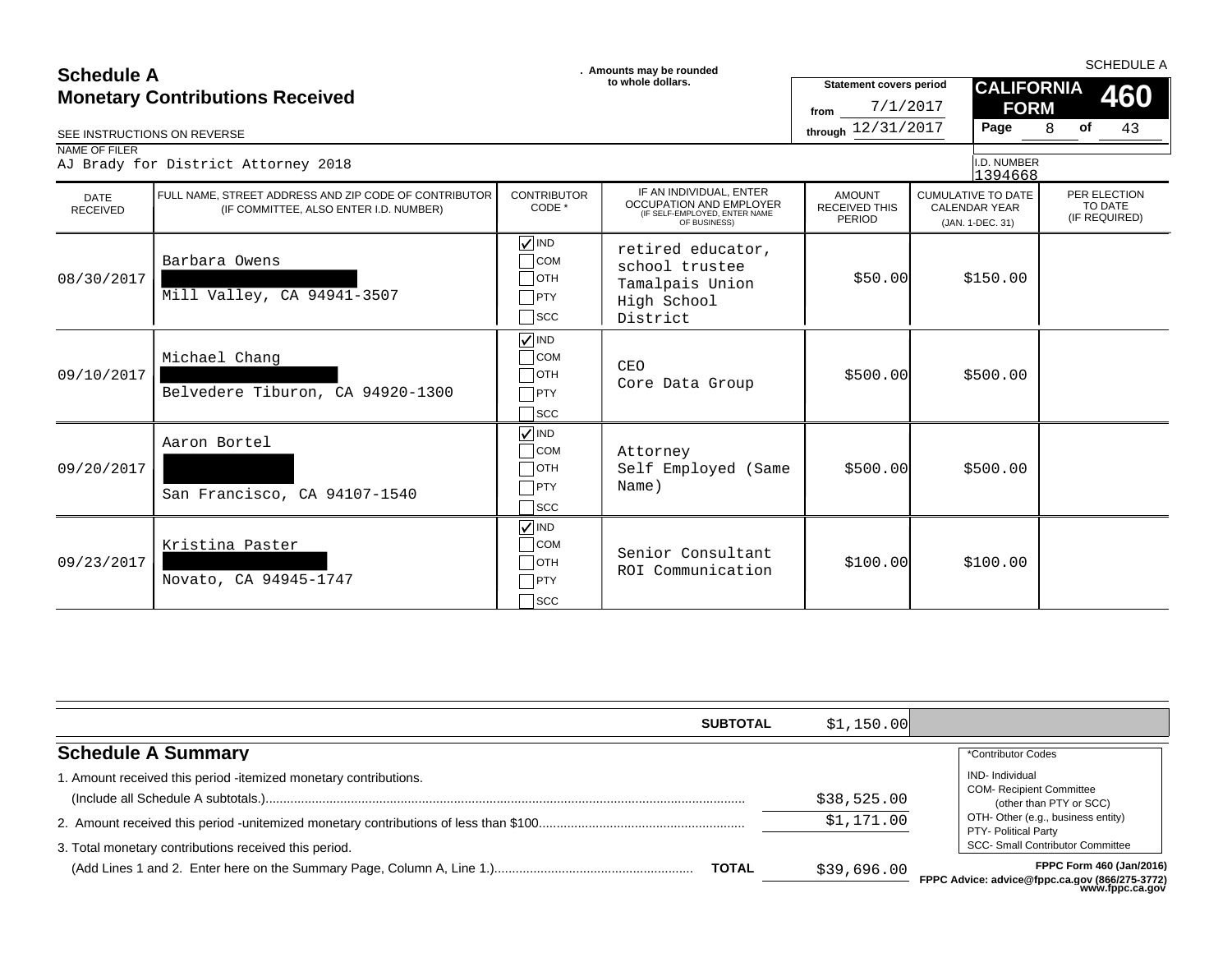SCHEDULE A

# Schedule A
## Monetary Contributions Received

SEE INSTRUCTIONS ON REVERSE

. Amounts may be rounded to whole dollars.

**Statement covers period**
from 7/1/2017
through 12/31/2017

**CALIFORNIA FORM 460**

NAME OF FILER
AJ Brady for District Attorney 2018

I.D. NUMBER
1394668

| DATE RECEIVED | FULL NAME, STREET ADDRESS AND ZIP CODE OF CONTRIBUTOR (IF COMMITTEE, ALSO ENTER I.D. NUMBER) | CONTRIBUTOR CODE * | IF AN INDIVIDUAL, ENTER OCCUPATION AND EMPLOYER (IF SELF-EMPLOYED, ENTER NAME OF BUSINESS) | AMOUNT RECEIVED THIS PERIOD | CUMULATIVE TO DATE CALENDAR YEAR (JAN. 1-DEC. 31) | PER ELECTION TO DATE (IF REQUIRED) |
|---|---|---|---|---|---|---|
| 08/30/2017 | Barbara Owens<br>[REDACTED]<br>Mill Valley, CA 94941-3507 | ☑ IND | retired educator, school trustee<br>Tamalpais Union High School District | $50.00 | $150.00 | |
| 09/10/2017 | Michael Chang<br>[REDACTED]<br>Belvedere Tiburon, CA 94920-1300 | ☑ IND | CEO<br>Core Data Group | $500.00 | $500.00 | |
| 09/20/2017 | Aaron Bortel<br>[REDACTED]<br>San Francisco, CA 94107-1540 | ☑ IND | Attorney<br>Self Employed (Same Name) | $500.00 | $500.00 | |
| 09/23/2017 | Kristina Paster<br>[REDACTED]<br>Novato, CA 94945-1747 | ☑ IND | Senior Consultant<br>ROI Communication | $100.00 | $100.00 | |

**SUBTOTAL** $1,150.00

## Schedule A Summary

1. Amount received this period - itemized monetary contributions. (Include all Schedule A subtotals.) ........ $38,525.00
2. Amount received this period - unitemized monetary contributions of less than $100 ........ $1,171.00
3. Total monetary contributions received this period. (Add Lines 1 and 2. Enter here on the Summary Page, Column A, Line 1.) ........ **TOTAL** $39,696.00

*Contributor Codes
- IND- Individual
- COM- Recipient Committee (other than PTY or SCC)
- OTH- Other (e.g., business entity)
- PTY- Political Party
- SCC- Small Contributor Committee

FPPC Form 460 (Jan/2016)
FPPC Advice: advice@fppc.ca.gov (866/275-3772) www.fppc.ca.gov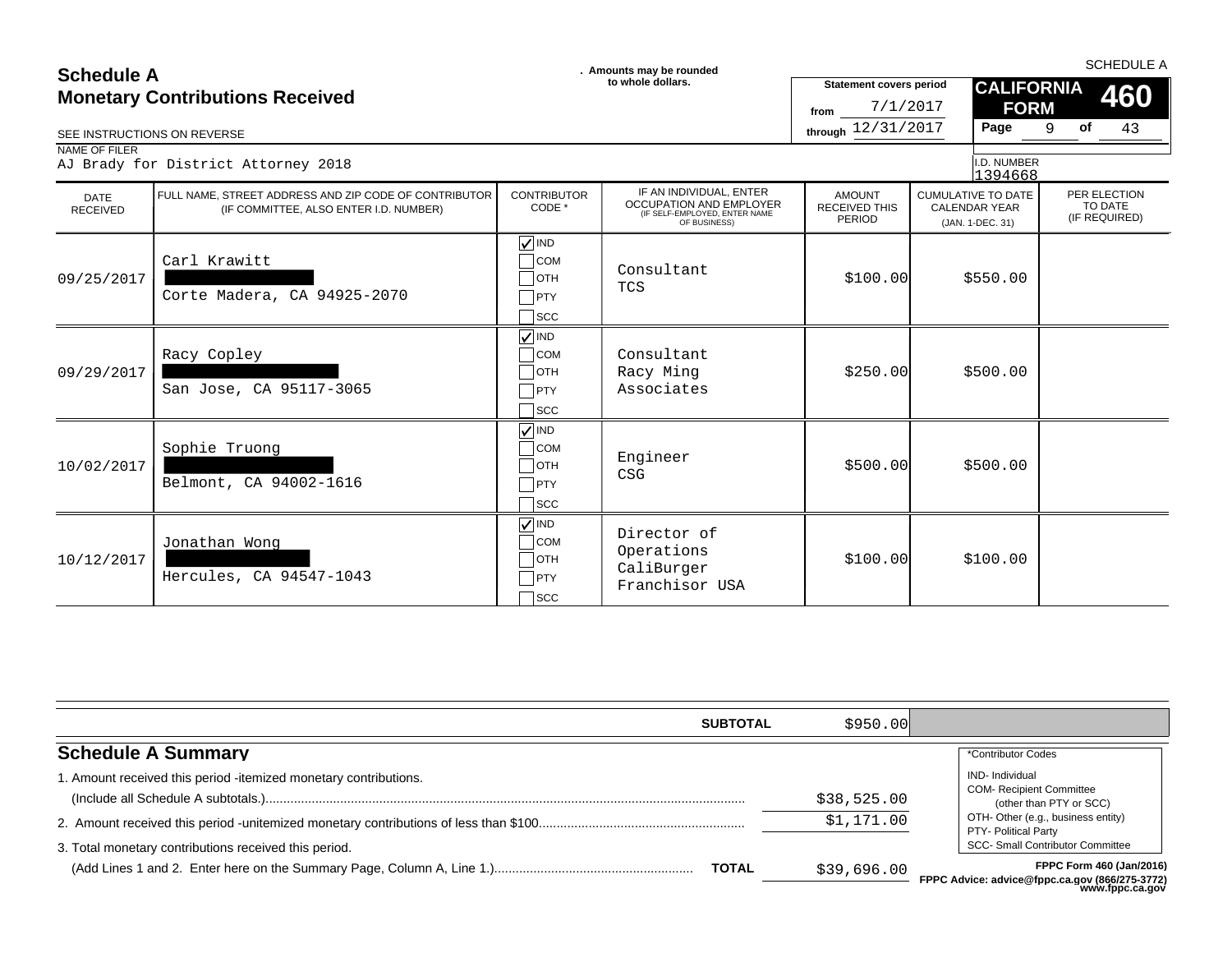# Schedule A
## Monetary Contributions Received

SEE INSTRUCTIONS ON REVERSE

. Amounts may be rounded to whole dollars.

Statement covers period from 7/1/2017 through 12/31/2017

SCHEDULE A

**CALIFORNIA FORM 460**

NAME OF FILER
AJ Brady for District Attorney 2018

I.D. NUMBER
1394668

| DATE RECEIVED | FULL NAME, STREET ADDRESS AND ZIP CODE OF CONTRIBUTOR (IF COMMITTEE, ALSO ENTER I.D. NUMBER) | CONTRIBUTOR CODE * | IF AN INDIVIDUAL, ENTER OCCUPATION AND EMPLOYER (IF SELF-EMPLOYED, ENTER NAME OF BUSINESS) | AMOUNT RECEIVED THIS PERIOD | CUMULATIVE TO DATE CALENDAR YEAR (JAN. 1-DEC. 31) | PER ELECTION TO DATE (IF REQUIRED) |
|---|---|---|---|---|---|---|
| 09/25/2017 | Carl Krawitt<br>[REDACTED]<br>Corte Madera, CA 94925-2070 | ☑ IND | Consultant<br>TCS | $100.00 | $550.00 | |
| 09/29/2017 | Racy Copley<br>[REDACTED]<br>San Jose, CA 95117-3065 | ☑ IND | Consultant<br>Racy Ming Associates | $250.00 | $500.00 | |
| 10/02/2017 | Sophie Truong<br>[REDACTED]<br>Belmont, CA 94002-1616 | ☑ IND | Engineer<br>CSG | $500.00 | $500.00 | |
| 10/12/2017 | Jonathan Wong<br>[REDACTED]<br>Hercules, CA 94547-1043 | ☑ IND | Director of Operations<br>CaliBurger Franchisor USA | $100.00 | $100.00 | |
| | | | **SUBTOTAL** | $950.00 | | |

## Schedule A Summary

1. Amount received this period - itemized monetary contributions. (Include all Schedule A subtotals.) ........ $38,525.00
2. Amount received this period - unitemized monetary contributions of less than $100 ........ $1,171.00
3. Total monetary contributions received this period. (Add Lines 1 and 2. Enter here on the Summary Page, Column A, Line 1.) ........ **TOTAL** $39,696.00

*Contributor Codes
- IND- Individual
- COM- Recipient Committee (other than PTY or SCC)
- OTH- Other (e.g., business entity)
- PTY- Political Party
- SCC- Small Contributor Committee

FPPC Form 460 (Jan/2016)
FPPC Advice: advice@fppc.ca.gov (866/275-3772) www.fppc.ca.gov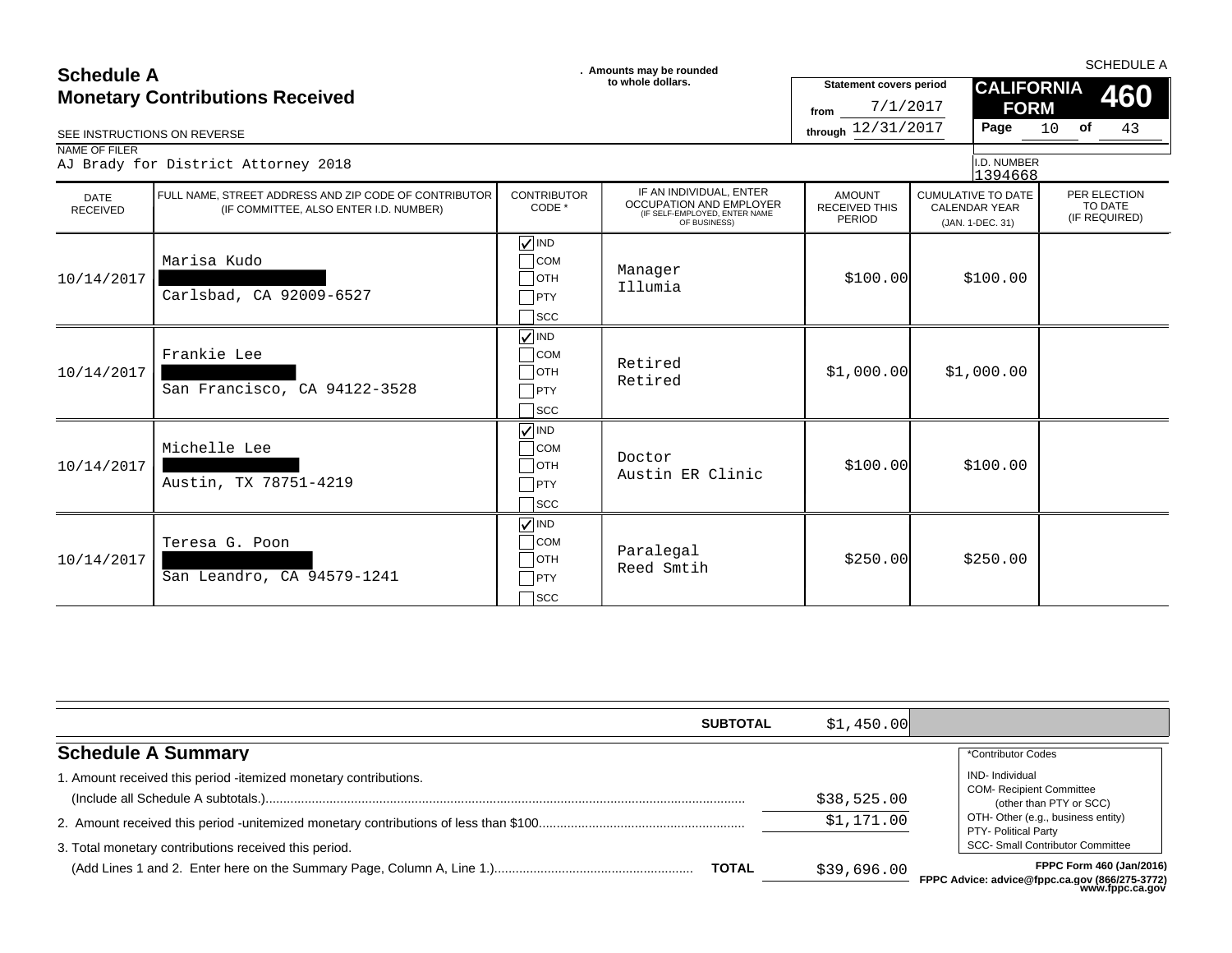# Schedule A
## Monetary Contributions Received

. Amounts may be rounded to whole dollars.

SCHEDULE A

**CALIFORNIA FORM 460**

Statement covers period from 7/1/2017 through 12/31/2017

Page 10 of 43

SEE INSTRUCTIONS ON REVERSE

NAME OF FILER: AJ Brady for District Attorney 2018

I.D. NUMBER: 1394668

| DATE RECEIVED | FULL NAME, STREET ADDRESS AND ZIP CODE OF CONTRIBUTOR (IF COMMITTEE, ALSO ENTER I.D. NUMBER) | CONTRIBUTOR CODE * | IF AN INDIVIDUAL, ENTER OCCUPATION AND EMPLOYER (IF SELF-EMPLOYED, ENTER NAME OF BUSINESS) | AMOUNT RECEIVED THIS PERIOD | CUMULATIVE TO DATE CALENDAR YEAR (JAN. 1-DEC. 31) | PER ELECTION TO DATE (IF REQUIRED) |
|---|---|---|---|---|---|---|
| 10/14/2017 | Marisa Kudo [REDACTED] Carlsbad, CA 92009-6527 | ☑ IND ☐ COM ☐ OTH ☐ PTY ☐ SCC | Manager Illumia | $100.00 | $100.00 | |
| 10/14/2017 | Frankie Lee [REDACTED] San Francisco, CA 94122-3528 | ☑ IND ☐ COM ☐ OTH ☐ PTY ☐ SCC | Retired Retired | $1,000.00 | $1,000.00 | |
| 10/14/2017 | Michelle Lee [REDACTED] Austin, TX 78751-4219 | ☑ IND ☐ COM ☐ OTH ☐ PTY ☐ SCC | Doctor Austin ER Clinic | $100.00 | $100.00 | |
| 10/14/2017 | Teresa G. Poon [REDACTED] San Leandro, CA 94579-1241 | ☑ IND ☐ COM ☐ OTH ☐ PTY ☐ SCC | Paralegal Reed Smtih | $250.00 | $250.00 | |

**SUBTOTAL** $1,450.00

## Schedule A Summary

1. Amount received this period -itemized monetary contributions. (Include all Schedule A subtotals.) ........ $38,525.00
2. Amount received this period -unitemized monetary contributions of less than $100 ........ $1,171.00
3. Total monetary contributions received this period. (Add Lines 1 and 2. Enter here on the Summary Page, Column A, Line 1.) ........ **TOTAL** $39,696.00

*Contributor Codes
- IND- Individual
- COM- Recipient Committee (other than PTY or SCC)
- OTH- Other (e.g., business entity)
- PTY- Political Party
- SCC- Small Contributor Committee

FPPC Form 460 (Jan/2016)
FPPC Advice: advice@fppc.ca.gov (866/275-3772) www.fppc.ca.gov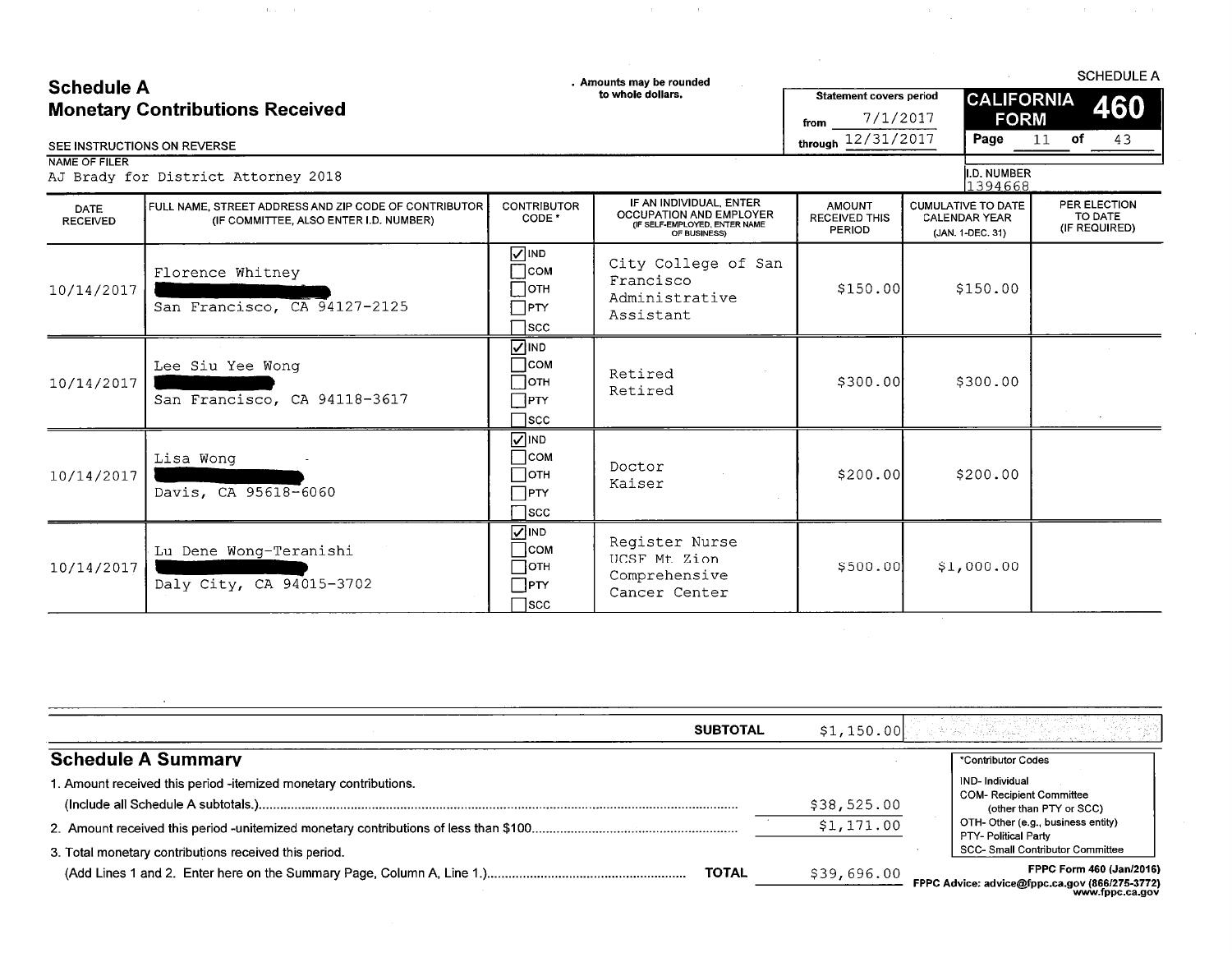# Schedule A
## Monetary Contributions Received

SEE INSTRUCTIONS ON REVERSE

. Amounts may be rounded to whole dollars.

Statement covers period from 7/1/2017 through 12/31/2017

SCHEDULE A

**CALIFORNIA FORM 460**

NAME OF FILER
AJ Brady for District Attorney 2018

I.D. NUMBER
1394668

| DATE RECEIVED | FULL NAME, STREET ADDRESS AND ZIP CODE OF CONTRIBUTOR (IF COMMITTEE, ALSO ENTER I.D. NUMBER) | CONTRIBUTOR CODE * | IF AN INDIVIDUAL, ENTER OCCUPATION AND EMPLOYER (IF SELF-EMPLOYED, ENTER NAME OF BUSINESS) | AMOUNT RECEIVED THIS PERIOD | CUMULATIVE TO DATE CALENDAR YEAR (JAN. 1-DEC. 31) | PER ELECTION TO DATE (IF REQUIRED) |
|---|---|---|---|---|---|---|
| 10/14/2017 | Florence Whitney<br>[REDACTED]<br>San Francisco, CA 94127-2125 | ☑ IND ☐ COM ☐ OTH ☐ PTY ☐ SCC | City College of San Francisco<br>Administrative Assistant | $150.00 | $150.00 | |
| 10/14/2017 | Lee Siu Yee Wong<br>[REDACTED]<br>San Francisco, CA 94118-3617 | ☑ IND ☐ COM ☐ OTH ☐ PTY ☐ SCC | Retired<br>Retired | $300.00 | $300.00 | |
| 10/14/2017 | Lisa Wong<br>[REDACTED]<br>Davis, CA 95618-6060 | ☑ IND ☐ COM ☐ OTH ☐ PTY ☐ SCC | Doctor<br>Kaiser | $200.00 | $200.00 | |
| 10/14/2017 | Lu Dene Wong-Teranishi<br>[REDACTED]<br>Daly City, CA 94015-3702 | ☑ IND ☐ COM ☐ OTH ☐ PTY ☐ SCC | Register Nurse<br>UCSF Mt Zion Comprehensive Cancer Center | $500.00 | $1,000.00 | |

**SUBTOTAL** $1,150.00

## Schedule A Summary

1. Amount received this period -itemized monetary contributions. (Include all Schedule A subtotals.) .......... $38,525.00
2. Amount received this period -unitemized monetary contributions of less than $100 .......... $1,171.00
3. Total monetary contributions received this period. (Add Lines 1 and 2. Enter here on the Summary Page, Column A, Line 1.) .......... **TOTAL** $39,696.00

*Contributor Codes
- IND- Individual
- COM- Recipient Committee (other than PTY or SCC)
- OTH- Other (e.g., business entity)
- PTY- Political Party
- SCC- Small Contributor Committee

FPPC Form 460 (Jan/2016)
FPPC Advice: advice@fppc.ca.gov (866/275-3772) www.fppc.ca.gov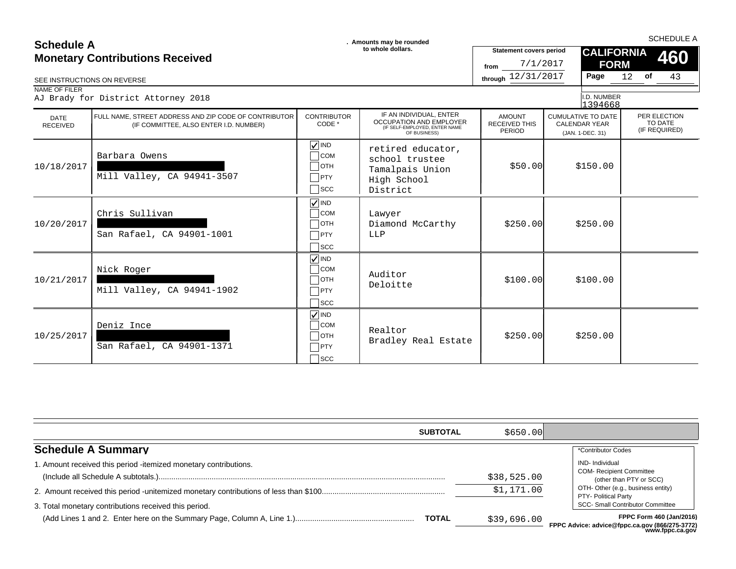# Schedule A
## Monetary Contributions Received

. Amounts may be rounded to whole dollars.

SEE INSTRUCTIONS ON REVERSE

SCHEDULE A

**CALIFORNIA FORM 460**

Statement covers period from 7/1/2017 through 12/31/2017

Page 12 of 43

NAME OF FILER: AJ Brady for District Attorney 2018

I.D. NUMBER: 1394668

| DATE RECEIVED | FULL NAME, STREET ADDRESS AND ZIP CODE OF CONTRIBUTOR (IF COMMITTEE, ALSO ENTER I.D. NUMBER) | CONTRIBUTOR CODE * | IF AN INDIVIDUAL, ENTER OCCUPATION AND EMPLOYER (IF SELF-EMPLOYED, ENTER NAME OF BUSINESS) | AMOUNT RECEIVED THIS PERIOD | CUMULATIVE TO DATE CALENDAR YEAR (JAN. 1-DEC. 31) | PER ELECTION TO DATE (IF REQUIRED) |
|---|---|---|---|---|---|---|
| 10/18/2017 | Barbara Owens<br>[REDACTED]<br>Mill Valley, CA 94941-3507 | ☑ IND | retired educator, school trustee<br>Tamalpais Union High School District | $50.00 | $150.00 | |
| 10/20/2017 | Chris Sullivan<br>[REDACTED]<br>San Rafael, CA 94901-1001 | ☑ IND | Lawyer<br>Diamond McCarthy LLP | $250.00 | $250.00 | |
| 10/21/2017 | Nick Roger<br>[REDACTED]<br>Mill Valley, CA 94941-1902 | ☑ IND | Auditor<br>Deloitte | $100.00 | $100.00 | |
| 10/25/2017 | Deniz Ince<br>[REDACTED]<br>San Rafael, CA 94901-1371 | ☑ IND | Realtor<br>Bradley Real Estate | $250.00 | $250.00 | |

**SUBTOTAL** $650.00

## Schedule A Summary

1. Amount received this period - itemized monetary contributions. (Include all Schedule A subtotals.) $38,525.00
2. Amount received this period - unitemized monetary contributions of less than $100 $1,171.00
3. Total monetary contributions received this period. (Add Lines 1 and 2. Enter here on the Summary Page, Column A, Line 1.) **TOTAL** $39,696.00

*Contributor Codes
- IND- Individual
- COM- Recipient Committee (other than PTY or SCC)
- OTH- Other (e.g., business entity)
- PTY- Political Party
- SCC- Small Contributor Committee

FPPC Form 460 (Jan/2016)
FPPC Advice: advice@fppc.ca.gov (866/275-3772) www.fppc.ca.gov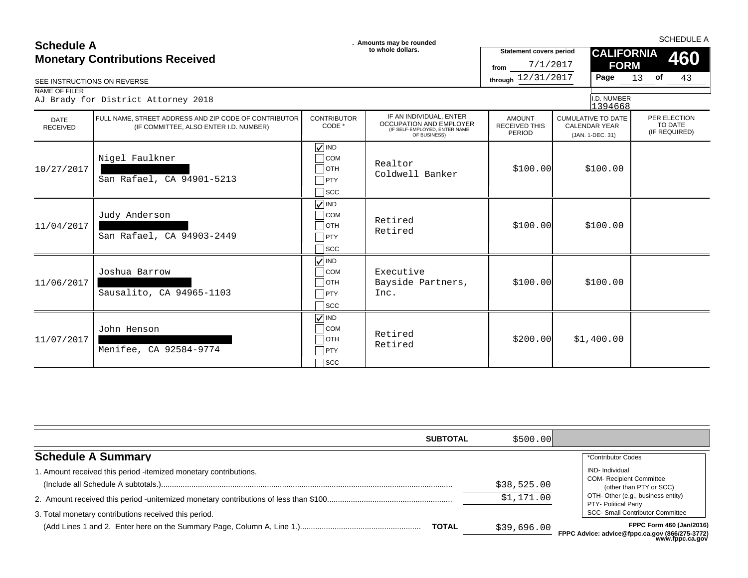# Schedule A
## Monetary Contributions Received

. Amounts may be rounded to whole dollars.

SEE INSTRUCTIONS ON REVERSE

**Statement covers period**
from 7/1/2017
through 12/31/2017

SCHEDULE A
**CALIFORNIA FORM 460**

NAME OF FILER
AJ Brady for District Attorney 2018

I.D. NUMBER
1394668

| DATE RECEIVED | FULL NAME, STREET ADDRESS AND ZIP CODE OF CONTRIBUTOR (IF COMMITTEE, ALSO ENTER I.D. NUMBER) | CONTRIBUTOR CODE * | IF AN INDIVIDUAL, ENTER OCCUPATION AND EMPLOYER (IF SELF-EMPLOYED, ENTER NAME OF BUSINESS) | AMOUNT RECEIVED THIS PERIOD | CUMULATIVE TO DATE CALENDAR YEAR (JAN. 1-DEC. 31) | PER ELECTION TO DATE (IF REQUIRED) |
|---|---|---|---|---|---|---|
| 10/27/2017 | Nigel Faulkner<br>[REDACTED]<br>San Rafael, CA 94901-5213 | ☑ IND ☐ COM ☐ OTH ☐ PTY ☐ SCC | Realtor<br>Coldwell Banker | $100.00 | $100.00 | |
| 11/04/2017 | Judy Anderson<br>[REDACTED]<br>San Rafael, CA 94903-2449 | ☑ IND ☐ COM ☐ OTH ☐ PTY ☐ SCC | Retired<br>Retired | $100.00 | $100.00 | |
| 11/06/2017 | Joshua Barrow<br>[REDACTED]<br>Sausalito, CA 94965-1103 | ☑ IND ☐ COM ☐ OTH ☐ PTY ☐ SCC | Executive<br>Bayside Partners, Inc. | $100.00 | $100.00 | |
| 11/07/2017 | John Henson<br>[REDACTED]<br>Menifee, CA 92584-9774 | ☑ IND ☐ COM ☐ OTH ☐ PTY ☐ SCC | Retired<br>Retired | $200.00 | $1,400.00 | |

**SUBTOTAL** $500.00

## Schedule A Summary

1. Amount received this period - itemized monetary contributions. (Include all Schedule A subtotals.) ........ $38,525.00
2. Amount received this period - unitemized monetary contributions of less than $100 ........ $1,171.00
3. Total monetary contributions received this period. (Add Lines 1 and 2. Enter here on the Summary Page, Column A, Line 1.) ........ **TOTAL** $39,696.00

*Contributor Codes
IND- Individual
COM- Recipient Committee (other than PTY or SCC)
OTH- Other (e.g., business entity)
PTY- Political Party
SCC- Small Contributor Committee

FPPC Form 460 (Jan/2016)
FPPC Advice: advice@fppc.ca.gov (866/275-3772)
www.fppc.ca.gov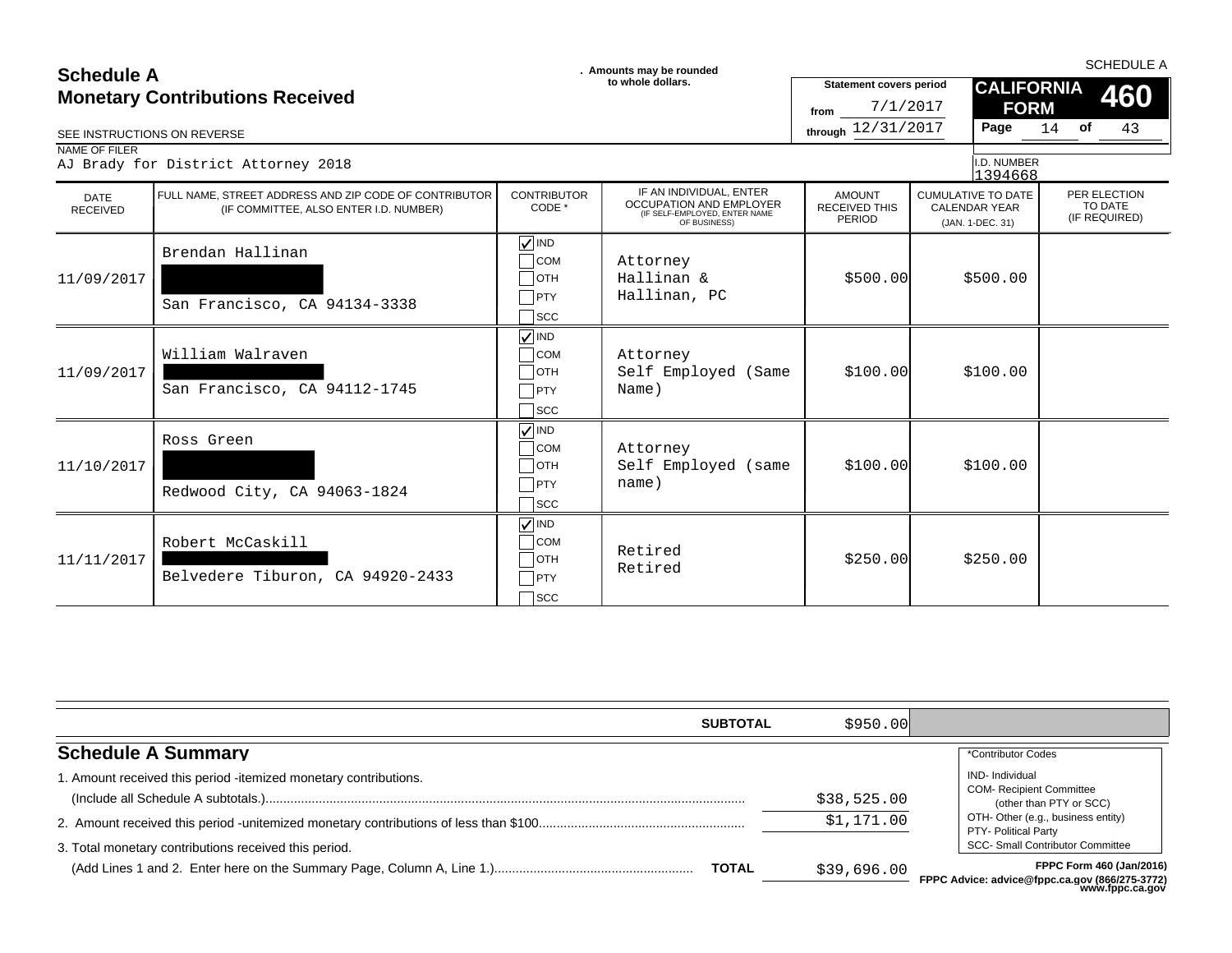# Schedule A
## Monetary Contributions Received

Amounts may be rounded to whole dollars.

SEE INSTRUCTIONS ON REVERSE

Statement covers period from 7/1/2017 through 12/31/2017

**CALIFORNIA FORM 460**

SCHEDULE A

NAME OF FILER: AJ Brady for District Attorney 2018

I.D. NUMBER: 1394668

| DATE RECEIVED | FULL NAME, STREET ADDRESS AND ZIP CODE OF CONTRIBUTOR (IF COMMITTEE, ALSO ENTER I.D. NUMBER) | CONTRIBUTOR CODE * | IF AN INDIVIDUAL, ENTER OCCUPATION AND EMPLOYER (IF SELF-EMPLOYED, ENTER NAME OF BUSINESS) | AMOUNT RECEIVED THIS PERIOD | CUMULATIVE TO DATE CALENDAR YEAR (JAN. 1-DEC. 31) | PER ELECTION TO DATE (IF REQUIRED) |
|---|---|---|---|---|---|---|
| 11/09/2017 | Brendan Hallinan<br>[REDACTED]<br>San Francisco, CA 94134-3338 | ☑ IND | Attorney<br>Hallinan & Hallinan, PC | $500.00 | $500.00 | |
| 11/09/2017 | William Walraven<br>[REDACTED]<br>San Francisco, CA 94112-1745 | ☑ IND | Attorney<br>Self Employed (Same Name) | $100.00 | $100.00 | |
| 11/10/2017 | Ross Green<br>[REDACTED]<br>Redwood City, CA 94063-1824 | ☑ IND | Attorney<br>Self Employed (same name) | $100.00 | $100.00 | |
| 11/11/2017 | Robert McCaskill<br>[REDACTED]<br>Belvedere Tiburon, CA 94920-2433 | ☑ IND | Retired<br>Retired | $250.00 | $250.00 | |

**SUBTOTAL** $950.00

## Schedule A Summary

1. Amount received this period - itemized monetary contributions. (Include all Schedule A subtotals.) ........ $38,525.00
2. Amount received this period - unitemized monetary contributions of less than $100 ........ $1,171.00
3. Total monetary contributions received this period. (Add Lines 1 and 2. Enter here on the Summary Page, Column A, Line 1.) ........ **TOTAL** $39,696.00

*Contributor Codes
- IND- Individual
- COM- Recipient Committee (other than PTY or SCC)
- OTH- Other (e.g., business entity)
- PTY- Political Party
- SCC- Small Contributor Committee

FPPC Form 460 (Jan/2016)
FPPC Advice: advice@fppc.ca.gov (866/275-3772) www.fppc.ca.gov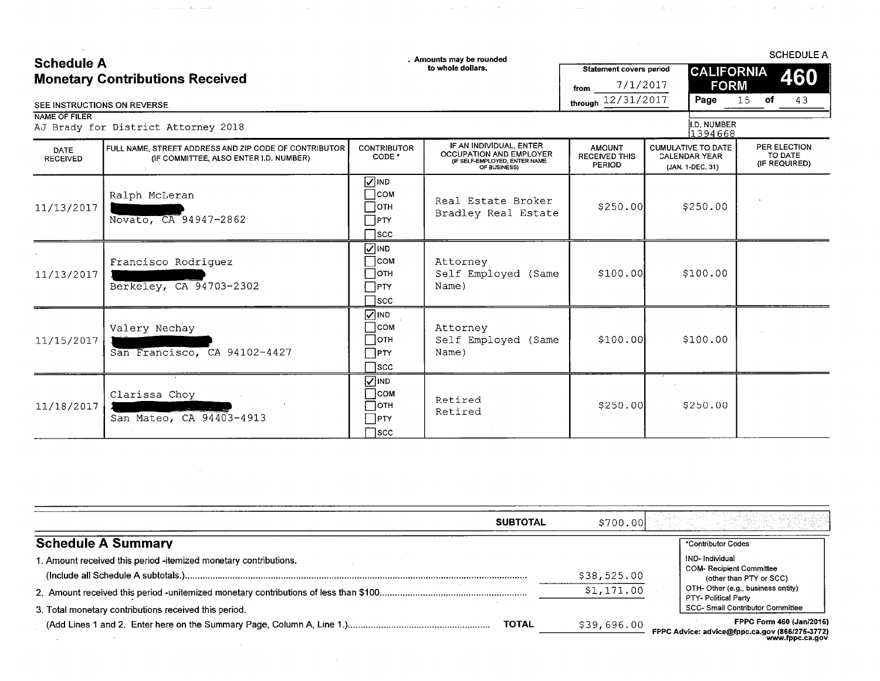# Schedule A
## Monetary Contributions Received

. Amounts may be rounded to whole dollars.

SEE INSTRUCTIONS ON REVERSE

Statement covers period from 7/1/2017 through 12/31/2017

**CALIFORNIA FORM 460**

SCHEDULE A

NAME OF FILER
AJ Brady for District Attorney 2018

I.D. NUMBER
1394668

| DATE RECEIVED | FULL NAME, STREET ADDRESS AND ZIP CODE OF CONTRIBUTOR (IF COMMITTEE, ALSO ENTER I.D. NUMBER) | CONTRIBUTOR CODE * | IF AN INDIVIDUAL, ENTER OCCUPATION AND EMPLOYER (IF SELF-EMPLOYED, ENTER NAME OF BUSINESS) | AMOUNT RECEIVED THIS PERIOD | CUMULATIVE TO DATE CALENDAR YEAR (JAN. 1-DEC. 31) | PER ELECTION TO DATE (IF REQUIRED) |
|---|---|---|---|---|---|---|
| 11/13/2017 | Ralph McLeran<br>[REDACTED]<br>Novato, CA 94947-2862 | ☑ IND ☐ COM ☐ OTH ☐ PTY ☐ SCC | Real Estate Broker<br>Bradley Real Estate | $250.00 | $250.00 | |
| 11/13/2017 | Francisco Rodriguez<br>[REDACTED]<br>Berkeley, CA 94703-2302 | ☑ IND ☐ COM ☐ OTH ☐ PTY ☐ SCC | Attorney<br>Self Employed (Same Name) | $100.00 | $100.00 | |
| 11/15/2017 | Valery Nechay<br>[REDACTED]<br>San Francisco, CA 94102-4427 | ☑ IND ☐ COM ☐ OTH ☐ PTY ☐ SCC | Attorney<br>Self Employed (Same Name) | $100.00 | $100.00 | |
| 11/18/2017 | Clarissa Choy<br>[REDACTED]<br>San Mateo, CA 94403-4913 | ☑ IND ☐ COM ☐ OTH ☐ PTY ☐ SCC | Retired<br>Retired | $250.00 | $250.00 | |

**SUBTOTAL** $700.00

## Schedule A Summary

1. Amount received this period -itemized monetary contributions. (Include all Schedule A subtotals.) ........ $38,525.00
2. Amount received this period -unitemized monetary contributions of less than $100 ........ $1,171.00
3. Total monetary contributions received this period. (Add Lines 1 and 2. Enter here on the Summary Page, Column A, Line 1.) ........ **TOTAL** $39,696.00

*Contributor Codes
- IND- Individual
- COM- Recipient Committee (other than PTY or SCC)
- OTH- Other (e.g., business entity)
- PTY- Political Party
- SCC- Small Contributor Committee

FPPC Form 460 (Jan/2016)
FPPC Advice: advice@fppc.ca.gov (866/275-3772) www.fppc.ca.gov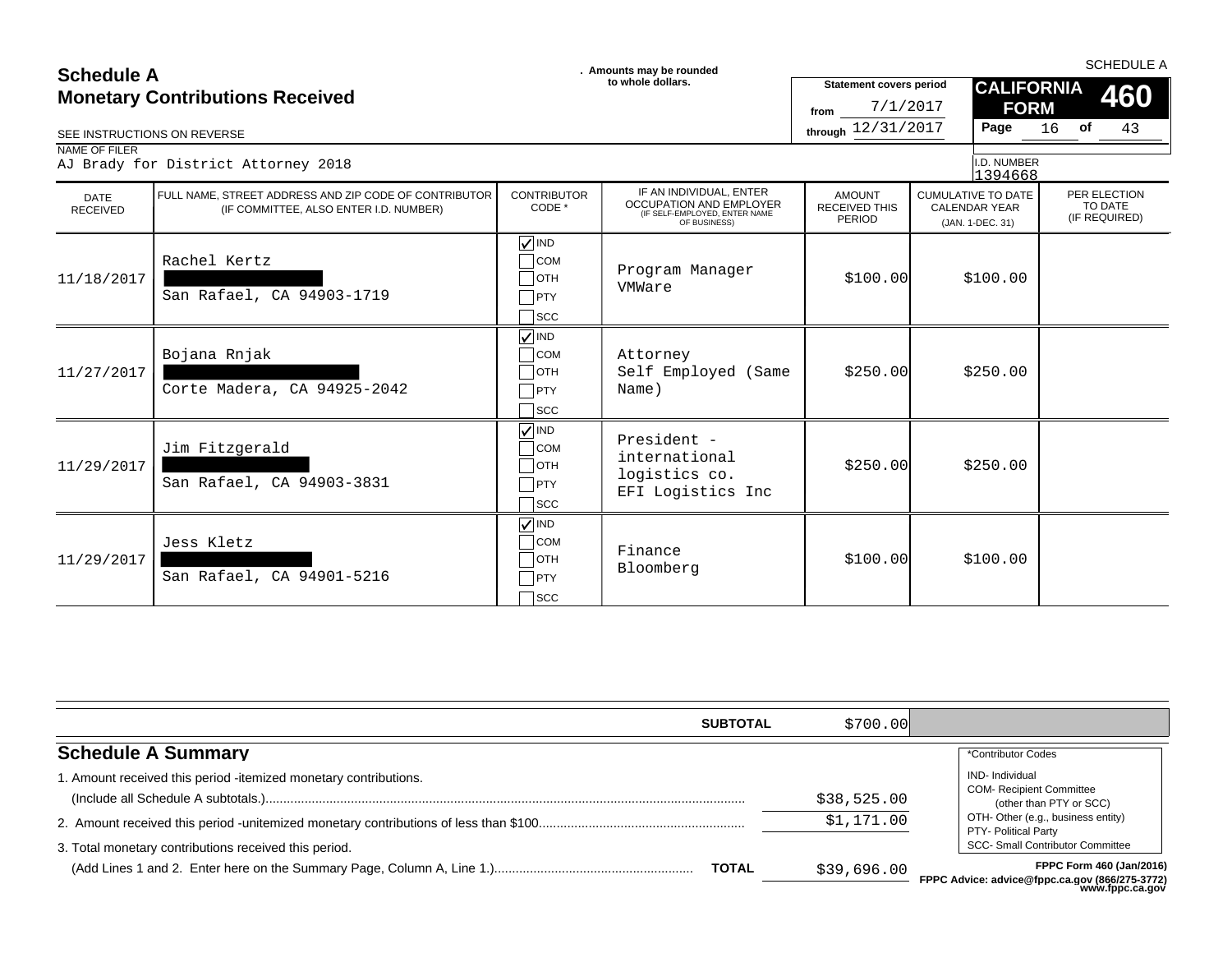# Schedule A
## Monetary Contributions Received

SEE INSTRUCTIONS ON REVERSE

. Amounts may be rounded to whole dollars.

Statement covers period from 7/1/2017 through 12/31/2017

SCHEDULE A

**CALIFORNIA FORM 460**

NAME OF FILER
AJ Brady for District Attorney 2018

I.D. NUMBER
1394668

| DATE RECEIVED | FULL NAME, STREET ADDRESS AND ZIP CODE OF CONTRIBUTOR (IF COMMITTEE, ALSO ENTER I.D. NUMBER) | CONTRIBUTOR CODE * | IF AN INDIVIDUAL, ENTER OCCUPATION AND EMPLOYER (IF SELF-EMPLOYED, ENTER NAME OF BUSINESS) | AMOUNT RECEIVED THIS PERIOD | CUMULATIVE TO DATE CALENDAR YEAR (JAN. 1-DEC. 31) | PER ELECTION TO DATE (IF REQUIRED) |
|---|---|---|---|---|---|---|
| 11/18/2017 | Rachel Kertz [REDACTED] San Rafael, CA 94903-1719 | ☑ IND ☐ COM ☐ OTH ☐ PTY ☐ SCC | Program Manager VMWare | $100.00 | $100.00 | |
| 11/27/2017 | Bojana Rnjak [REDACTED] Corte Madera, CA 94925-2042 | ☑ IND ☐ COM ☐ OTH ☐ PTY ☐ SCC | Attorney Self Employed (Same Name) | $250.00 | $250.00 | |
| 11/29/2017 | Jim Fitzgerald [REDACTED] San Rafael, CA 94903-3831 | ☑ IND ☐ COM ☐ OTH ☐ PTY ☐ SCC | President - international logistics co. EFI Logistics Inc | $250.00 | $250.00 | |
| 11/29/2017 | Jess Kletz [REDACTED] San Rafael, CA 94901-5216 | ☑ IND ☐ COM ☐ OTH ☐ PTY ☐ SCC | Finance Bloomberg | $100.00 | $100.00 | |

**SUBTOTAL** $700.00

## Schedule A Summary

1. Amount received this period -itemized monetary contributions. (Include all Schedule A subtotals.) ........ $38,525.00
2. Amount received this period -unitemized monetary contributions of less than $100 ........ $1,171.00
3. Total monetary contributions received this period. (Add Lines 1 and 2. Enter here on the Summary Page, Column A, Line 1.) ........ **TOTAL** $39,696.00

*Contributor Codes
- IND- Individual
- COM- Recipient Committee (other than PTY or SCC)
- OTH- Other (e.g., business entity)
- PTY- Political Party
- SCC- Small Contributor Committee

**FPPC Form 460 (Jan/2016)**
**FPPC Advice: advice@fppc.ca.gov (866/275-3772) www.fppc.ca.gov**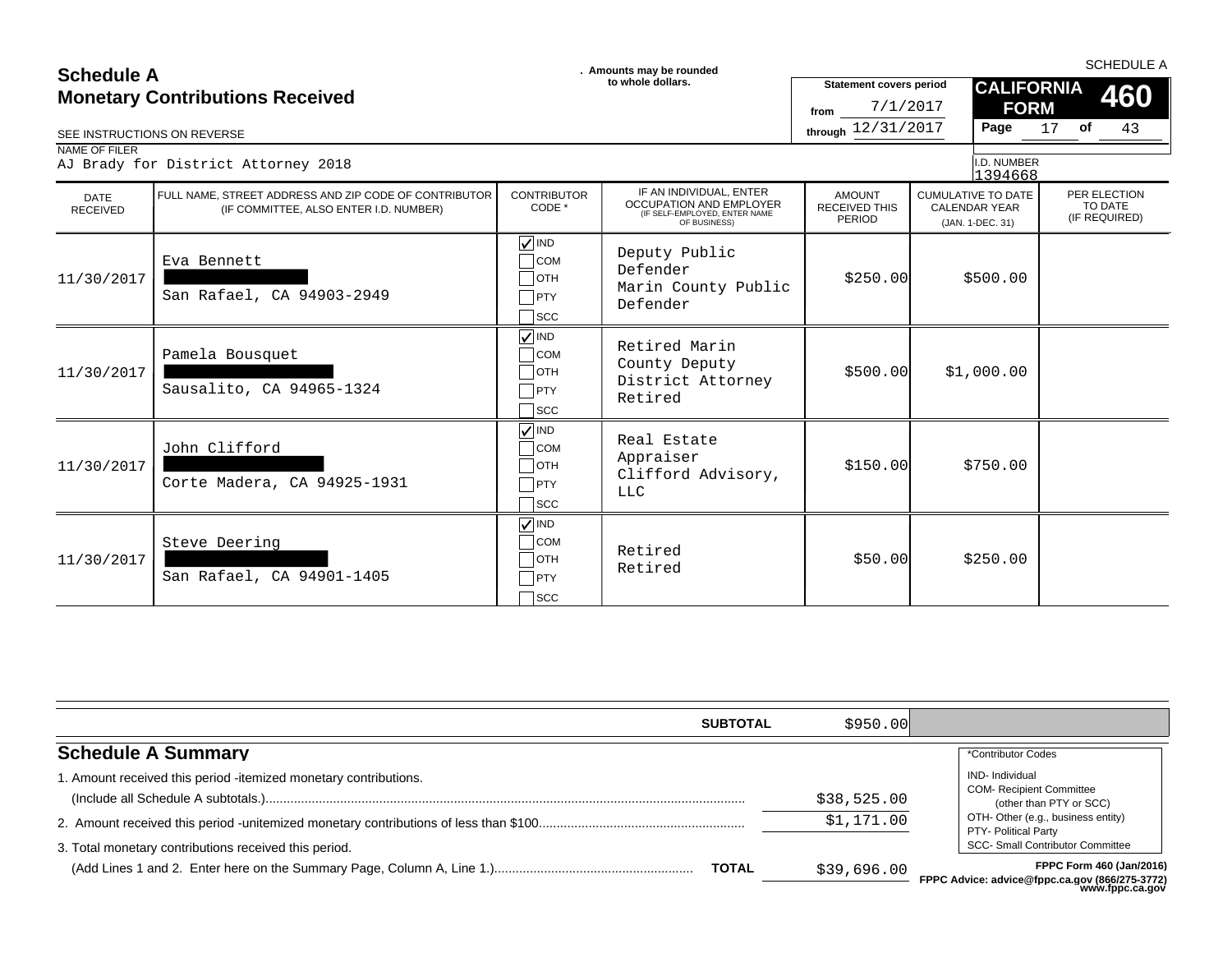SCHEDULE A

# Schedule A
## Monetary Contributions Received

. Amounts may be rounded to whole dollars.

SEE INSTRUCTIONS ON REVERSE

Statement covers period from 7/1/2017 through 12/31/2017

**CALIFORNIA FORM 460**

Page 17 of 43

NAME OF FILER
AJ Brady for District Attorney 2018

I.D. NUMBER
1394668

| DATE RECEIVED | FULL NAME, STREET ADDRESS AND ZIP CODE OF CONTRIBUTOR (IF COMMITTEE, ALSO ENTER I.D. NUMBER) | CONTRIBUTOR CODE * | IF AN INDIVIDUAL, ENTER OCCUPATION AND EMPLOYER (IF SELF-EMPLOYED, ENTER NAME OF BUSINESS) | AMOUNT RECEIVED THIS PERIOD | CUMULATIVE TO DATE CALENDAR YEAR (JAN. 1-DEC. 31) | PER ELECTION TO DATE (IF REQUIRED) |
|---|---|---|---|---|---|---|
| 11/30/2017 | Eva Bennett<br>[REDACTED]<br>San Rafael, CA 94903-2949 | ☑ IND ☐ COM ☐ OTH ☐ PTY ☐ SCC | Deputy Public Defender<br>Marin County Public Defender | $250.00 | $500.00 | |
| 11/30/2017 | Pamela Bousquet<br>[REDACTED]<br>Sausalito, CA 94965-1324 | ☑ IND ☐ COM ☐ OTH ☐ PTY ☐ SCC | Retired Marin County Deputy District Attorney<br>Retired | $500.00 | $1,000.00 | |
| 11/30/2017 | John Clifford<br>[REDACTED]<br>Corte Madera, CA 94925-1931 | ☑ IND ☐ COM ☐ OTH ☐ PTY ☐ SCC | Real Estate Appraiser<br>Clifford Advisory, LLC | $150.00 | $750.00 | |
| 11/30/2017 | Steve Deering<br>[REDACTED]<br>San Rafael, CA 94901-1405 | ☑ IND ☐ COM ☐ OTH ☐ PTY ☐ SCC | Retired<br>Retired | $50.00 | $250.00 | |

**SUBTOTAL** $950.00

## Schedule A Summary

1. Amount received this period -itemized monetary contributions. (Include all Schedule A subtotals.) ........ $38,525.00
2. Amount received this period -unitemized monetary contributions of less than $100 ........ $1,171.00
3. Total monetary contributions received this period. (Add Lines 1 and 2. Enter here on the Summary Page, Column A, Line 1.) ........ **TOTAL** $39,696.00

*Contributor Codes
IND- Individual
COM- Recipient Committee (other than PTY or SCC)
OTH- Other (e.g., business entity)
PTY- Political Party
SCC- Small Contributor Committee

**FPPC Form 460 (Jan/2016)**
**FPPC Advice: advice@fppc.ca.gov (866/275-3772) www.fppc.ca.gov**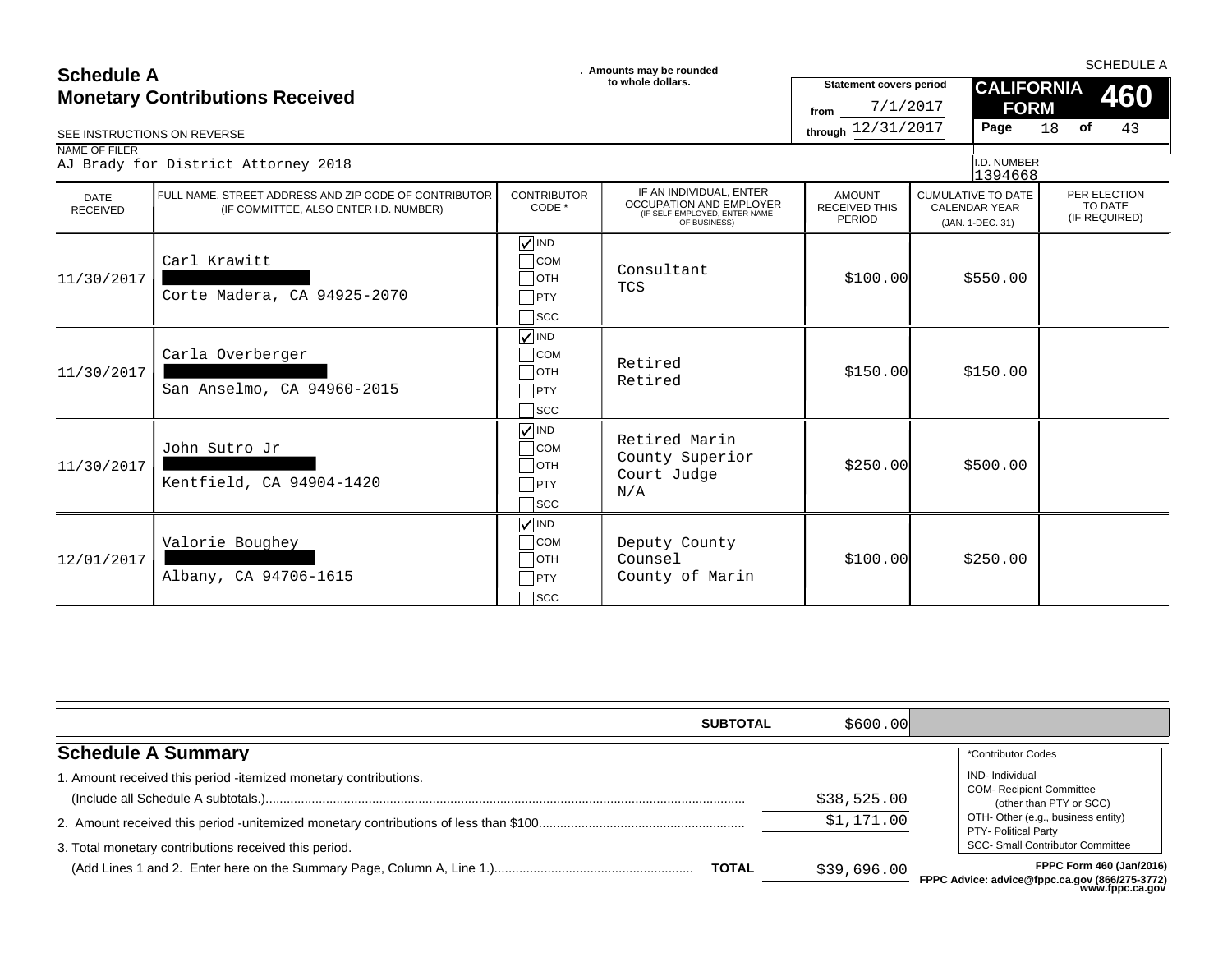SCHEDULE A

# Schedule A
## Monetary Contributions Received

. Amounts may be rounded to whole dollars.

Statement covers period from 7/1/2017 through 12/31/2017

**CALIFORNIA FORM 460**

SEE INSTRUCTIONS ON REVERSE

NAME OF FILER
AJ Brady for District Attorney 2018

I.D. NUMBER
1394668

| DATE RECEIVED | FULL NAME, STREET ADDRESS AND ZIP CODE OF CONTRIBUTOR (IF COMMITTEE, ALSO ENTER I.D. NUMBER) | CONTRIBUTOR CODE * | IF AN INDIVIDUAL, ENTER OCCUPATION AND EMPLOYER (IF SELF-EMPLOYED, ENTER NAME OF BUSINESS) | AMOUNT RECEIVED THIS PERIOD | CUMULATIVE TO DATE CALENDAR YEAR (JAN. 1-DEC. 31) | PER ELECTION TO DATE (IF REQUIRED) |
|---|---|---|---|---|---|---|
| 11/30/2017 | Carl Krawitt<br>[REDACTED]<br>Corte Madera, CA 94925-2070 | ☑ IND ☐ COM ☐ OTH ☐ PTY ☐ SCC | Consultant<br>TCS | $100.00 | $550.00 | |
| 11/30/2017 | Carla Overberger<br>[REDACTED]<br>San Anselmo, CA 94960-2015 | ☑ IND ☐ COM ☐ OTH ☐ PTY ☐ SCC | Retired<br>Retired | $150.00 | $150.00 | |
| 11/30/2017 | John Sutro Jr<br>[REDACTED]<br>Kentfield, CA 94904-1420 | ☑ IND ☐ COM ☐ OTH ☐ PTY ☐ SCC | Retired Marin County Superior Court Judge<br>N/A | $250.00 | $500.00 | |
| 12/01/2017 | Valorie Boughey<br>[REDACTED]<br>Albany, CA 94706-1615 | ☑ IND ☐ COM ☐ OTH ☐ PTY ☐ SCC | Deputy County Counsel<br>County of Marin | $100.00 | $250.00 | |

**SUBTOTAL** $600.00

## Schedule A Summary

1. Amount received this period -itemized monetary contributions. (Include all Schedule A subtotals.) ........ $38,525.00
2. Amount received this period -unitemized monetary contributions of less than $100 ........ $1,171.00
3. Total monetary contributions received this period. (Add Lines 1 and 2. Enter here on the Summary Page, Column A, Line 1.) ........ **TOTAL** $39,696.00

*Contributor Codes
IND- Individual
COM- Recipient Committee (other than PTY or SCC)
OTH- Other (e.g., business entity)
PTY- Political Party
SCC- Small Contributor Committee

FPPC Form 460 (Jan/2016)
FPPC Advice: advice@fppc.ca.gov (866/275-3772)
www.fppc.ca.gov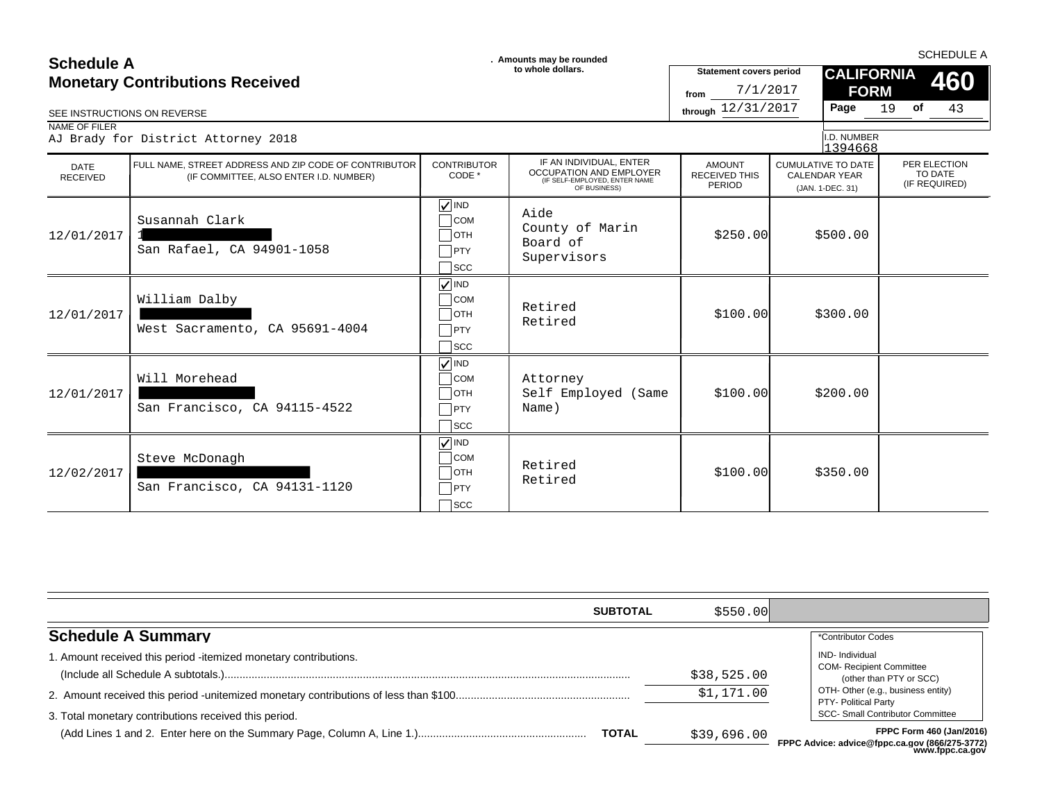# Schedule A
## Monetary Contributions Received

. Amounts may be rounded to whole dollars.

SEE INSTRUCTIONS ON REVERSE

Statement covers period from 7/1/2017 through 12/31/2017

**CALIFORNIA FORM 460** SCHEDULE A

NAME OF FILER: AJ Brady for District Attorney 2018

I.D. NUMBER: 1394668

| DATE RECEIVED | FULL NAME, STREET ADDRESS AND ZIP CODE OF CONTRIBUTOR (IF COMMITTEE, ALSO ENTER I.D. NUMBER) | CONTRIBUTOR CODE * | IF AN INDIVIDUAL, ENTER OCCUPATION AND EMPLOYER (IF SELF-EMPLOYED, ENTER NAME OF BUSINESS) | AMOUNT RECEIVED THIS PERIOD | CUMULATIVE TO DATE CALENDAR YEAR (JAN. 1-DEC. 31) | PER ELECTION TO DATE (IF REQUIRED) |
|---|---|---|---|---|---|---|
| 12/01/2017 | Susannah Clark<br>1[REDACTED]<br>San Rafael, CA 94901-1058 | ☑ IND ☐ COM ☐ OTH ☐ PTY ☐ SCC | Aide<br>County of Marin Board of Supervisors | $250.00 | $500.00 | |
| 12/01/2017 | William Dalby<br>[REDACTED]<br>West Sacramento, CA 95691-4004 | ☑ IND ☐ COM ☐ OTH ☐ PTY ☐ SCC | Retired<br>Retired | $100.00 | $300.00 | |
| 12/01/2017 | Will Morehead<br>[REDACTED]<br>San Francisco, CA 94115-4522 | ☑ IND ☐ COM ☐ OTH ☐ PTY ☐ SCC | Attorney<br>Self Employed (Same Name) | $100.00 | $200.00 | |
| 12/02/2017 | Steve McDonagh<br>[REDACTED]<br>San Francisco, CA 94131-1120 | ☑ IND ☐ COM ☐ OTH ☐ PTY ☐ SCC | Retired<br>Retired | $100.00 | $350.00 | |

**SUBTOTAL** $550.00

## Schedule A Summary

1. Amount received this period -itemized monetary contributions. (Include all Schedule A subtotals.)........ $38,525.00
2. Amount received this period -unitemized monetary contributions of less than $100........ $1,171.00
3. Total monetary contributions received this period. (Add Lines 1 and 2. Enter here on the Summary Page, Column A, Line 1.)........ **TOTAL** $39,696.00

*Contributor Codes
- IND- Individual
- COM- Recipient Committee (other than PTY or SCC)
- OTH- Other (e.g., business entity)
- PTY- Political Party
- SCC- Small Contributor Committee

FPPC Form 460 (Jan/2016)
FPPC Advice: advice@fppc.ca.gov (866/275-3772) www.fppc.ca.gov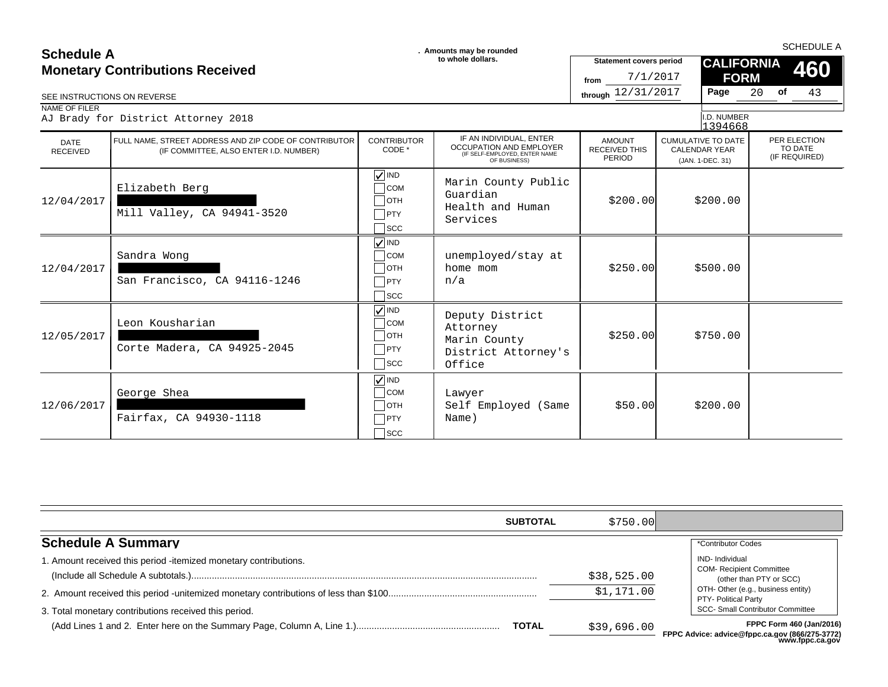SCHEDULE A

# Schedule A
## Monetary Contributions Received

. Amounts may be rounded to whole dollars.

Statement covers period
from 7/1/2017
through 12/31/2017

**CALIFORNIA FORM 460**

Page 20 of 43

SEE INSTRUCTIONS ON REVERSE

NAME OF FILER
AJ Brady for District Attorney 2018

I.D. NUMBER
1394668

| DATE RECEIVED | FULL NAME, STREET ADDRESS AND ZIP CODE OF CONTRIBUTOR (IF COMMITTEE, ALSO ENTER I.D. NUMBER) | CONTRIBUTOR CODE * | IF AN INDIVIDUAL, ENTER OCCUPATION AND EMPLOYER (IF SELF-EMPLOYED, ENTER NAME OF BUSINESS) | AMOUNT RECEIVED THIS PERIOD | CUMULATIVE TO DATE CALENDAR YEAR (JAN. 1-DEC. 31) | PER ELECTION TO DATE (IF REQUIRED) |
|---|---|---|---|---|---|---|
| 12/04/2017 | Elizabeth Berg<br>[REDACTED]<br>Mill Valley, CA 94941-3520 | ☑ IND ☐ COM ☐ OTH ☐ PTY ☐ SCC | Marin County Public Guardian<br>Health and Human Services | $200.00 | $200.00 | |
| 12/04/2017 | Sandra Wong<br>[REDACTED]<br>San Francisco, CA 94116-1246 | ☑ IND ☐ COM ☐ OTH ☐ PTY ☐ SCC | unemployed/stay at home mom<br>n/a | $250.00 | $500.00 | |
| 12/05/2017 | Leon Kousharian<br>[REDACTED]<br>Corte Madera, CA 94925-2045 | ☑ IND ☐ COM ☐ OTH ☐ PTY ☐ SCC | Deputy District Attorney<br>Marin County District Attorney's Office | $250.00 | $750.00 | |
| 12/06/2017 | George Shea<br>[REDACTED]<br>Fairfax, CA 94930-1118 | ☑ IND ☐ COM ☐ OTH ☐ PTY ☐ SCC | Lawyer<br>Self Employed (Same Name) | $50.00 | $200.00 | |

**SUBTOTAL** $750.00

## Schedule A Summary

1. Amount received this period -itemized monetary contributions. (Include all Schedule A subtotals.) ........ $38,525.00
2. Amount received this period -unitemized monetary contributions of less than $100 ........ $1,171.00
3. Total monetary contributions received this period. (Add Lines 1 and 2. Enter here on the Summary Page, Column A, Line 1.) ........ **TOTAL** $39,696.00

*Contributor Codes
- IND- Individual
- COM- Recipient Committee (other than PTY or SCC)
- OTH- Other (e.g., business entity)
- PTY- Political Party
- SCC- Small Contributor Committee

FPPC Form 460 (Jan/2016)
FPPC Advice: advice@fppc.ca.gov (866/275-3772)
www.fppc.ca.gov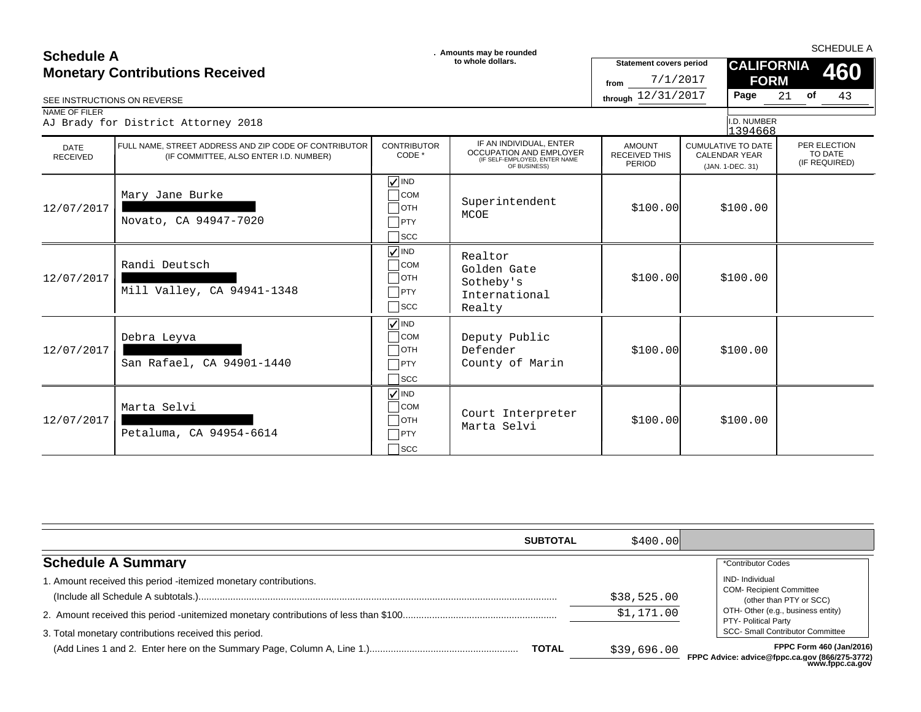SCHEDULE A

# Schedule A
## Monetary Contributions Received

. Amounts may be rounded to whole dollars.

SEE INSTRUCTIONS ON REVERSE

Statement covers period
from 7/1/2017
through 12/31/2017

**CALIFORNIA FORM 460**

Page 21 of 43

NAME OF FILER
AJ Brady for District Attorney 2018

I.D. NUMBER
1394668

| DATE RECEIVED | FULL NAME, STREET ADDRESS AND ZIP CODE OF CONTRIBUTOR (IF COMMITTEE, ALSO ENTER I.D. NUMBER) | CONTRIBUTOR CODE * | IF AN INDIVIDUAL, ENTER OCCUPATION AND EMPLOYER (IF SELF-EMPLOYED, ENTER NAME OF BUSINESS) | AMOUNT RECEIVED THIS PERIOD | CUMULATIVE TO DATE CALENDAR YEAR (JAN. 1-DEC. 31) | PER ELECTION TO DATE (IF REQUIRED) |
|---|---|---|---|---|---|---|
| 12/07/2017 | Mary Jane Burke<br>[REDACTED]<br>Novato, CA 94947-7020 | ☑ IND ☐ COM ☐ OTH ☐ PTY ☐ SCC | Superintendent<br>MCOE | $100.00 | $100.00 | |
| 12/07/2017 | Randi Deutsch<br>[REDACTED]<br>Mill Valley, CA 94941-1348 | ☑ IND ☐ COM ☐ OTH ☐ PTY ☐ SCC | Realtor<br>Golden Gate Sotheby's International Realty | $100.00 | $100.00 | |
| 12/07/2017 | Debra Leyva<br>[REDACTED]<br>San Rafael, CA 94901-1440 | ☑ IND ☐ COM ☐ OTH ☐ PTY ☐ SCC | Deputy Public Defender<br>County of Marin | $100.00 | $100.00 | |
| 12/07/2017 | Marta Selvi<br>[REDACTED]<br>Petaluma, CA 94954-6614 | ☑ IND ☐ COM ☐ OTH ☐ PTY ☐ SCC | Court Interpreter<br>Marta Selvi | $100.00 | $100.00 | |
| | | | **SUBTOTAL** | $400.00 | | |

## Schedule A Summary

1. Amount received this period - itemized monetary contributions. (Include all Schedule A subtotals.) ........ $38,525.00
2. Amount received this period - unitemized monetary contributions of less than $100 ........ $1,171.00
3. Total monetary contributions received this period. (Add Lines 1 and 2. Enter here on the Summary Page, Column A, Line 1.) ........ **TOTAL** $39,696.00

*Contributor Codes
- IND- Individual
- COM- Recipient Committee (other than PTY or SCC)
- OTH- Other (e.g., business entity)
- PTY- Political Party
- SCC- Small Contributor Committee

FPPC Form 460 (Jan/2016)
FPPC Advice: advice@fppc.ca.gov (866/275-3772)
www.fppc.ca.gov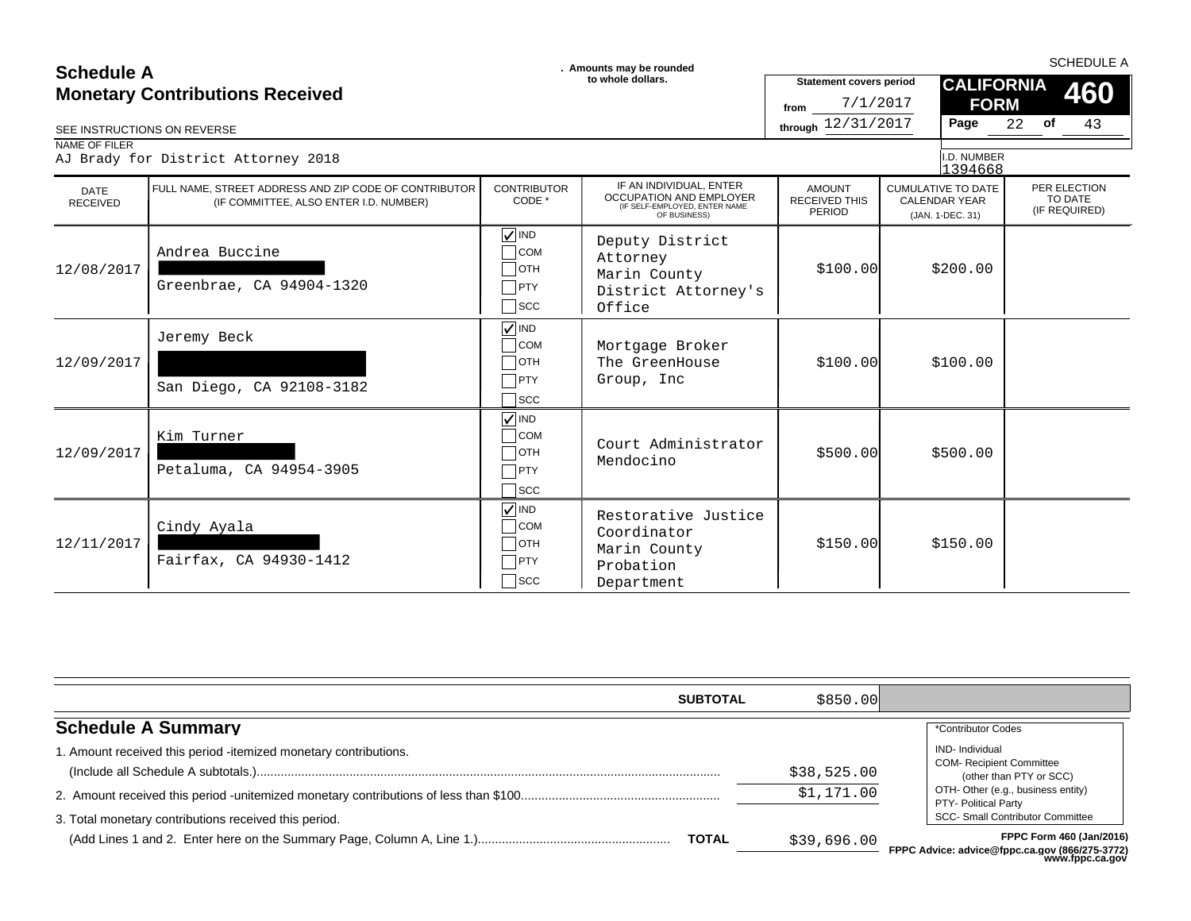# Schedule A
## Monetary Contributions Received

. Amounts may be rounded to whole dollars.

SEE INSTRUCTIONS ON REVERSE

Statement covers period from 7/1/2017 through 12/31/2017

SCHEDULE A — CALIFORNIA FORM 460

NAME OF FILER: AJ Brady for District Attorney 2018

I.D. NUMBER: 1394668

| DATE RECEIVED | FULL NAME, STREET ADDRESS AND ZIP CODE OF CONTRIBUTOR (IF COMMITTEE, ALSO ENTER I.D. NUMBER) | CONTRIBUTOR CODE * | IF AN INDIVIDUAL, ENTER OCCUPATION AND EMPLOYER (IF SELF-EMPLOYED, ENTER NAME OF BUSINESS) | AMOUNT RECEIVED THIS PERIOD | CUMULATIVE TO DATE CALENDAR YEAR (JAN. 1-DEC. 31) | PER ELECTION TO DATE (IF REQUIRED) |
|---|---|---|---|---|---|---|
| 12/08/2017 | Andrea Buccine [REDACTED] Greenbrae, CA 94904-1320 | IND | Deputy District Attorney Marin County District Attorney's Office | $100.00 | $200.00 | |
| 12/09/2017 | Jeremy Beck [REDACTED] San Diego, CA 92108-3182 | IND | Mortgage Broker The GreenHouse Group, Inc | $100.00 | $100.00 | |
| 12/09/2017 | Kim Turner [REDACTED] Petaluma, CA 94954-3905 | IND | Court Administrator Mendocino | $500.00 | $500.00 | |
| 12/11/2017 | Cindy Ayala [REDACTED] Fairfax, CA 94930-1412 | IND | Restorative Justice Coordinator Marin County Probation Department | $150.00 | $150.00 | |

**SUBTOTAL** $850.00

## Schedule A Summary

1. Amount received this period - itemized monetary contributions. (Include all Schedule A subtotals.) .......... $38,525.00
2. Amount received this period - unitemized monetary contributions of less than $100 .......... $1,171.00
3. Total monetary contributions received this period. (Add Lines 1 and 2. Enter here on the Summary Page, Column A, Line 1.) .......... **TOTAL** $39,696.00

*Contributor Codes
- IND- Individual
- COM- Recipient Committee (other than PTY or SCC)
- OTH- Other (e.g., business entity)
- PTY- Political Party
- SCC- Small Contributor Committee

FPPC Form 460 (Jan/2016)
FPPC Advice: advice@fppc.ca.gov (866/275-3772) www.fppc.ca.gov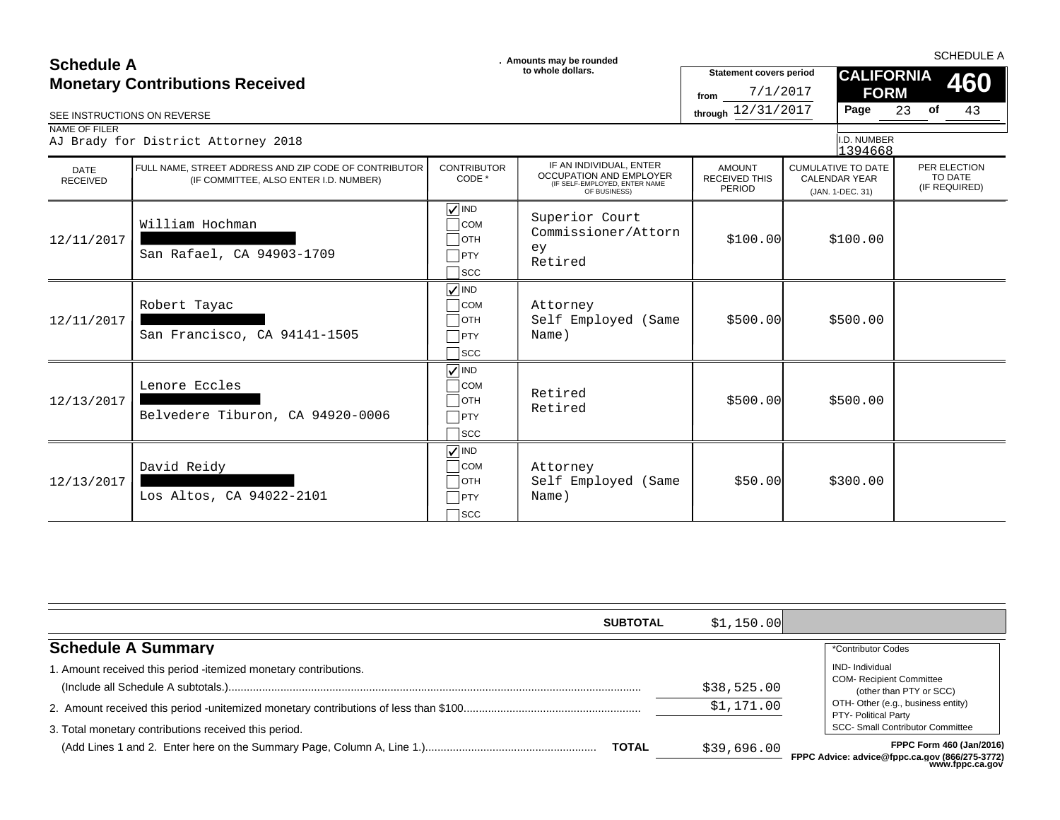SCHEDULE A

# Schedule A
## Monetary Contributions Received

. Amounts may be rounded to whole dollars.

Statement covers period from 7/1/2017 through 12/31/2017

**CALIFORNIA FORM 460**

Page 23 of 43

SEE INSTRUCTIONS ON REVERSE

NAME OF FILER
AJ Brady for District Attorney 2018

I.D. NUMBER
1394668

| DATE RECEIVED | FULL NAME, STREET ADDRESS AND ZIP CODE OF CONTRIBUTOR (IF COMMITTEE, ALSO ENTER I.D. NUMBER) | CONTRIBUTOR CODE * | IF AN INDIVIDUAL, ENTER OCCUPATION AND EMPLOYER (IF SELF-EMPLOYED, ENTER NAME OF BUSINESS) | AMOUNT RECEIVED THIS PERIOD | CUMULATIVE TO DATE CALENDAR YEAR (JAN. 1-DEC. 31) | PER ELECTION TO DATE (IF REQUIRED) |
|---|---|---|---|---|---|---|
| 12/11/2017 | William Hochman<br>[REDACTED]<br>San Rafael, CA 94903-1709 | ☑ IND ☐ COM ☐ OTH ☐ PTY ☐ SCC | Superior Court Commissioner/Attorney<br>Retired | $100.00 | $100.00 | |
| 12/11/2017 | Robert Tayac<br>[REDACTED]<br>San Francisco, CA 94141-1505 | ☑ IND ☐ COM ☐ OTH ☐ PTY ☐ SCC | Attorney<br>Self Employed (Same Name) | $500.00 | $500.00 | |
| 12/13/2017 | Lenore Eccles<br>[REDACTED]<br>Belvedere Tiburon, CA 94920-0006 | ☑ IND ☐ COM ☐ OTH ☐ PTY ☐ SCC | Retired<br>Retired | $500.00 | $500.00 | |
| 12/13/2017 | David Reidy<br>[REDACTED]<br>Los Altos, CA 94022-2101 | ☑ IND ☐ COM ☐ OTH ☐ PTY ☐ SCC | Attorney<br>Self Employed (Same Name) | $50.00 | $300.00 | |

**SUBTOTAL** $1,150.00

## Schedule A Summary

1. Amount received this period - itemized monetary contributions. (Include all Schedule A subtotals.) ........ $38,525.00

2. Amount received this period - unitemized monetary contributions of less than $100 ........ $1,171.00

3. Total monetary contributions received this period. (Add Lines 1 and 2. Enter here on the Summary Page, Column A, Line 1.) ........ **TOTAL** $39,696.00

*Contributor Codes
- IND- Individual
- COM- Recipient Committee (other than PTY or SCC)
- OTH- Other (e.g., business entity)
- PTY- Political Party
- SCC- Small Contributor Committee

**FPPC Form 460 (Jan/2016)**
**FPPC Advice: advice@fppc.ca.gov (866/275-3772) www.fppc.ca.gov**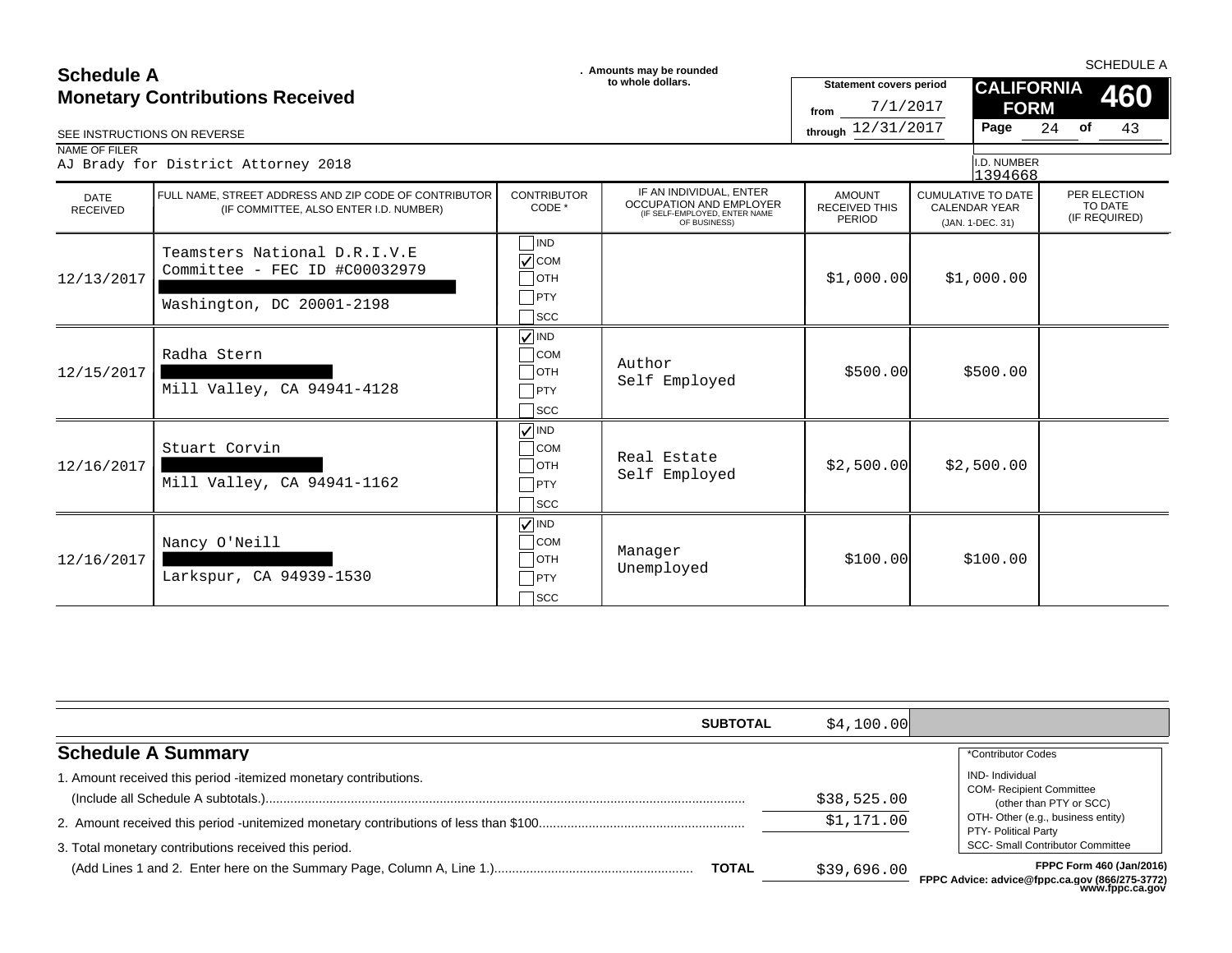# Schedule A
## Monetary Contributions Received

. Amounts may be rounded to whole dollars.

SCHEDULE A

**CALIFORNIA FORM 460**

Statement covers period from 7/1/2017 through 12/31/2017

Page 24 of 43

SEE INSTRUCTIONS ON REVERSE

NAME OF FILER
AJ Brady for District Attorney 2018

I.D. NUMBER
1394668

| DATE RECEIVED | FULL NAME, STREET ADDRESS AND ZIP CODE OF CONTRIBUTOR (IF COMMITTEE, ALSO ENTER I.D. NUMBER) | CONTRIBUTOR CODE * | IF AN INDIVIDUAL, ENTER OCCUPATION AND EMPLOYER (IF SELF-EMPLOYED, ENTER NAME OF BUSINESS) | AMOUNT RECEIVED THIS PERIOD | CUMULATIVE TO DATE CALENDAR YEAR (JAN. 1-DEC. 31) | PER ELECTION TO DATE (IF REQUIRED) |
|---|---|---|---|---|---|---|
| 12/13/2017 | Teamsters National D.R.I.V.E Committee - FEC ID #C00032979<br>[REDACTED]<br>Washington, DC 20001-2198 | COM | | $1,000.00 | $1,000.00 | |
| 12/15/2017 | Radha Stern<br>[REDACTED]<br>Mill Valley, CA 94941-4128 | IND | Author<br>Self Employed | $500.00 | $500.00 | |
| 12/16/2017 | Stuart Corvin<br>[REDACTED]<br>Mill Valley, CA 94941-1162 | IND | Real Estate<br>Self Employed | $2,500.00 | $2,500.00 | |
| 12/16/2017 | Nancy O'Neill<br>[REDACTED]<br>Larkspur, CA 94939-1530 | IND | Manager<br>Unemployed | $100.00 | $100.00 | |

**SUBTOTAL** $4,100.00

## Schedule A Summary

1. Amount received this period -itemized monetary contributions. (Include all Schedule A subtotals.) .......... $38,525.00
2. Amount received this period -unitemized monetary contributions of less than $100 .......... $1,171.00
3. Total monetary contributions received this period. (Add Lines 1 and 2. Enter here on the Summary Page, Column A, Line 1.) .......... **TOTAL** $39,696.00

*Contributor Codes
- IND- Individual
- COM- Recipient Committee (other than PTY or SCC)
- OTH- Other (e.g., business entity)
- PTY- Political Party
- SCC- Small Contributor Committee

FPPC Form 460 (Jan/2016)
FPPC Advice: advice@fppc.ca.gov (866/275-3772) www.fppc.ca.gov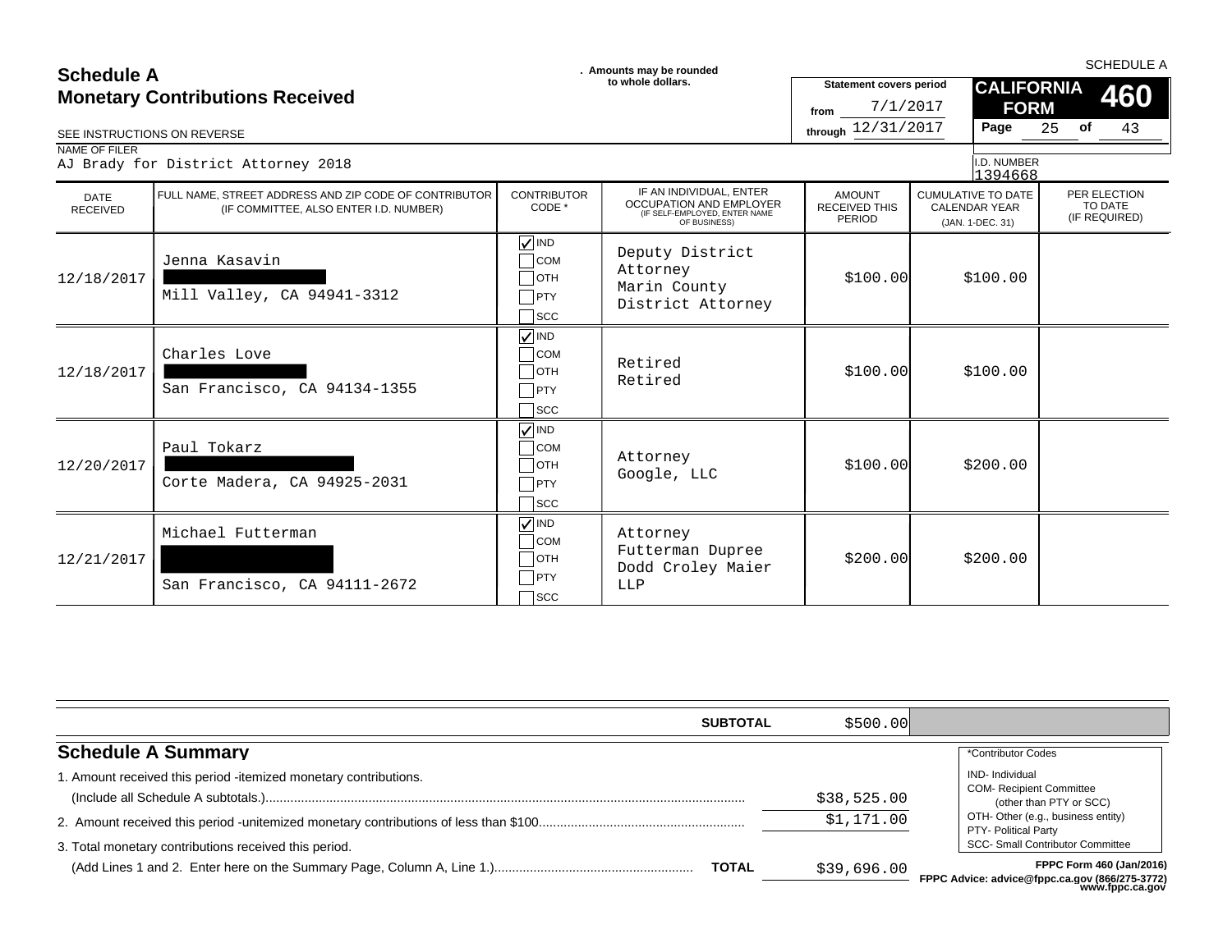# Schedule A
## Monetary Contributions Received

SEE INSTRUCTIONS ON REVERSE

. Amounts may be rounded to whole dollars.

Statement covers period from 7/1/2017 through 12/31/2017

SCHEDULE A

**CALIFORNIA FORM 460**

NAME OF FILER
AJ Brady for District Attorney 2018

I.D. NUMBER
1394668

| DATE RECEIVED | FULL NAME, STREET ADDRESS AND ZIP CODE OF CONTRIBUTOR (IF COMMITTEE, ALSO ENTER I.D. NUMBER) | CONTRIBUTOR CODE * | IF AN INDIVIDUAL, ENTER OCCUPATION AND EMPLOYER (IF SELF-EMPLOYED, ENTER NAME OF BUSINESS) | AMOUNT RECEIVED THIS PERIOD | CUMULATIVE TO DATE CALENDAR YEAR (JAN. 1-DEC. 31) | PER ELECTION TO DATE (IF REQUIRED) |
|---|---|---|---|---|---|---|
| 12/18/2017 | Jenna Kasavin<br>[REDACTED]<br>Mill Valley, CA 94941-3312 | ☑ IND ☐ COM ☐ OTH ☐ PTY ☐ SCC | Deputy District Attorney<br>Marin County District Attorney | $100.00 | $100.00 | |
| 12/18/2017 | Charles Love<br>[REDACTED]<br>San Francisco, CA 94134-1355 | ☑ IND ☐ COM ☐ OTH ☐ PTY ☐ SCC | Retired<br>Retired | $100.00 | $100.00 | |
| 12/20/2017 | Paul Tokarz<br>[REDACTED]<br>Corte Madera, CA 94925-2031 | ☑ IND ☐ COM ☐ OTH ☐ PTY ☐ SCC | Attorney<br>Google, LLC | $100.00 | $200.00 | |
| 12/21/2017 | Michael Futterman<br>[REDACTED]<br>San Francisco, CA 94111-2672 | ☑ IND ☐ COM ☐ OTH ☐ PTY ☐ SCC | Attorney<br>Futterman Dupree Dodd Croley Maier LLP | $200.00 | $200.00 | |

**SUBTOTAL** $500.00

## Schedule A Summary

1. Amount received this period -itemized monetary contributions. (Include all Schedule A subtotals.) ........ $38,525.00
2. Amount received this period -unitemized monetary contributions of less than $100........ $1,171.00
3. Total monetary contributions received this period. (Add Lines 1 and 2. Enter here on the Summary Page, Column A, Line 1.)........ **TOTAL** $39,696.00

*Contributor Codes
- IND- Individual
- COM- Recipient Committee (other than PTY or SCC)
- OTH- Other (e.g., business entity)
- PTY- Political Party
- SCC- Small Contributor Committee

FPPC Form 460 (Jan/2016)
FPPC Advice: advice@fppc.ca.gov (866/275-3772) www.fppc.ca.gov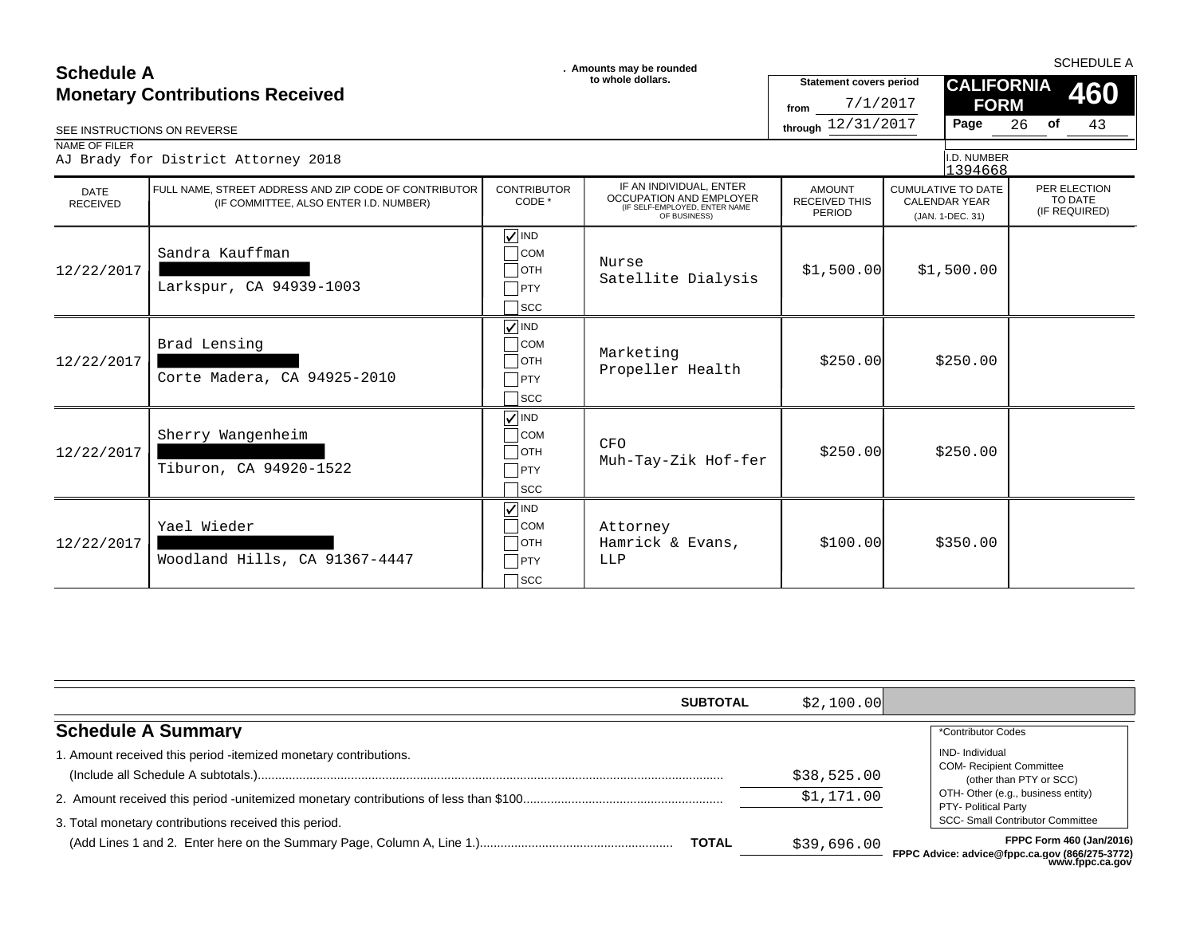SCHEDULE A

# Schedule A
## Monetary Contributions Received

. Amounts may be rounded to whole dollars.

SEE INSTRUCTIONS ON REVERSE

| Statement covers period | |
|---|---|
| from | 7/1/2017 |
| through | 12/31/2017 |

**CALIFORNIA FORM 460**

Page 26 of 43

NAME OF FILER: AJ Brady for District Attorney 2018

I.D. NUMBER: 1394668

| DATE RECEIVED | FULL NAME, STREET ADDRESS AND ZIP CODE OF CONTRIBUTOR (IF COMMITTEE, ALSO ENTER I.D. NUMBER) | CONTRIBUTOR CODE * | IF AN INDIVIDUAL, ENTER OCCUPATION AND EMPLOYER (IF SELF-EMPLOYED, ENTER NAME OF BUSINESS) | AMOUNT RECEIVED THIS PERIOD | CUMULATIVE TO DATE CALENDAR YEAR (JAN. 1-DEC. 31) | PER ELECTION TO DATE (IF REQUIRED) |
|---|---|---|---|---|---|---|
| 12/22/2017 | Sandra Kauffman<br>[REDACTED]<br>Larkspur, CA 94939-1003 | ☑ IND ☐ COM ☐ OTH ☐ PTY ☐ SCC | Nurse<br>Satellite Dialysis | $1,500.00 | $1,500.00 | |
| 12/22/2017 | Brad Lensing<br>[REDACTED]<br>Corte Madera, CA 94925-2010 | ☑ IND ☐ COM ☐ OTH ☐ PTY ☐ SCC | Marketing<br>Propeller Health | $250.00 | $250.00 | |
| 12/22/2017 | Sherry Wangenheim<br>[REDACTED]<br>Tiburon, CA 94920-1522 | ☑ IND ☐ COM ☐ OTH ☐ PTY ☐ SCC | CFO<br>Muh-Tay-Zik Hof-fer | $250.00 | $250.00 | |
| 12/22/2017 | Yael Wieder<br>[REDACTED]<br>Woodland Hills, CA 91367-4447 | ☑ IND ☐ COM ☐ OTH ☐ PTY ☐ SCC | Attorney<br>Hamrick & Evans, LLP | $100.00 | $350.00 | |

**SUBTOTAL** $2,100.00

## Schedule A Summary

1. Amount received this period -itemized monetary contributions. (Include all Schedule A subtotals.) ........ $38,525.00
2. Amount received this period -unitemized monetary contributions of less than $100 ........ $1,171.00
3. Total monetary contributions received this period. (Add Lines 1 and 2. Enter here on the Summary Page, Column A, Line 1.) ........ **TOTAL** $39,696.00

*Contributor Codes
- IND- Individual
- COM- Recipient Committee (other than PTY or SCC)
- OTH- Other (e.g., business entity)
- PTY- Political Party
- SCC- Small Contributor Committee

FPPC Form 460 (Jan/2016)
FPPC Advice: advice@fppc.ca.gov (866/275-3772) www.fppc.ca.gov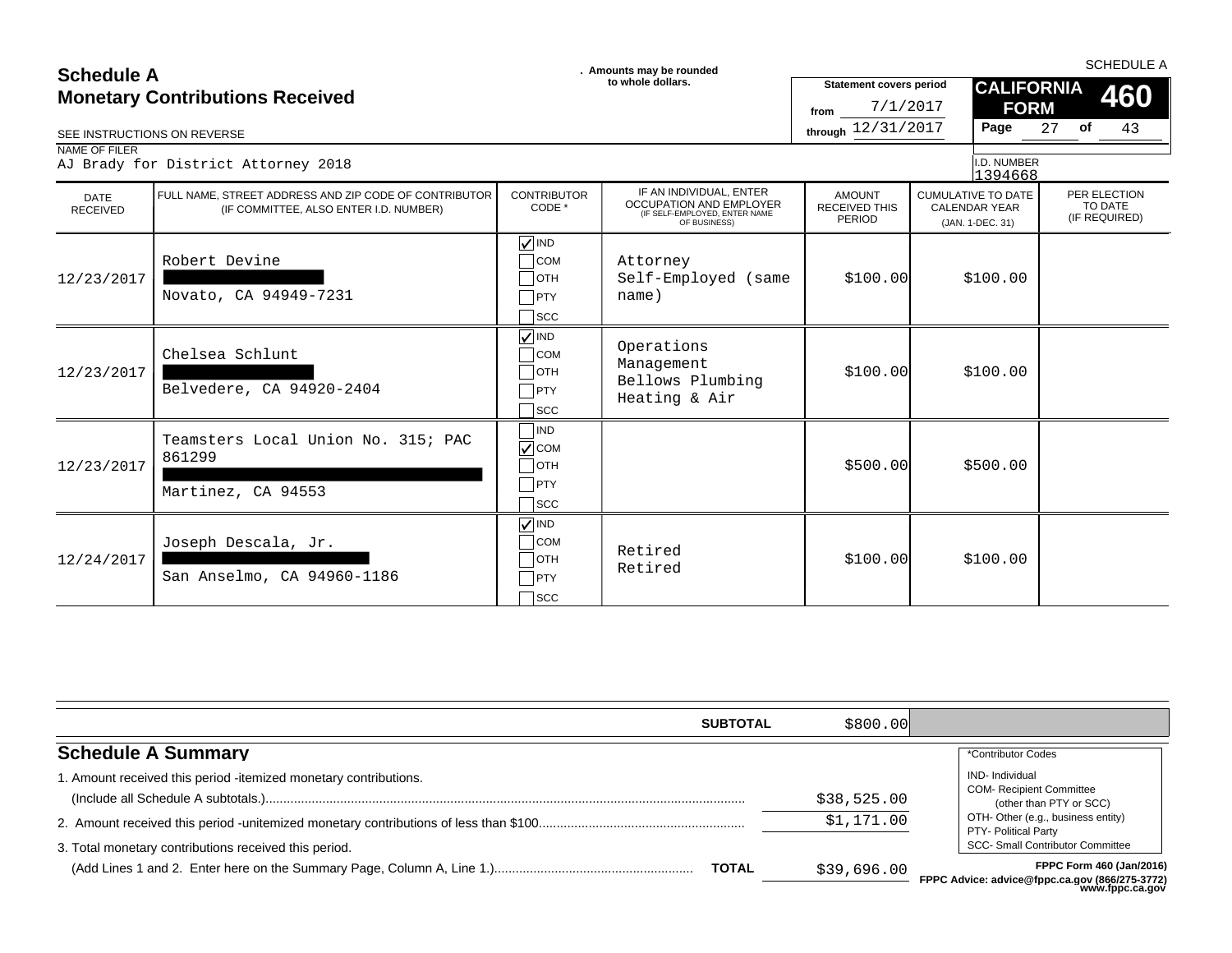# Schedule A
## Monetary Contributions Received

. Amounts may be rounded to whole dollars.

SEE INSTRUCTIONS ON REVERSE

**Statement covers period**
from 7/1/2017
through 12/31/2017

**CALIFORNIA FORM 460**

Page 27 of 43

NAME OF FILER
AJ Brady for District Attorney 2018

I.D. NUMBER
1394668

| DATE RECEIVED | FULL NAME, STREET ADDRESS AND ZIP CODE OF CONTRIBUTOR (IF COMMITTEE, ALSO ENTER I.D. NUMBER) | CONTRIBUTOR CODE * | IF AN INDIVIDUAL, ENTER OCCUPATION AND EMPLOYER (IF SELF-EMPLOYED, ENTER NAME OF BUSINESS) | AMOUNT RECEIVED THIS PERIOD | CUMULATIVE TO DATE CALENDAR YEAR (JAN. 1-DEC. 31) | PER ELECTION TO DATE (IF REQUIRED) |
|---|---|---|---|---|---|---|
| 12/23/2017 | Robert Devine<br>[REDACTED]<br>Novato, CA 94949-7231 | ☑ IND ☐ COM ☐ OTH ☐ PTY ☐ SCC | Attorney<br>Self-Employed (same name) | $100.00 | $100.00 | |
| 12/23/2017 | Chelsea Schlunt<br>[REDACTED]<br>Belvedere, CA 94920-2404 | ☑ IND ☐ COM ☐ OTH ☐ PTY ☐ SCC | Operations Management<br>Bellows Plumbing Heating & Air | $100.00 | $100.00 | |
| 12/23/2017 | Teamsters Local Union No. 315; PAC 861299<br>[REDACTED]<br>Martinez, CA 94553 | ☐ IND ☑ COM ☐ OTH ☐ PTY ☐ SCC | | $500.00 | $500.00 | |
| 12/24/2017 | Joseph Descala, Jr.<br>[REDACTED]<br>San Anselmo, CA 94960-1186 | ☑ IND ☐ COM ☐ OTH ☐ PTY ☐ SCC | Retired<br>Retired | $100.00 | $100.00 | |

**SUBTOTAL** $800.00

## Schedule A Summary

1. Amount received this period -itemized monetary contributions. (Include all Schedule A subtotals.) ........ $38,525.00
2. Amount received this period -unitemized monetary contributions of less than $100 ........ $1,171.00
3. Total monetary contributions received this period. (Add Lines 1 and 2. Enter here on the Summary Page, Column A, Line 1.) ........ **TOTAL** $39,696.00

*Contributor Codes
- IND- Individual
- COM- Recipient Committee (other than PTY or SCC)
- OTH- Other (e.g., business entity)
- PTY- Political Party
- SCC- Small Contributor Committee

FPPC Form 460 (Jan/2016)
FPPC Advice: advice@fppc.ca.gov (866/275-3772)
www.fppc.ca.gov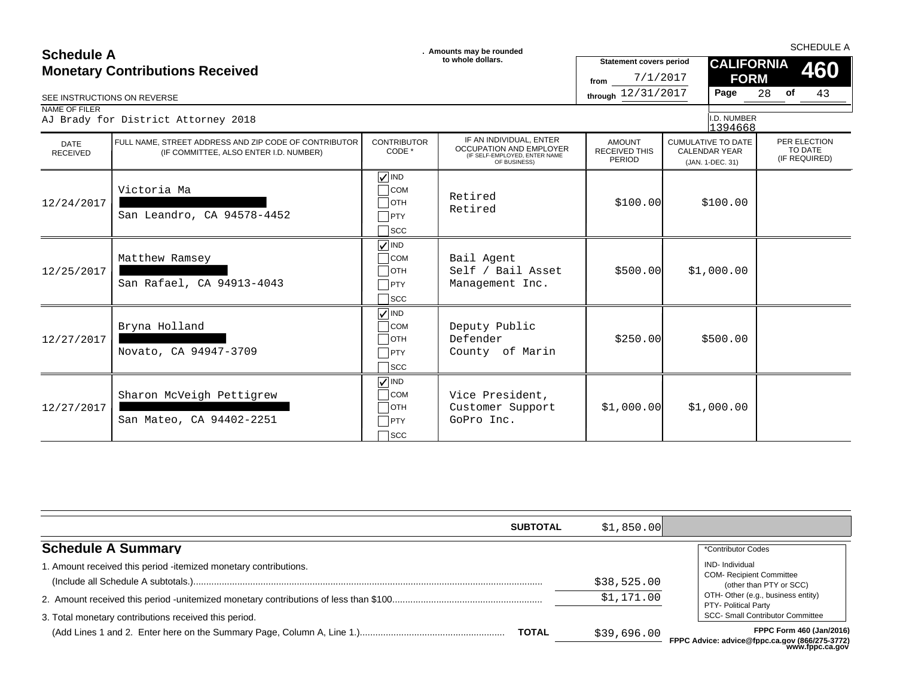# Schedule A
## Monetary Contributions Received

SEE INSTRUCTIONS ON REVERSE

. Amounts may be rounded to whole dollars.

**Statement covers period**
from 7/1/2017
through 12/31/2017

**SCHEDULE A**
**CALIFORNIA FORM 460**
Page 28 of 43

NAME OF FILER
AJ Brady for District Attorney 2018

I.D. NUMBER
1394668

| DATE RECEIVED | FULL NAME, STREET ADDRESS AND ZIP CODE OF CONTRIBUTOR (IF COMMITTEE, ALSO ENTER I.D. NUMBER) | CONTRIBUTOR CODE * | IF AN INDIVIDUAL, ENTER OCCUPATION AND EMPLOYER (IF SELF-EMPLOYED, ENTER NAME OF BUSINESS) | AMOUNT RECEIVED THIS PERIOD | CUMULATIVE TO DATE CALENDAR YEAR (JAN. 1-DEC. 31) | PER ELECTION TO DATE (IF REQUIRED) |
|---|---|---|---|---|---|---|
| 12/24/2017 | Victoria Ma<br>[REDACTED]<br>San Leandro, CA 94578-4452 | ☑ IND<br>☐ COM<br>☐ OTH<br>☐ PTY<br>☐ SCC | Retired<br>Retired | $100.00 | $100.00 | |
| 12/25/2017 | Matthew Ramsey<br>[REDACTED]<br>San Rafael, CA 94913-4043 | ☑ IND<br>☐ COM<br>☐ OTH<br>☐ PTY<br>☐ SCC | Bail Agent<br>Self / Bail Asset Management Inc. | $500.00 | $1,000.00 | |
| 12/27/2017 | Bryna Holland<br>[REDACTED]<br>Novato, CA 94947-3709 | ☑ IND<br>☐ COM<br>☐ OTH<br>☐ PTY<br>☐ SCC | Deputy Public Defender<br>County of Marin | $250.00 | $500.00 | |
| 12/27/2017 | Sharon McVeigh Pettigrew<br>[REDACTED]<br>San Mateo, CA 94402-2251 | ☑ IND<br>☐ COM<br>☐ OTH<br>☐ PTY<br>☐ SCC | Vice President, Customer Support<br>GoPro Inc. | $1,000.00 | $1,000.00 | |

**SUBTOTAL** $1,850.00

## Schedule A Summary

1. Amount received this period -itemized monetary contributions. (Include all Schedule A subtotals.)....... $38,525.00
2. Amount received this period -unitemized monetary contributions of less than $100....... $1,171.00
3. Total monetary contributions received this period. (Add Lines 1 and 2. Enter here on the Summary Page, Column A, Line 1.)....... **TOTAL** $39,696.00

*Contributor Codes
- IND- Individual
- COM- Recipient Committee (other than PTY or SCC)
- OTH- Other (e.g., business entity)
- PTY- Political Party
- SCC- Small Contributor Committee

**FPPC Form 460 (Jan/2016)**
**FPPC Advice: advice@fppc.ca.gov (866/275-3772) www.fppc.ca.gov**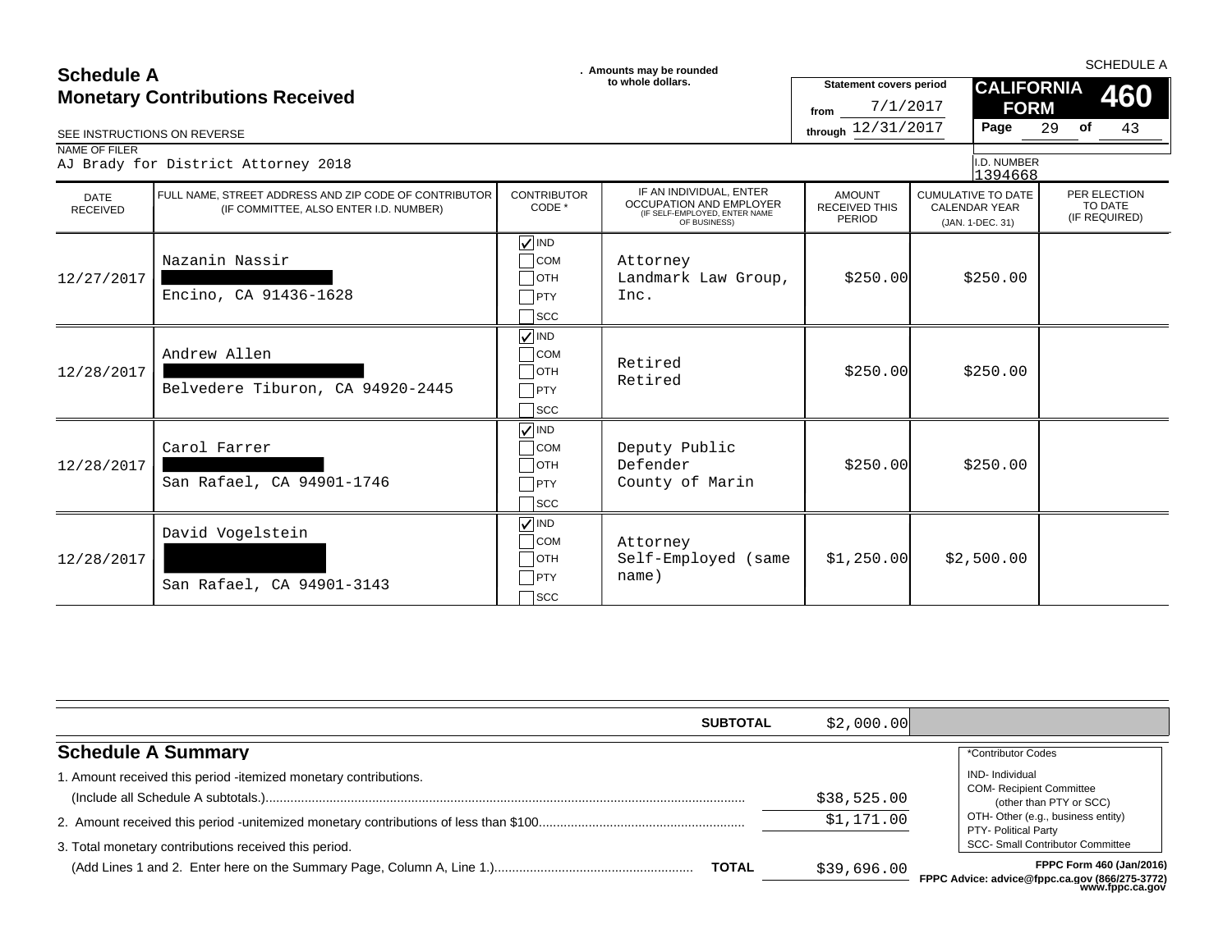SCHEDULE A

## Schedule A
## Monetary Contributions Received

. Amounts may be rounded to whole dollars.

SEE INSTRUCTIONS ON REVERSE

Statement covers period from 7/1/2017 through 12/31/2017

**CALIFORNIA FORM 460**

Page 29 of 43

NAME OF FILER
AJ Brady for District Attorney 2018

I.D. NUMBER
1394668

| DATE RECEIVED | FULL NAME, STREET ADDRESS AND ZIP CODE OF CONTRIBUTOR (IF COMMITTEE, ALSO ENTER I.D. NUMBER) | CONTRIBUTOR CODE * | IF AN INDIVIDUAL, ENTER OCCUPATION AND EMPLOYER (IF SELF-EMPLOYED, ENTER NAME OF BUSINESS) | AMOUNT RECEIVED THIS PERIOD | CUMULATIVE TO DATE CALENDAR YEAR (JAN. 1-DEC. 31) | PER ELECTION TO DATE (IF REQUIRED) |
|---|---|---|---|---|---|---|
| 12/27/2017 | Nazanin Nassir<br>[REDACTED]<br>Encino, CA 91436-1628 | ☑ IND ☐ COM ☐ OTH ☐ PTY ☐ SCC | Attorney<br>Landmark Law Group, Inc. | $250.00 | $250.00 | |
| 12/28/2017 | Andrew Allen<br>[REDACTED]<br>Belvedere Tiburon, CA 94920-2445 | ☑ IND ☐ COM ☐ OTH ☐ PTY ☐ SCC | Retired<br>Retired | $250.00 | $250.00 | |
| 12/28/2017 | Carol Farrer<br>[REDACTED]<br>San Rafael, CA 94901-1746 | ☑ IND ☐ COM ☐ OTH ☐ PTY ☐ SCC | Deputy Public Defender<br>County of Marin | $250.00 | $250.00 | |
| 12/28/2017 | David Vogelstein<br>[REDACTED]<br>San Rafael, CA 94901-3143 | ☑ IND ☐ COM ☐ OTH ☐ PTY ☐ SCC | Attorney<br>Self-Employed (same name) | $1,250.00 | $2,500.00 | |

**SUBTOTAL** $2,000.00

## Schedule A Summary

1. Amount received this period -itemized monetary contributions. (Include all Schedule A subtotals.) ........ $38,525.00
2. Amount received this period -unitemized monetary contributions of less than $100........ $1,171.00
3. Total monetary contributions received this period. (Add Lines 1 and 2. Enter here on the Summary Page, Column A, Line 1.)........ **TOTAL** $39,696.00

*Contributor Codes
- IND- Individual
- COM- Recipient Committee (other than PTY or SCC)
- OTH- Other (e.g., business entity)
- PTY- Political Party
- SCC- Small Contributor Committee

**FPPC Form 460 (Jan/2016)**
**FPPC Advice: advice@fppc.ca.gov (866/275-3772) www.fppc.ca.gov**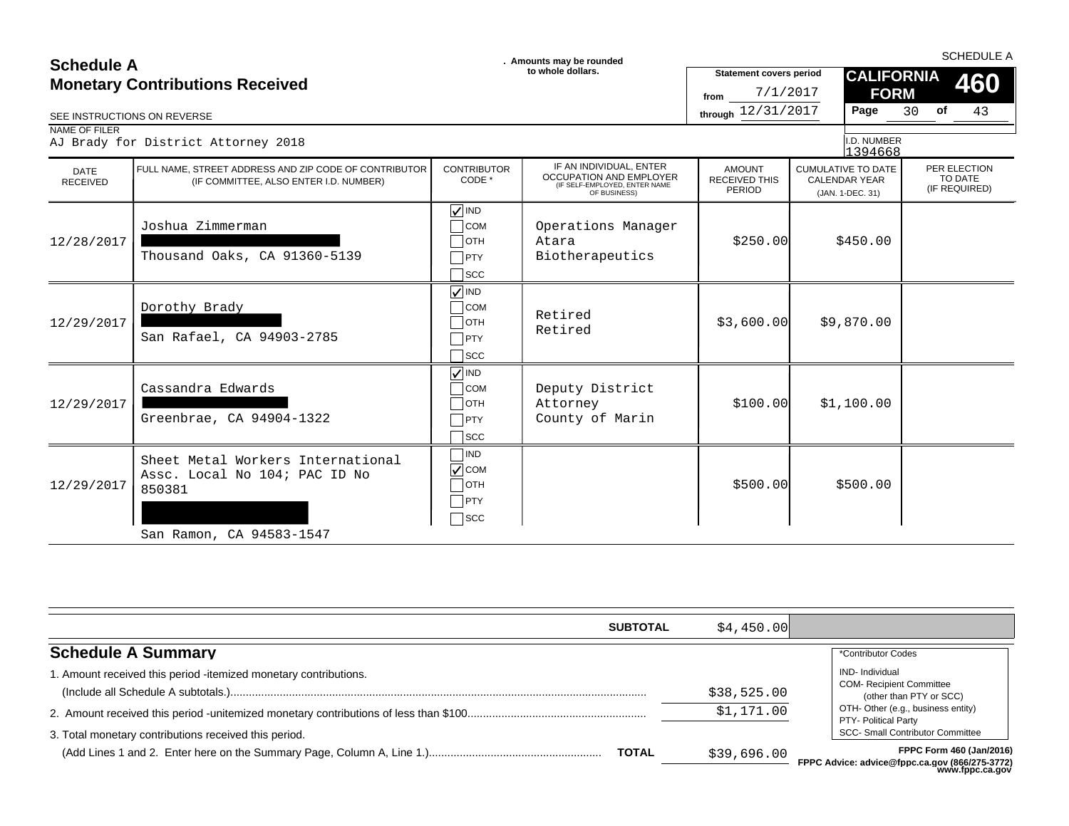# Schedule A
## Monetary Contributions Received

SEE INSTRUCTIONS ON REVERSE

. Amounts may be rounded to whole dollars.

**Statement covers period**
from 7/1/2017
through 12/31/2017

**CALIFORNIA FORM 460**

Page 30 of 43

SCHEDULE A

NAME OF FILER
AJ Brady for District Attorney 2018

I.D. NUMBER
1394668

| DATE RECEIVED | FULL NAME, STREET ADDRESS AND ZIP CODE OF CONTRIBUTOR (IF COMMITTEE, ALSO ENTER I.D. NUMBER) | CONTRIBUTOR CODE * | IF AN INDIVIDUAL, ENTER OCCUPATION AND EMPLOYER (IF SELF-EMPLOYED, ENTER NAME OF BUSINESS) | AMOUNT RECEIVED THIS PERIOD | CUMULATIVE TO DATE CALENDAR YEAR (JAN. 1-DEC. 31) | PER ELECTION TO DATE (IF REQUIRED) |
|---|---|---|---|---|---|---|
| 12/28/2017 | Joshua Zimmerman<br>[REDACTED]<br>Thousand Oaks, CA 91360-5139 | IND | Operations Manager<br>Atara Biotherapeutics | $250.00 | $450.00 | |
| 12/29/2017 | Dorothy Brady<br>[REDACTED]<br>San Rafael, CA 94903-2785 | IND | Retired<br>Retired | $3,600.00 | $9,870.00 | |
| 12/29/2017 | Cassandra Edwards<br>[REDACTED]<br>Greenbrae, CA 94904-1322 | IND | Deputy District Attorney<br>County of Marin | $100.00 | $1,100.00 | |
| 12/29/2017 | Sheet Metal Workers International Assc. Local No 104; PAC ID No 850381<br>[REDACTED]<br>San Ramon, CA 94583-1547 | COM | | $500.00 | $500.00 | |

**SUBTOTAL** $4,450.00

## Schedule A Summary

1. Amount received this period -itemized monetary contributions. (Include all Schedule A subtotals.) $38,525.00
2. Amount received this period -unitemized monetary contributions of less than $100 $1,171.00
3. Total monetary contributions received this period. (Add Lines 1 and 2. Enter here on the Summary Page, Column A, Line 1.) **TOTAL** $39,696.00

*Contributor Codes
- IND- Individual
- COM- Recipient Committee (other than PTY or SCC)
- OTH- Other (e.g., business entity)
- PTY- Political Party
- SCC- Small Contributor Committee

FPPC Form 460 (Jan/2016)
FPPC Advice: advice@fppc.ca.gov (866/275-3772) www.fppc.ca.gov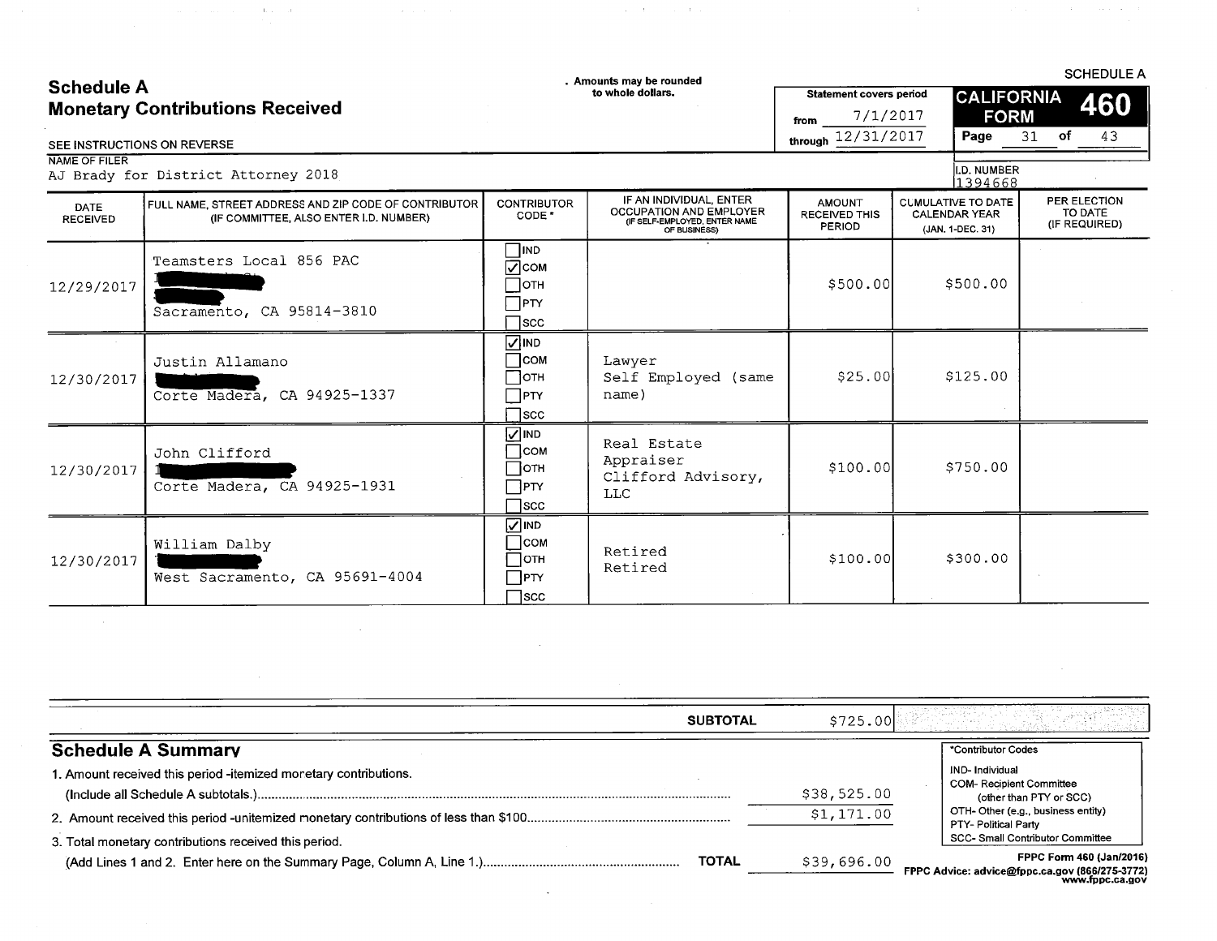# Schedule A
## Monetary Contributions Received

. Amounts may be rounded to whole dollars.

SEE INSTRUCTIONS ON REVERSE

Statement covers period from 7/1/2017 through 12/31/2017

CALIFORNIA FORM 460

SCHEDULE A

NAME OF FILER
AJ Brady for District Attorney 2018

I.D. NUMBER
1394668

| DATE RECEIVED | FULL NAME, STREET ADDRESS AND ZIP CODE OF CONTRIBUTOR (IF COMMITTEE, ALSO ENTER I.D. NUMBER) | CONTRIBUTOR CODE * | IF AN INDIVIDUAL, ENTER OCCUPATION AND EMPLOYER (IF SELF-EMPLOYED, ENTER NAME OF BUSINESS) | AMOUNT RECEIVED THIS PERIOD | CUMULATIVE TO DATE CALENDAR YEAR (JAN. 1-DEC. 31) | PER ELECTION TO DATE (IF REQUIRED) |
|---|---|---|---|---|---|---|
| 12/29/2017 | Teamsters Local 856 PAC<br>[redacted]<br>Sacramento, CA 95814-3810 | ☐ IND ☑ COM ☐ OTH ☐ PTY ☐ SCC | | $500.00 | $500.00 | |
| 12/30/2017 | Justin Allamano<br>[redacted]<br>Corte Madera, CA 94925-1337 | ☑ IND ☐ COM ☐ OTH ☐ PTY ☐ SCC | Lawyer<br>Self Employed (same name) | $25.00 | $125.00 | |
| 12/30/2017 | John Clifford<br>[redacted]<br>Corte Madera, CA 94925-1931 | ☑ IND ☐ COM ☐ OTH ☐ PTY ☐ SCC | Real Estate Appraiser<br>Clifford Advisory, LLC | $100.00 | $750.00 | |
| 12/30/2017 | William Dalby<br>[redacted]<br>West Sacramento, CA 95691-4004 | ☑ IND ☐ COM ☐ OTH ☐ PTY ☐ SCC | Retired<br>Retired | $100.00 | $300.00 | |

**SUBTOTAL** $725.00

## Schedule A Summary

1. Amount received this period - itemized monetary contributions. (Include all Schedule A subtotals.) ........ $38,525.00
2. Amount received this period - unitemized monetary contributions of less than $100 ........ $1,171.00
3. Total monetary contributions received this period. (Add Lines 1 and 2. Enter here on the Summary Page, Column A, Line 1.) ........ **TOTAL** $39,696.00

*Contributor Codes
- IND- Individual
- COM- Recipient Committee (other than PTY or SCC)
- OTH- Other (e.g., business entity)
- PTY- Political Party
- SCC- Small Contributor Committee

FPPC Form 460 (Jan/2016)
FPPC Advice: advice@fppc.ca.gov (866/275-3772) www.fppc.ca.gov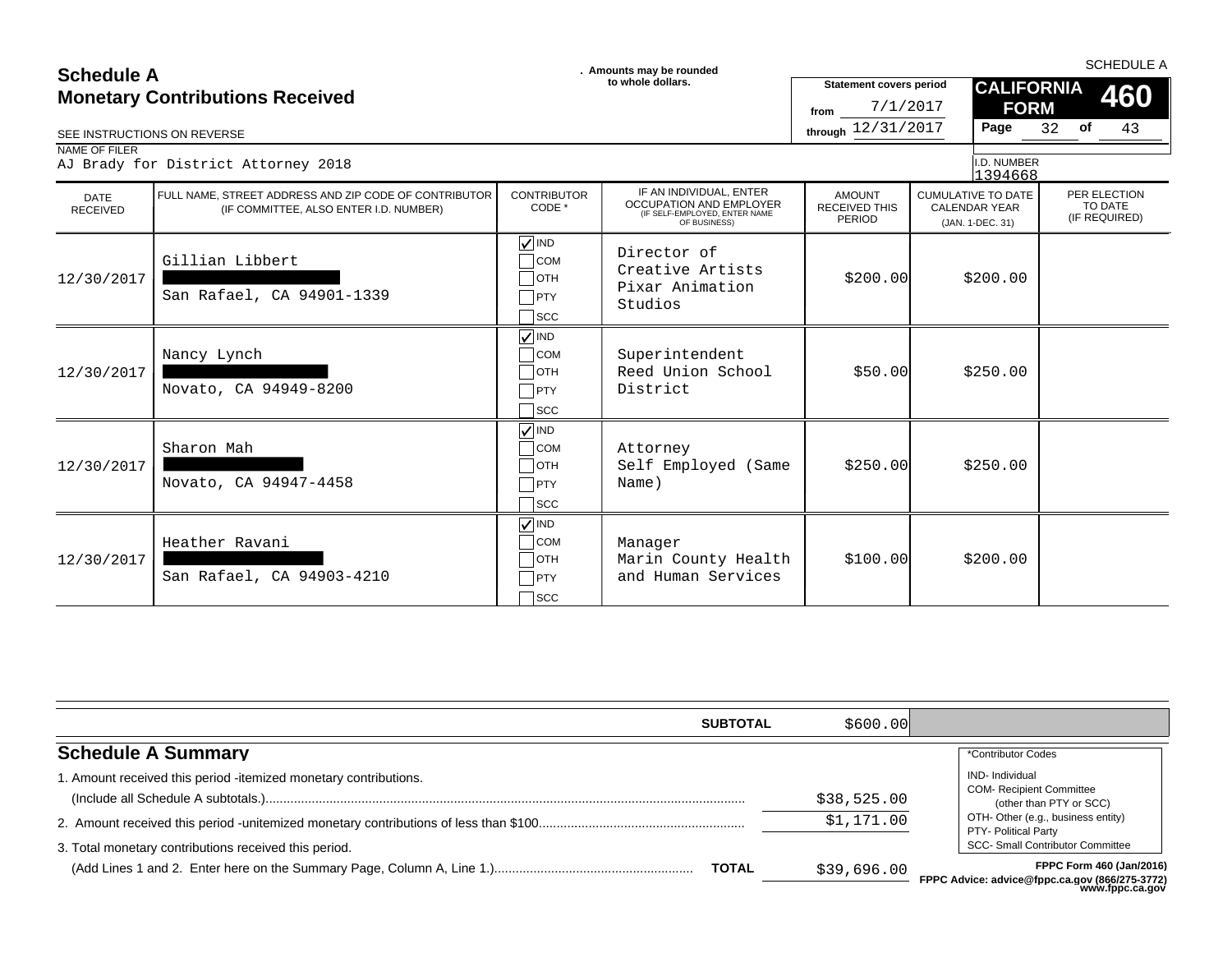# Schedule A
## Monetary Contributions Received

SEE INSTRUCTIONS ON REVERSE

. Amounts may be rounded to whole dollars.

Statement covers period from 7/1/2017 through 12/31/2017

**CALIFORNIA FORM 460**

SCHEDULE A

NAME OF FILER: AJ Brady for District Attorney 2018

I.D. NUMBER: 1394668

| DATE RECEIVED | FULL NAME, STREET ADDRESS AND ZIP CODE OF CONTRIBUTOR (IF COMMITTEE, ALSO ENTER I.D. NUMBER) | CONTRIBUTOR CODE * | IF AN INDIVIDUAL, ENTER OCCUPATION AND EMPLOYER (IF SELF-EMPLOYED, ENTER NAME OF BUSINESS) | AMOUNT RECEIVED THIS PERIOD | CUMULATIVE TO DATE CALENDAR YEAR (JAN. 1-DEC. 31) | PER ELECTION TO DATE (IF REQUIRED) |
|---|---|---|---|---|---|---|
| 12/30/2017 | Gillian Libbert<br>[REDACTED]<br>San Rafael, CA 94901-1339 | ☑ IND ☐ COM ☐ OTH ☐ PTY ☐ SCC | Director of Creative Artists<br>Pixar Animation Studios | $200.00 | $200.00 | |
| 12/30/2017 | Nancy Lynch<br>[REDACTED]<br>Novato, CA 94949-8200 | ☑ IND ☐ COM ☐ OTH ☐ PTY ☐ SCC | Superintendent<br>Reed Union School District | $50.00 | $250.00 | |
| 12/30/2017 | Sharon Mah<br>[REDACTED]<br>Novato, CA 94947-4458 | ☑ IND ☐ COM ☐ OTH ☐ PTY ☐ SCC | Attorney<br>Self Employed (Same Name) | $250.00 | $250.00 | |
| 12/30/2017 | Heather Ravani<br>[REDACTED]<br>San Rafael, CA 94903-4210 | ☑ IND ☐ COM ☐ OTH ☐ PTY ☐ SCC | Manager<br>Marin County Health and Human Services | $100.00 | $200.00 | |

**SUBTOTAL** $600.00

## Schedule A Summary

1. Amount received this period - itemized monetary contributions. (Include all Schedule A subtotals.) ........ $38,525.00
2. Amount received this period - unitemized monetary contributions of less than $100 ........ $1,171.00
3. Total monetary contributions received this period. (Add Lines 1 and 2. Enter here on the Summary Page, Column A, Line 1.) ........ **TOTAL** $39,696.00

*Contributor Codes
- IND- Individual
- COM- Recipient Committee (other than PTY or SCC)
- OTH- Other (e.g., business entity)
- PTY- Political Party
- SCC- Small Contributor Committee

**FPPC Form 460 (Jan/2016)**
**FPPC Advice: advice@fppc.ca.gov (866/275-3772) www.fppc.ca.gov**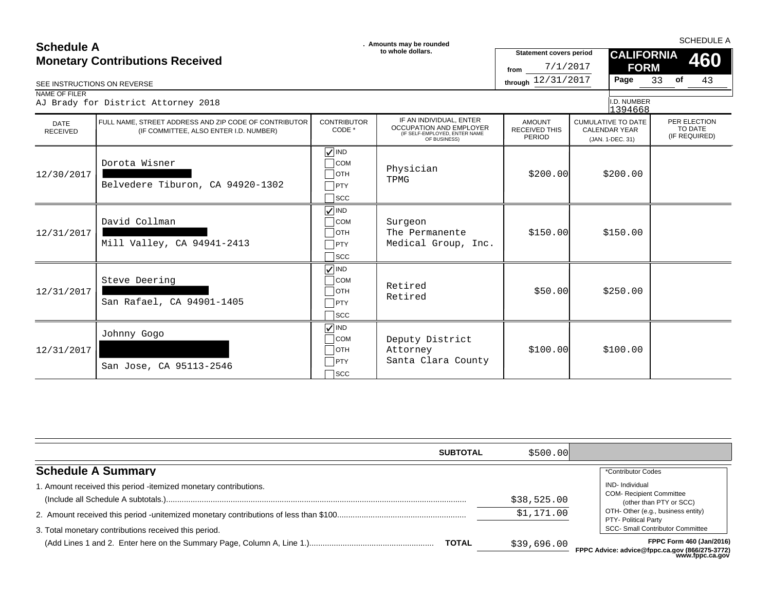SCHEDULE A

# Schedule A
## Monetary Contributions Received

. Amounts may be rounded to whole dollars.

SEE INSTRUCTIONS ON REVERSE

Statement covers period from 7/1/2017 through 12/31/2017

**CALIFORNIA FORM 460**

Page 33 of 43

NAME OF FILER
AJ Brady for District Attorney 2018

I.D. NUMBER
1394668

| DATE RECEIVED | FULL NAME, STREET ADDRESS AND ZIP CODE OF CONTRIBUTOR (IF COMMITTEE, ALSO ENTER I.D. NUMBER) | CONTRIBUTOR CODE * | IF AN INDIVIDUAL, ENTER OCCUPATION AND EMPLOYER (IF SELF-EMPLOYED, ENTER NAME OF BUSINESS) | AMOUNT RECEIVED THIS PERIOD | CUMULATIVE TO DATE CALENDAR YEAR (JAN. 1-DEC. 31) | PER ELECTION TO DATE (IF REQUIRED) |
|---|---|---|---|---|---|---|
| 12/30/2017 | Dorota Wisner<br>[REDACTED]<br>Belvedere Tiburon, CA 94920-1302 | ☑ IND ☐ COM ☐ OTH ☐ PTY ☐ SCC | Physician<br>TPMG | $200.00 | $200.00 | |
| 12/31/2017 | David Collman<br>[REDACTED]<br>Mill Valley, CA 94941-2413 | ☑ IND ☐ COM ☐ OTH ☐ PTY ☐ SCC | Surgeon<br>The Permanente Medical Group, Inc. | $150.00 | $150.00 | |
| 12/31/2017 | Steve Deering<br>[REDACTED]<br>San Rafael, CA 94901-1405 | ☑ IND ☐ COM ☐ OTH ☐ PTY ☐ SCC | Retired<br>Retired | $50.00 | $250.00 | |
| 12/31/2017 | Johnny Gogo<br>[REDACTED]<br>San Jose, CA 95113-2546 | ☑ IND ☐ COM ☐ OTH ☐ PTY ☐ SCC | Deputy District Attorney<br>Santa Clara County | $100.00 | $100.00 | |

**SUBTOTAL** $500.00

## Schedule A Summary

1. Amount received this period -itemized monetary contributions. (Include all Schedule A subtotals.) ..... $38,525.00
2. Amount received this period -unitemized monetary contributions of less than $100 ..... $1,171.00
3. Total monetary contributions received this period. (Add Lines 1 and 2. Enter here on the Summary Page, Column A, Line 1.) ..... **TOTAL** $39,696.00

*Contributor Codes
- IND- Individual
- COM- Recipient Committee (other than PTY or SCC)
- OTH- Other (e.g., business entity)
- PTY- Political Party
- SCC- Small Contributor Committee

FPPC Form 460 (Jan/2016)
FPPC Advice: advice@fppc.ca.gov (866/275-3772) www.fppc.ca.gov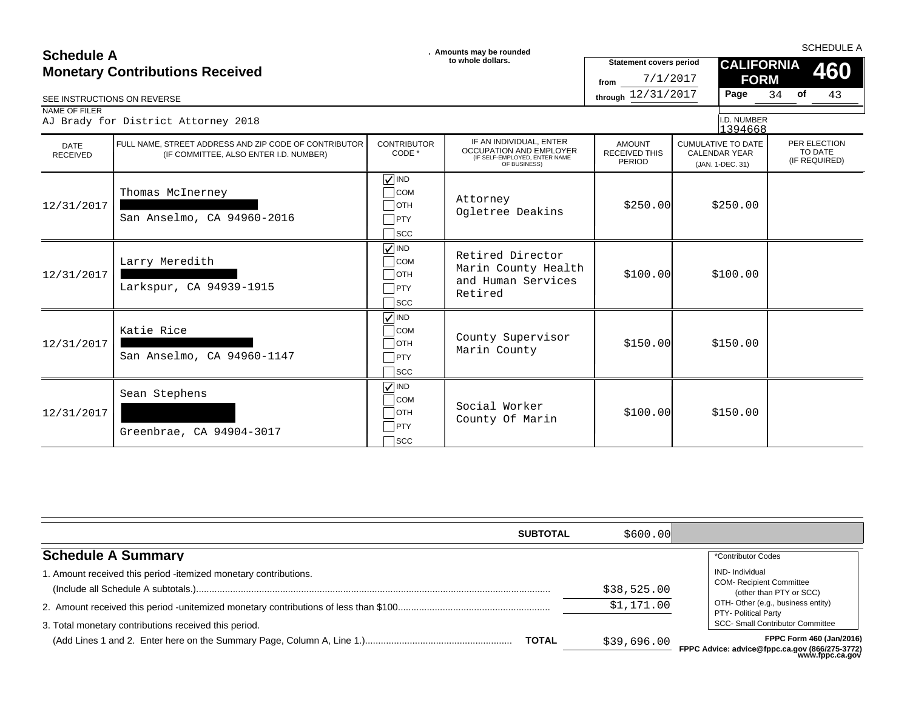# Schedule A
## Monetary Contributions Received

SEE INSTRUCTIONS ON REVERSE

. Amounts may be rounded to whole dollars.

| Statement covers period | |
|---|---|
| from | 7/1/2017 |
| through | 12/31/2017 |

SCHEDULE A

**CALIFORNIA FORM 460**

Page 34 of 43

NAME OF FILER
AJ Brady for District Attorney 2018

I.D. NUMBER
1394668

| DATE RECEIVED | FULL NAME, STREET ADDRESS AND ZIP CODE OF CONTRIBUTOR (IF COMMITTEE, ALSO ENTER I.D. NUMBER) | CONTRIBUTOR CODE * | IF AN INDIVIDUAL, ENTER OCCUPATION AND EMPLOYER (IF SELF-EMPLOYED, ENTER NAME OF BUSINESS) | AMOUNT RECEIVED THIS PERIOD | CUMULATIVE TO DATE CALENDAR YEAR (JAN. 1-DEC. 31) | PER ELECTION TO DATE (IF REQUIRED) |
|---|---|---|---|---|---|---|
| 12/31/2017 | Thomas McInerney<br>[REDACTED]<br>San Anselmo, CA 94960-2016 | ☑ IND ☐ COM ☐ OTH ☐ PTY ☐ SCC | Attorney<br>Ogletree Deakins | $250.00 | $250.00 | |
| 12/31/2017 | Larry Meredith<br>[REDACTED]<br>Larkspur, CA 94939-1915 | ☑ IND ☐ COM ☐ OTH ☐ PTY ☐ SCC | Retired Director<br>Marin County Health and Human Services<br>Retired | $100.00 | $100.00 | |
| 12/31/2017 | Katie Rice<br>[REDACTED]<br>San Anselmo, CA 94960-1147 | ☑ IND ☐ COM ☐ OTH ☐ PTY ☐ SCC | County Supervisor<br>Marin County | $150.00 | $150.00 | |
| 12/31/2017 | Sean Stephens<br>[REDACTED]<br>Greenbrae, CA 94904-3017 | ☑ IND ☐ COM ☐ OTH ☐ PTY ☐ SCC | Social Worker<br>County Of Marin | $100.00 | $150.00 | |

**SUBTOTAL** $600.00

## Schedule A Summary

1. Amount received this period - itemized monetary contributions. (Include all Schedule A subtotals.) ........ $38,525.00
2. Amount received this period - unitemized monetary contributions of less than $100 ........ $1,171.00
3. Total monetary contributions received this period. (Add Lines 1 and 2. Enter here on the Summary Page, Column A, Line 1.) ........ **TOTAL** $39,696.00

*Contributor Codes
- IND- Individual
- COM- Recipient Committee (other than PTY or SCC)
- OTH- Other (e.g., business entity)
- PTY- Political Party
- SCC- Small Contributor Committee

**FPPC Form 460 (Jan/2016)**
**FPPC Advice: advice@fppc.ca.gov (866/275-3772) www.fppc.ca.gov**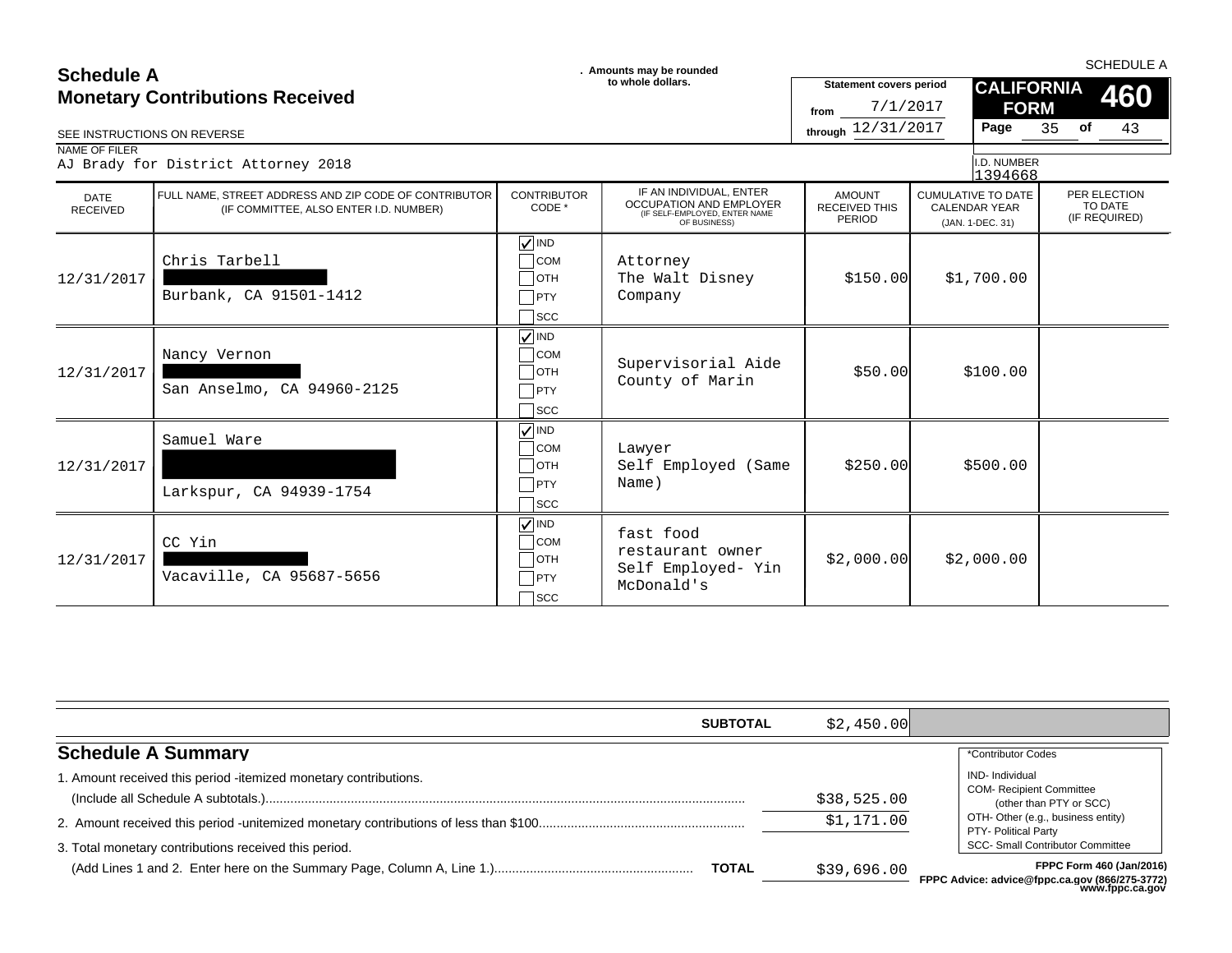# Schedule A
## Monetary Contributions Received

. Amounts may be rounded to whole dollars.

SEE INSTRUCTIONS ON REVERSE

SCHEDULE A

**CALIFORNIA FORM 460**

Statement covers period from 7/1/2017 through 12/31/2017

NAME OF FILER
AJ Brady for District Attorney 2018

I.D. NUMBER
1394668

| DATE RECEIVED | FULL NAME, STREET ADDRESS AND ZIP CODE OF CONTRIBUTOR (IF COMMITTEE, ALSO ENTER I.D. NUMBER) | CONTRIBUTOR CODE * | IF AN INDIVIDUAL, ENTER OCCUPATION AND EMPLOYER (IF SELF-EMPLOYED, ENTER NAME OF BUSINESS) | AMOUNT RECEIVED THIS PERIOD | CUMULATIVE TO DATE CALENDAR YEAR (JAN. 1-DEC. 31) | PER ELECTION TO DATE (IF REQUIRED) |
|---|---|---|---|---|---|---|
| 12/31/2017 | Chris Tarbell<br>[REDACTED]<br>Burbank, CA 91501-1412 | ☑ IND ☐ COM ☐ OTH ☐ PTY ☐ SCC | Attorney<br>The Walt Disney Company | $150.00 | $1,700.00 | |
| 12/31/2017 | Nancy Vernon<br>[REDACTED]<br>San Anselmo, CA 94960-2125 | ☑ IND ☐ COM ☐ OTH ☐ PTY ☐ SCC | Supervisorial Aide<br>County of Marin | $50.00 | $100.00 | |
| 12/31/2017 | Samuel Ware<br>[REDACTED]<br>Larkspur, CA 94939-1754 | ☑ IND ☐ COM ☐ OTH ☐ PTY ☐ SCC | Lawyer<br>Self Employed (Same Name) | $250.00 | $500.00 | |
| 12/31/2017 | CC Yin<br>[REDACTED]<br>Vacaville, CA 95687-5656 | ☑ IND ☐ COM ☐ OTH ☐ PTY ☐ SCC | fast food restaurant owner<br>Self Employed- Yin McDonald's | $2,000.00 | $2,000.00 | |

**SUBTOTAL** $2,450.00

## Schedule A Summary

1. Amount received this period -itemized monetary contributions. (Include all Schedule A subtotals.) ........ $38,525.00
2. Amount received this period -unitemized monetary contributions of less than $100 ........ $1,171.00
3. Total monetary contributions received this period. (Add Lines 1 and 2. Enter here on the Summary Page, Column A, Line 1.) ........ **TOTAL** $39,696.00

*Contributor Codes
- IND- Individual
- COM- Recipient Committee (other than PTY or SCC)
- OTH- Other (e.g., business entity)
- PTY- Political Party
- SCC- Small Contributor Committee

**FPPC Form 460 (Jan/2016)**
**FPPC Advice: advice@fppc.ca.gov (866/275-3772) www.fppc.ca.gov**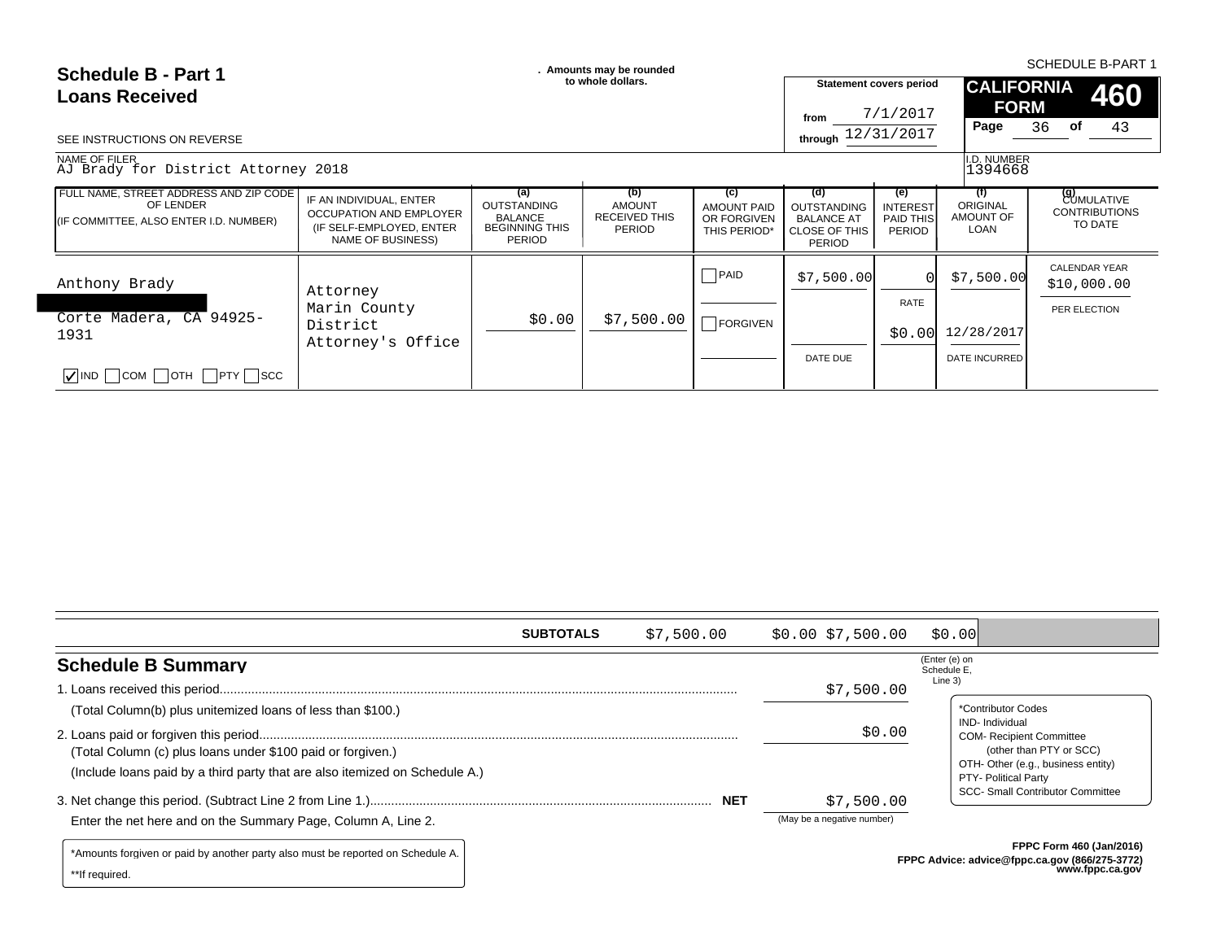SCHEDULE B-PART 1

# Schedule B - Part 1
# Loans Received

. Amounts may be rounded to whole dollars.

**Statement covers period**

from 7/1/2017

through 12/31/2017

**CALIFORNIA FORM 460**

SEE INSTRUCTIONS ON REVERSE

NAME OF FILER
AJ Brady for District Attorney 2018

I.D. NUMBER
1394668

| FULL NAME, STREET ADDRESS AND ZIP CODE OF LENDER (IF COMMITTEE, ALSO ENTER I.D. NUMBER) | IF AN INDIVIDUAL, ENTER OCCUPATION AND EMPLOYER (IF SELF-EMPLOYED, ENTER NAME OF BUSINESS) | (a) OUTSTANDING BALANCE BEGINNING THIS PERIOD | (b) AMOUNT RECEIVED THIS PERIOD | (c) AMOUNT PAID OR FORGIVEN THIS PERIOD* | (d) OUTSTANDING BALANCE AT CLOSE OF THIS PERIOD | (e) INTEREST PAID THIS PERIOD | (f) ORIGINAL AMOUNT OF LOAN | (g) CUMULATIVE CONTRIBUTIONS TO DATE |
|---|---|---|---|---|---|---|---|---|
| Anthony Brady<br>[REDACTED]<br>Corte Madera, CA 94925-1931<br>☑ IND ☐ COM ☐ OTH ☐ PTY ☐ SCC | Attorney<br>Marin County District Attorney's Office | $0.00 | $7,500.00 | ☐ PAID<br>☐ FORGIVEN | $7,500.00<br>DATE DUE | 0<br>RATE<br>$0.00 | $7,500.00<br>12/28/2017<br>DATE INCURRED | CALENDAR YEAR<br>$10,000.00<br>PER ELECTION |

| | | | | | | |
|---|---|---|---|---|---|---|
| **SUBTOTALS** | | $7,500.00 | $0.00 | $7,500.00 | $0.00 | |

## Schedule B Summary

1. Loans received this period.......... $7,500.00 (Enter (e) on Schedule E, Line 3)
   (Total Column(b) plus unitemized loans of less than $100.)
2. Loans paid or forgiven this period.......... $0.00
   (Total Column (c) plus loans under $100 paid or forgiven.)
   (Include loans paid by a third party that are also itemized on Schedule A.)
3. Net change this period. (Subtract Line 2 from Line 1.).......... **NET** $7,500.00
   Enter the net here and on the Summary Page, Column A, Line 2. (May be a negative number)

*Contributor Codes
IND- Individual
COM- Recipient Committee (other than PTY or SCC)
OTH- Other (e.g., business entity)
PTY- Political Party
SCC- Small Contributor Committee

*Amounts forgiven or paid by another party also must be reported on Schedule A.

**If required.

**FPPC Form 460 (Jan/2016)**
**FPPC Advice: advice@fppc.ca.gov (866/275-3772)**
**www.fppc.ca.gov**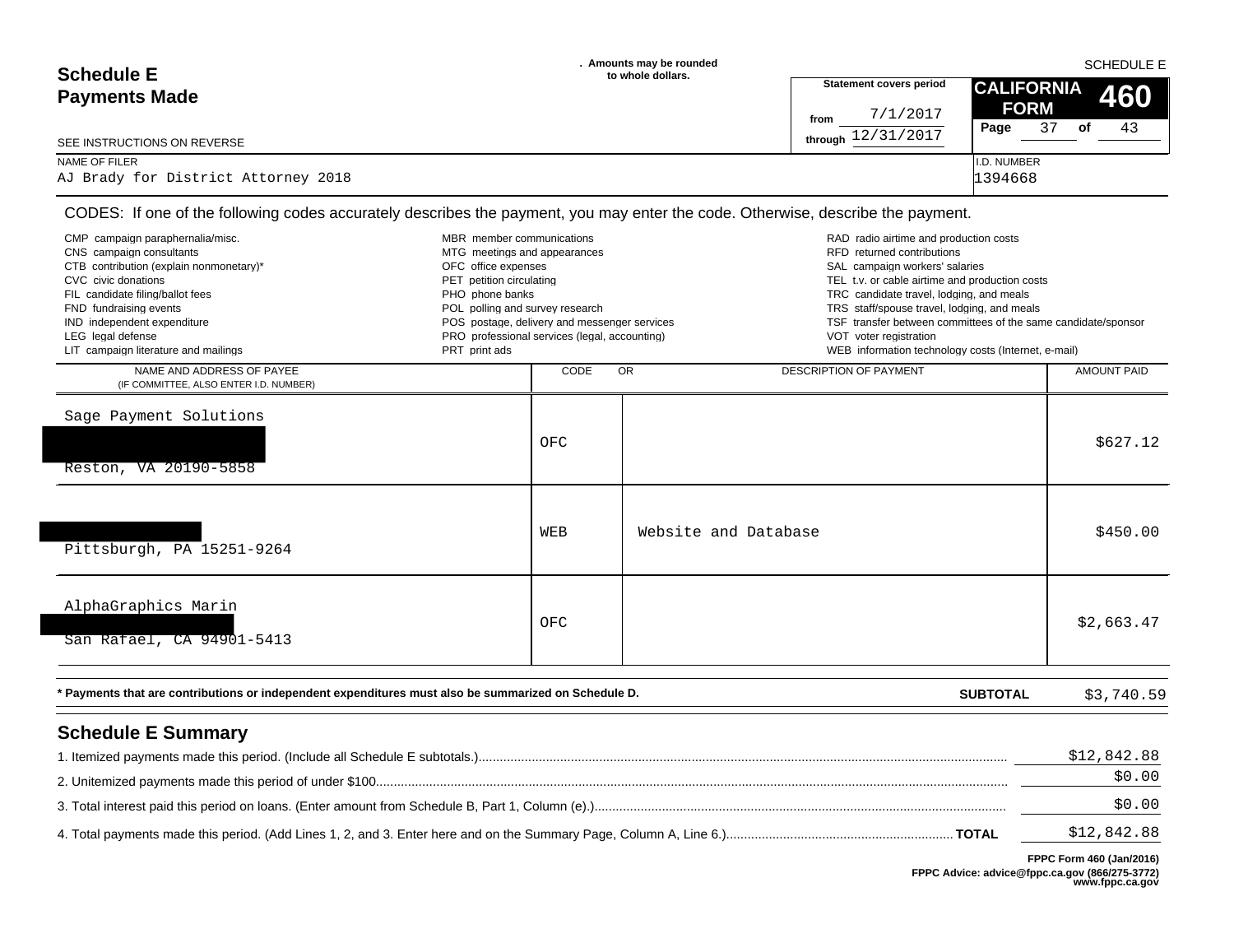# Schedule E
## Payments Made

. Amounts may be rounded to whole dollars.

SCHEDULE E

**CALIFORNIA FORM 460**

Statement covers period from 7/1/2017 through 12/31/2017

Page 37 of 43

SEE INSTRUCTIONS ON REVERSE

NAME OF FILER: AJ Brady for District Attorney 2018

I.D. NUMBER: 1394668

CODES: If one of the following codes accurately describes the payment, you may enter the code. Otherwise, describe the payment.

- CMP campaign paraphernalia/misc.
- CNS campaign consultants
- CTB contribution (explain nonmonetary)*
- CVC civic donations
- FIL candidate filing/ballot fees
- FND fundraising events
- IND independent expenditure
- LEG legal defense
- LIT campaign literature and mailings
- MBR member communications
- MTG meetings and appearances
- OFC office expenses
- PET petition circulating
- PHO phone banks
- POL polling and survey research
- POS postage, delivery and messenger services
- PRO professional services (legal, accounting)
- PRT print ads
- RAD radio airtime and production costs
- RFD returned contributions
- SAL campaign workers' salaries
- TEL t.v. or cable airtime and production costs
- TRC candidate travel, lodging, and meals
- TRS staff/spouse travel, lodging, and meals
- TSF transfer between committees of the same candidate/sponsor
- VOT voter registration
- WEB information technology costs (Internet, e-mail)

| NAME AND ADDRESS OF PAYEE (IF COMMITTEE, ALSO ENTER I.D. NUMBER) | CODE | OR DESCRIPTION OF PAYMENT | AMOUNT PAID |
|---|---|---|---|
| Sage Payment Solutions<br>[REDACTED]<br>Reston, VA 20190-5858 | OFC | | $627.12 |
| [REDACTED]<br>Pittsburgh, PA 15251-9264 | WEB | Website and Database | $450.00 |
| AlphaGraphics Marin<br>[REDACTED]<br>San Rafael, CA 94901-5413 | OFC | | $2,663.47 |

**\* Payments that are contributions or independent expenditures must also be summarized on Schedule D.**

**SUBTOTAL** $3,740.59

## Schedule E Summary

1. Itemized payments made this period. (Include all Schedule E subtotals.) ........ $12,842.88
2. Unitemized payments made this period of under $100 ........ $0.00
3. Total interest paid this period on loans. (Enter amount from Schedule B, Part 1, Column (e).) ........ $0.00
4. Total payments made this period. (Add Lines 1, 2, and 3. Enter here and on the Summary Page, Column A, Line 6.) ........ **TOTAL** $12,842.88

**FPPC Form 460 (Jan/2016)**
**FPPC Advice: advice@fppc.ca.gov (866/275-3772)**
**www.fppc.ca.gov**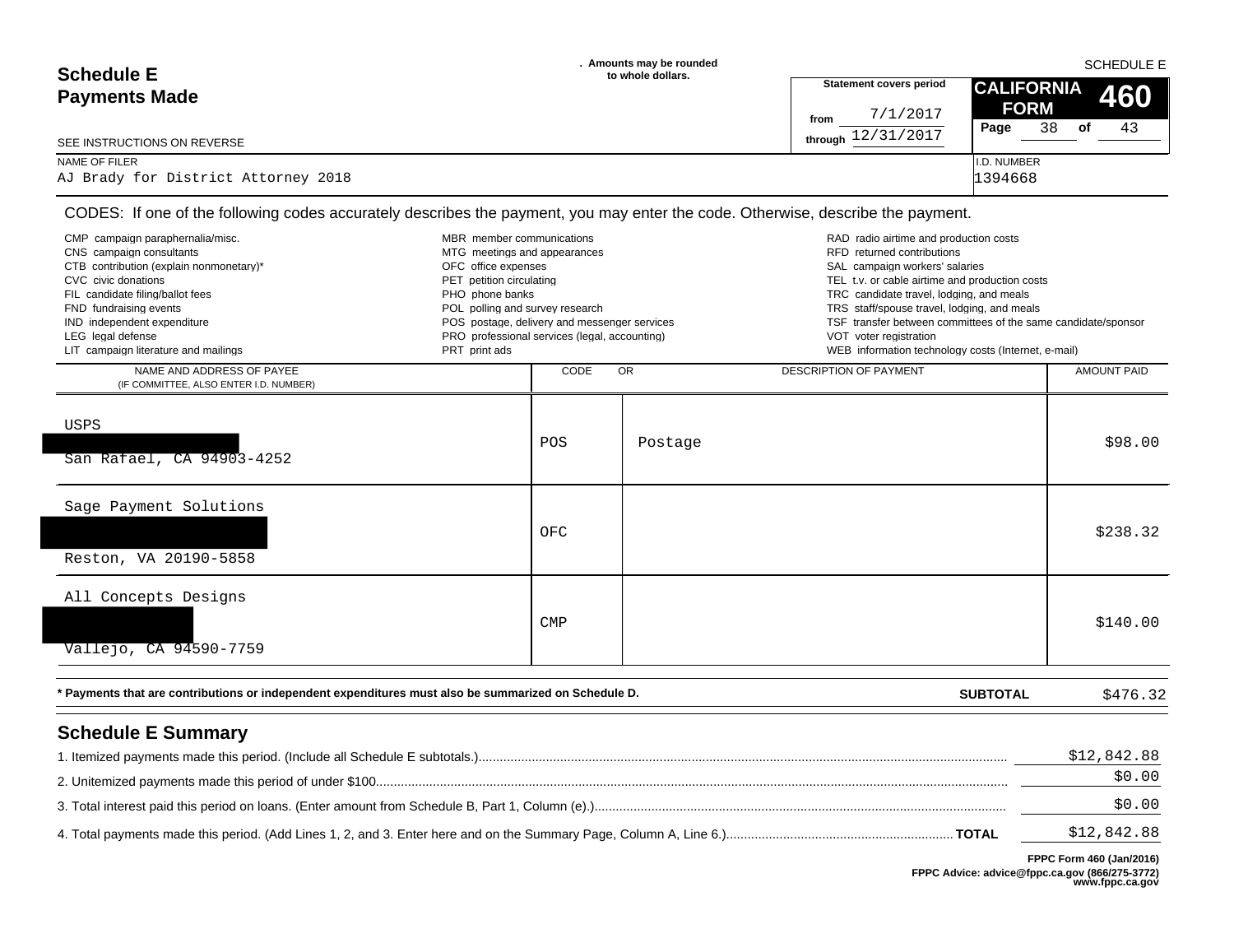# Schedule E
## Payments Made

. Amounts may be rounded to whole dollars.

SCHEDULE E

**CALIFORNIA FORM 460**

Statement covers period
from 7/1/2017
through 12/31/2017

Page 38 of 43

SEE INSTRUCTIONS ON REVERSE

NAME OF FILER
AJ Brady for District Attorney 2018

I.D. NUMBER
1394668

CODES: If one of the following codes accurately describes the payment, you may enter the code. Otherwise, describe the payment.

- CMP campaign paraphernalia/misc.
- CNS campaign consultants
- CTB contribution (explain nonmonetary)*
- CVC civic donations
- FIL candidate filing/ballot fees
- FND fundraising events
- IND independent expenditure
- LEG legal defense
- LIT campaign literature and mailings
- MBR member communications
- MTG meetings and appearances
- OFC office expenses
- PET petition circulating
- PHO phone banks
- POL polling and survey research
- POS postage, delivery and messenger services
- PRO professional services (legal, accounting)
- PRT print ads
- RAD radio airtime and production costs
- RFD returned contributions
- SAL campaign workers' salaries
- TEL t.v. or cable airtime and production costs
- TRC candidate travel, lodging, and meals
- TRS staff/spouse travel, lodging, and meals
- TSF transfer between committees of the same candidate/sponsor
- VOT voter registration
- WEB information technology costs (Internet, e-mail)

| NAME AND ADDRESS OF PAYEE (IF COMMITTEE, ALSO ENTER I.D. NUMBER) | CODE | OR DESCRIPTION OF PAYMENT | AMOUNT PAID |
|---|---|---|---|
| USPS<br>[REDACTED]<br>San Rafael, CA 94903-4252 | POS | Postage | $98.00 |
| Sage Payment Solutions<br>[REDACTED]<br>Reston, VA 20190-5858 | OFC | | $238.32 |
| All Concepts Designs<br>[REDACTED]<br>Vallejo, CA 94590-7759 | CMP | | $140.00 |

**\* Payments that are contributions or independent expenditures must also be summarized on Schedule D.**

**SUBTOTAL** $476.32

## Schedule E Summary

1. Itemized payments made this period. (Include all Schedule E subtotals.) ..... $12,842.88
2. Unitemized payments made this period of under $100. ..... $0.00
3. Total interest paid this period on loans. (Enter amount from Schedule B, Part 1, Column (e).) ..... $0.00
4. Total payments made this period. (Add Lines 1, 2, and 3. Enter here and on the Summary Page, Column A, Line 6.) ..... **TOTAL** $12,842.88

**FPPC Form 460 (Jan/2016)**
**FPPC Advice: advice@fppc.ca.gov (866/275-3772)**
**www.fppc.ca.gov**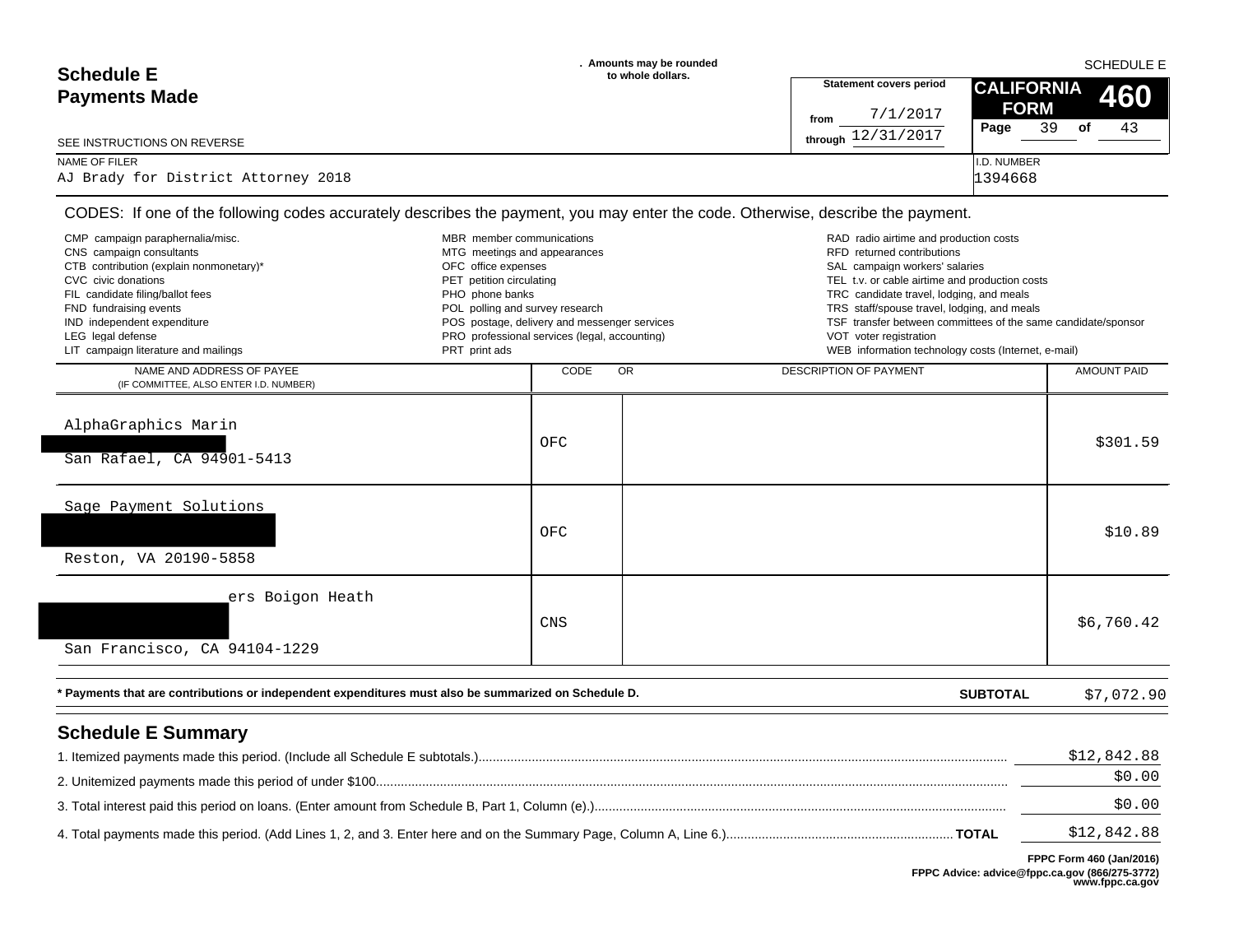# Schedule E
## Payments Made

. Amounts may be rounded to whole dollars.

SCHEDULE E

**CALIFORNIA FORM 460**

Statement covers period from 7/1/2017 through 12/31/2017

SEE INSTRUCTIONS ON REVERSE

| NAME OF FILER | I.D. NUMBER |
|---|---|
| AJ Brady for District Attorney 2018 | 1394668 |

CODES: If one of the following codes accurately describes the payment, you may enter the code. Otherwise, describe the payment.

- CMP campaign paraphernalia/misc.
- CNS campaign consultants
- CTB contribution (explain nonmonetary)*
- CVC civic donations
- FIL candidate filing/ballot fees
- FND fundraising events
- IND independent expenditure
- LEG legal defense
- LIT campaign literature and mailings
- MBR member communications
- MTG meetings and appearances
- OFC office expenses
- PET petition circulating
- PHO phone banks
- POL polling and survey research
- POS postage, delivery and messenger services
- PRO professional services (legal, accounting)
- PRT print ads
- RAD radio airtime and production costs
- RFD returned contributions
- SAL campaign workers' salaries
- TEL t.v. or cable airtime and production costs
- TRC candidate travel, lodging, and meals
- TRS staff/spouse travel, lodging, and meals
- TSF transfer between committees of the same candidate/sponsor
- VOT voter registration
- WEB information technology costs (Internet, e-mail)

| NAME AND ADDRESS OF PAYEE (IF COMMITTEE, ALSO ENTER I.D. NUMBER) | CODE | OR DESCRIPTION OF PAYMENT | AMOUNT PAID |
|---|---|---|---|
| AlphaGraphics Marin<br>San Rafael, CA 94901-5413 | OFC | | $301.59 |
| Sage Payment Solutions<br>Reston, VA 20190-5858 | OFC | | $10.89 |
| ers Boigon Heath<br>San Francisco, CA 94104-1229 | CNS | | $6,760.42 |

\* Payments that are contributions or independent expenditures must also be summarized on Schedule D. **SUBTOTAL** $7,072.90

## Schedule E Summary

1. Itemized payments made this period. (Include all Schedule E subtotals.) $12,842.88
2. Unitemized payments made this period of under $100. $0.00
3. Total interest paid this period on loans. (Enter amount from Schedule B, Part 1, Column (e).) $0.00
4. Total payments made this period. (Add Lines 1, 2, and 3. Enter here and on the Summary Page, Column A, Line 6.) **TOTAL** $12,842.88

FPPC Form 460 (Jan/2016)
FPPC Advice: advice@fppc.ca.gov (866/275-3772)
www.fppc.ca.gov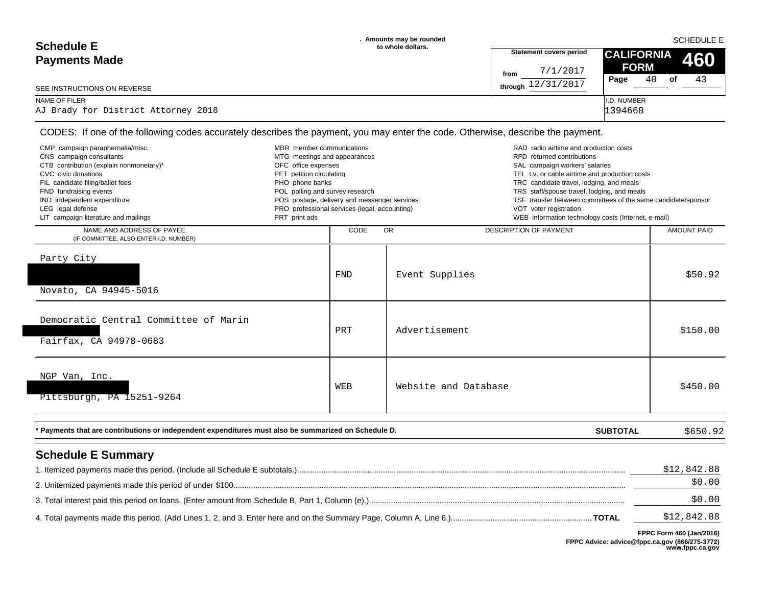# Schedule E
## Payments Made

. Amounts may be rounded to whole dollars.

SCHEDULE E

**CALIFORNIA FORM 460**

Statement covers period from 7/1/2017 through 12/31/2017

Page 40 of 43

SEE INSTRUCTIONS ON REVERSE

NAME OF FILER: AJ Brady for District Attorney 2018

I.D. NUMBER: 1394668

CODES: If one of the following codes accurately describes the payment, you may enter the code. Otherwise, describe the payment.

- CMP campaign paraphernalia/misc.
- CNS campaign consultants
- CTB contribution (explain nonmonetary)*
- CVC civic donations
- FIL candidate filing/ballot fees
- FND fundraising events
- IND independent expenditure
- LEG legal defense
- LIT campaign literature and mailings
- MBR member communications
- MTG meetings and appearances
- OFC office expenses
- PET petition circulating
- PHO phone banks
- POL polling and survey research
- POS postage, delivery and messenger services
- PRO professional services (legal, accounting)
- PRT print ads
- RAD radio airtime and production costs
- RFD returned contributions
- SAL campaign workers' salaries
- TEL t.v. or cable airtime and production costs
- TRC candidate travel, lodging, and meals
- TRS staff/spouse travel, lodging, and meals
- TSF transfer between committees of the same candidate/sponsor
- VOT voter registration
- WEB information technology costs (Internet, e-mail)

| NAME AND ADDRESS OF PAYEE (IF COMMITTEE, ALSO ENTER I.D. NUMBER) | CODE | OR DESCRIPTION OF PAYMENT | AMOUNT PAID |
|---|---|---|---|
| Party City<br>[REDACTED]<br>Novato, CA 94945-5016 | FND | Event Supplies | $50.92 |
| Democratic Central Committee of Marin<br>[REDACTED]<br>Fairfax, CA 94978-0683 | PRT | Advertisement | $150.00 |
| NGP Van, Inc.<br>[REDACTED]<br>Pittsburgh, PA 15251-9264 | WEB | Website and Database | $450.00 |

* Payments that are contributions or independent expenditures must also be summarized on Schedule D.

**SUBTOTAL** $650.92

## Schedule E Summary

1. Itemized payments made this period. (Include all Schedule E subtotals.) ........ $12,842.88
2. Unitemized payments made this period of under $100 ........ $0.00
3. Total interest paid this period on loans. (Enter amount from Schedule B, Part 1, Column (e).) ........ $0.00
4. Total payments made this period. (Add Lines 1, 2, and 3. Enter here and on the Summary Page, Column A, Line 6.) ........ **TOTAL** $12,842.88

**FPPC Form 460 (Jan/2016)**
**FPPC Advice: advice@fppc.ca.gov (866/275-3772)**
**www.fppc.ca.gov**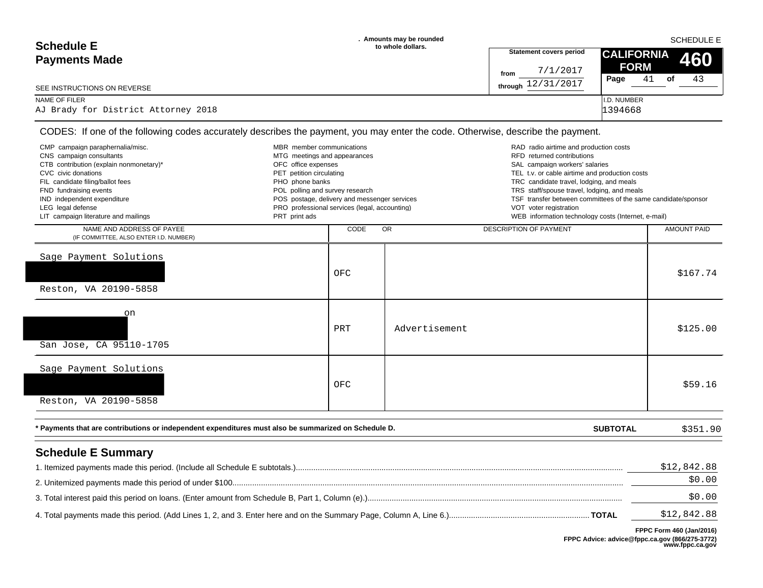SCHEDULE E

# Schedule E
# Payments Made

SEE INSTRUCTIONS ON REVERSE

. Amounts may be rounded to whole dollars.

Statement covers period
from 7/1/2017
through 12/31/2017

CALIFORNIA FORM 460

NAME OF FILER
AJ Brady for District Attorney 2018

I.D. NUMBER
1394668

CODES: If one of the following codes accurately describes the payment, you may enter the code. Otherwise, describe the payment.

- CMP campaign paraphernalia/misc.
- CNS campaign consultants
- CTB contribution (explain nonmonetary)*
- CVC civic donations
- FIL candidate filing/ballot fees
- FND fundraising events
- IND independent expenditure
- LEG legal defense
- LIT campaign literature and mailings
- MBR member communications
- MTG meetings and appearances
- OFC office expenses
- PET petition circulating
- PHO phone banks
- POL polling and survey research
- POS postage, delivery and messenger services
- PRO professional services (legal, accounting)
- PRT print ads
- RAD radio airtime and production costs
- RFD returned contributions
- SAL campaign workers' salaries
- TEL t.v. or cable airtime and production costs
- TRC candidate travel, lodging, and meals
- TRS staff/spouse travel, lodging, and meals
- TSF transfer between committees of the same candidate/sponsor
- VOT voter registration
- WEB information technology costs (Internet, e-mail)

| NAME AND ADDRESS OF PAYEE (IF COMMITTEE, ALSO ENTER I.D. NUMBER) | CODE | OR DESCRIPTION OF PAYMENT | AMOUNT PAID |
|---|---|---|---|
| Sage Payment Solutions<br>[REDACTED]<br>Reston, VA 20190-5858 | OFC | | $167.74 |
| on<br>[REDACTED]<br>San Jose, CA 95110-1705 | PRT | Advertisement | $125.00 |
| Sage Payment Solutions<br>[REDACTED]<br>Reston, VA 20190-5858 | OFC | | $59.16 |

\* Payments that are contributions or independent expenditures must also be summarized on Schedule D.

**SUBTOTAL** $351.90

## Schedule E Summary

1. Itemized payments made this period. (Include all Schedule E subtotals.) $12,842.88
2. Unitemized payments made this period of under $100. $0.00
3. Total interest paid this period on loans. (Enter amount from Schedule B, Part 1, Column (e).) $0.00
4. Total payments made this period. (Add Lines 1, 2, and 3. Enter here and on the Summary Page, Column A, Line 6.) **TOTAL** $12,842.88

FPPC Form 460 (Jan/2016)
FPPC Advice: advice@fppc.ca.gov (866/275-3772)
www.fppc.ca.gov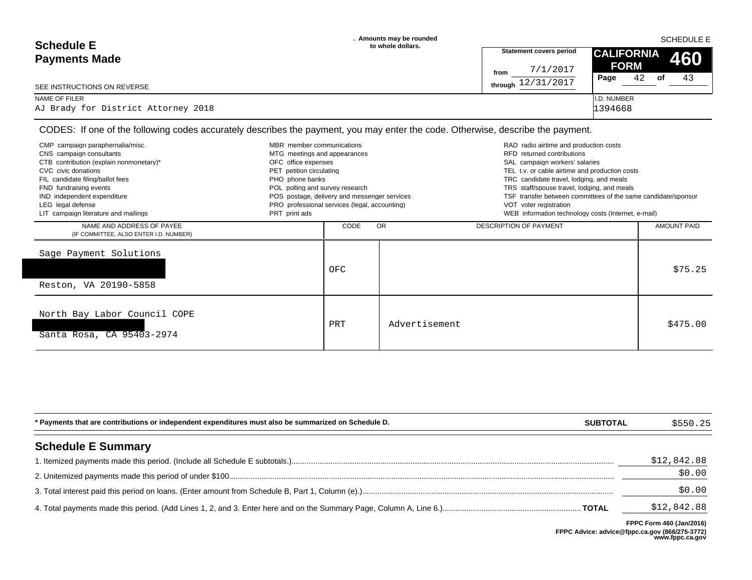# Schedule E
## Payments Made

. Amounts may be rounded to whole dollars.

SCHEDULE E

**CALIFORNIA FORM 460**

Statement covers period from 7/1/2017 through 12/31/2017

SEE INSTRUCTIONS ON REVERSE

NAME OF FILER
AJ Brady for District Attorney 2018

I.D. NUMBER
1394668

CODES: If one of the following codes accurately describes the payment, you may enter the code. Otherwise, describe the payment.

- CMP campaign paraphernalia/misc.
- CNS campaign consultants
- CTB contribution (explain nonmonetary)*
- CVC civic donations
- FIL candidate filing/ballot fees
- FND fundraising events
- IND independent expenditure
- LEG legal defense
- LIT campaign literature and mailings
- MBR member communications
- MTG meetings and appearances
- OFC office expenses
- PET petition circulating
- PHO phone banks
- POL polling and survey research
- POS postage, delivery and messenger services
- PRO professional services (legal, accounting)
- PRT print ads
- RAD radio airtime and production costs
- RFD returned contributions
- SAL campaign workers' salaries
- TEL t.v. or cable airtime and production costs
- TRC candidate travel, lodging, and meals
- TRS staff/spouse travel, lodging, and meals
- TSF transfer between committees of the same candidate/sponsor
- VOT voter registration
- WEB information technology costs (Internet, e-mail)

| NAME AND ADDRESS OF PAYEE (IF COMMITTEE, ALSO ENTER I.D. NUMBER) | CODE | OR DESCRIPTION OF PAYMENT | AMOUNT PAID |
|---|---|---|---|
| Sage Payment Solutions<br>[REDACTED]<br>Reston, VA 20190-5858 | OFC | | $75.25 |
| North Bay Labor Council COPE<br>[REDACTED]<br>Santa Rosa, CA 95403-2974 | PRT | Advertisement | $475.00 |

**\* Payments that are contributions or independent expenditures must also be summarized on Schedule D.**

**SUBTOTAL** $550.25

## Schedule E Summary

1. Itemized payments made this period. (Include all Schedule E subtotals.) ..... $12,842.88
2. Unitemized payments made this period of under $100 ..... $0.00
3. Total interest paid this period on loans. (Enter amount from Schedule B, Part 1, Column (e).) ..... $0.00
4. Total payments made this period. (Add Lines 1, 2, and 3. Enter here and on the Summary Page, Column A, Line 6.) ..... **TOTAL** $12,842.88

**FPPC Form 460 (Jan/2016)**
**FPPC Advice: advice@fppc.ca.gov (866/275-3772)**
**www.fppc.ca.gov**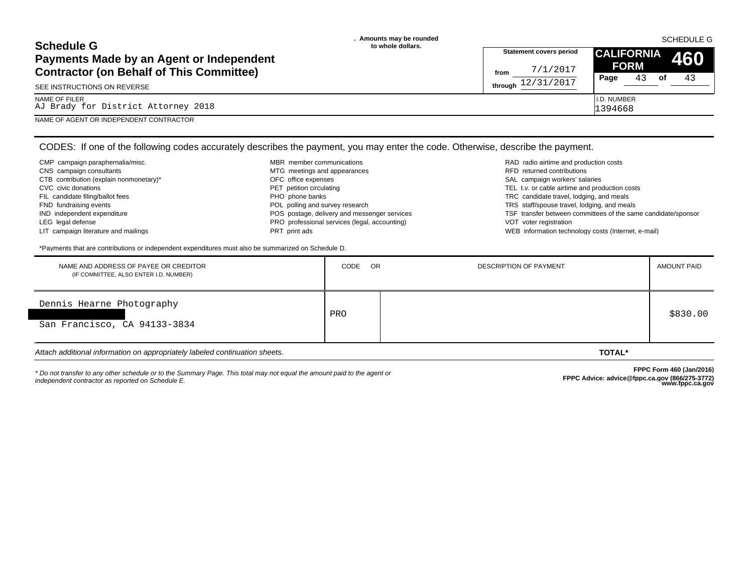# Schedule G

## Payments Made by an Agent or Independent Contractor (on Behalf of This Committee)

SEE INSTRUCTIONS ON REVERSE

. Amounts may be rounded to whole dollars.

SCHEDULE G

**CALIFORNIA FORM 460**

Statement covers period from 7/1/2017 through 12/31/2017

NAME OF FILER
AJ Brady for District Attorney 2018

I.D. NUMBER
1394668

NAME OF AGENT OR INDEPENDENT CONTRACTOR

CODES: If one of the following codes accurately describes the payment, you may enter the code. Otherwise, describe the payment.

- CMP campaign paraphernalia/misc.
- CNS campaign consultants
- CTB contribution (explain nonmonetary)*
- CVC civic donations
- FIL candidate filing/ballot fees
- FND fundraising events
- IND independent expenditure
- LEG legal defense
- LIT campaign literature and mailings
- MBR member communications
- MTG meetings and appearances
- OFC office expenses
- PET petition circulating
- PHO phone banks
- POL polling and survey research
- POS postage, delivery and messenger services
- PRO professional services (legal, accounting)
- PRT print ads
- RAD radio airtime and production costs
- RFD returned contributions
- SAL campaign workers' salaries
- TEL t.v. or cable airtime and production costs
- TRC candidate travel, lodging, and meals
- TRS staff/spouse travel, lodging, and meals
- TSF transfer between committees of the same candidate/sponsor
- VOT voter registration
- WEB information technology costs (Internet, e-mail)

*Payments that are contributions or independent expenditures must also be summarized on Schedule D.

| NAME AND ADDRESS OF PAYEE OR CREDITOR (IF COMMITTEE, ALSO ENTER I.D. NUMBER) | CODE | OR DESCRIPTION OF PAYMENT | AMOUNT PAID |
|---|---|---|---|
| Dennis Hearne Photography<br>[REDACTED]<br>San Francisco, CA 94133-3834 | PRO | | $830.00 |

*Attach additional information on appropriately labeled continuation sheets.*

**TOTAL***

*\* Do not transfer to any other schedule or to the Summary Page. This total may not equal the amount paid to the agent or independent contractor as reported on Schedule E.*

**FPPC Form 460 (Jan/2016)**
**FPPC Advice: advice@fppc.ca.gov (866/275-3772) www.fppc.ca.gov**